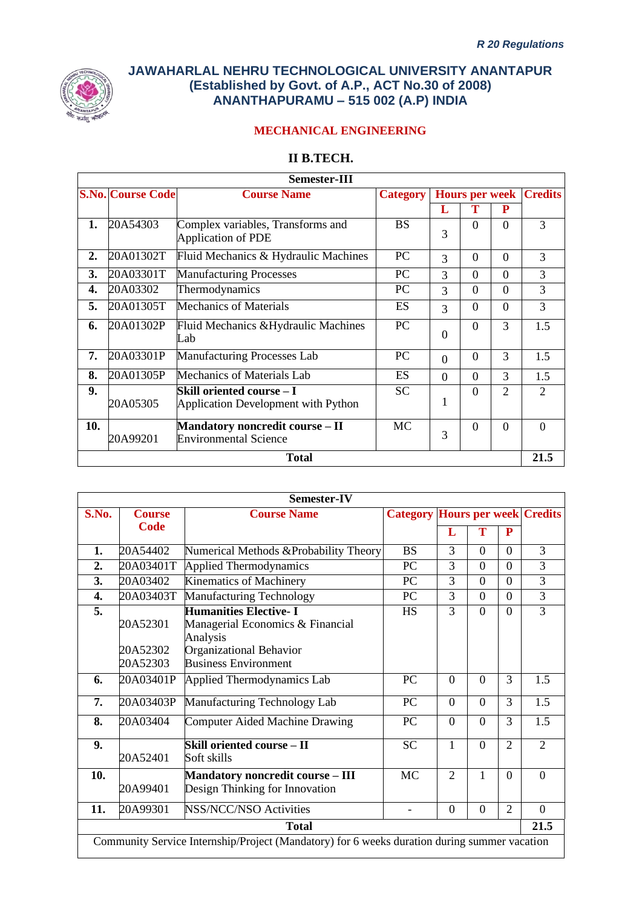*R 20 Regulations*

# JAWAHARLAL NEHRU TECHNOLOGICAL UNIVERSITY ANANTAPUR
## (Established by Govt. of A.P., ACT No.30 of 2008)
## ANANTHAPURAMU – 515 002 (A.P) INDIA

### MECHANICAL ENGINEERING

### II B.TECH.

| Semester-III | | | | | | | |
|---|---|---|---|---|---|---|---|
| **S.No.** | **Course Code** | **Course Name** | **Category** | **Hours per week** | | | **Credits** |
| | | | | **L** | **T** | **P** | |
| **1.** | 20A54303 | Complex variables, Transforms and Application of PDE | BS | 3 | 0 | 0 | 3 |
| **2.** | 20A01302T | Fluid Mechanics & Hydraulic Machines | PC | 3 | 0 | 0 | 3 |
| **3.** | 20A03301T | Manufacturing Processes | PC | 3 | 0 | 0 | 3 |
| **4.** | 20A03302 | Thermodynamics | PC | 3 | 0 | 0 | 3 |
| **5.** | 20A01305T | Mechanics of Materials | ES | 3 | 0 | 0 | 3 |
| **6.** | 20A01302P | Fluid Mechanics &Hydraulic Machines Lab | PC | 0 | 0 | 3 | 1.5 |
| **7.** | 20A03301P | Manufacturing Processes Lab | PC | 0 | 0 | 3 | 1.5 |
| **8.** | 20A01305P | Mechanics of Materials Lab | ES | 0 | 0 | 3 | 1.5 |
| **9.** | 20A05305 | **Skill oriented course – I** Application Development with Python | SC | 1 | 0 | 2 | 2 |
| **10.** | 20A99201 | **Mandatory noncredit course – II** Environmental Science | MC | 3 | 0 | 0 | 0 |
| | | **Total** | | | | | **21.5** |

| Semester-IV | | | | | | | |
|---|---|---|---|---|---|---|---|
| **S.No.** | **Course Code** | **Course Name** | **Category** | **Hours per week** | | | **Credits** |
| | | | | **L** | **T** | **P** | |
| **1.** | 20A54402 | Numerical Methods &Probability Theory | BS | 3 | 0 | 0 | 3 |
| **2.** | 20A03401T | Applied Thermodynamics | PC | 3 | 0 | 0 | 3 |
| **3.** | 20A03402 | Kinematics of Machinery | PC | 3 | 0 | 0 | 3 |
| **4.** | 20A03403T | Manufacturing Technology | PC | 3 | 0 | 0 | 3 |
| **5.** | 20A52301<br>20A52302<br>20A52303 | **Humanities Elective- I**<br>Managerial Economics & Financial Analysis<br>Organizational Behavior<br>Business Environment | HS | 3 | 0 | 0 | 3 |
| **6.** | 20A03401P | Applied Thermodynamics Lab | PC | 0 | 0 | 3 | 1.5 |
| **7.** | 20A03403P | Manufacturing Technology Lab | PC | 0 | 0 | 3 | 1.5 |
| **8.** | 20A03404 | Computer Aided Machine Drawing | PC | 0 | 0 | 3 | 1.5 |
| **9.** | 20A52401 | **Skill oriented course – II** Soft skills | SC | 1 | 0 | 2 | 2 |
| **10.** | 20A99401 | **Mandatory noncredit course – III** Design Thinking for Innovation | MC | 2 | 1 | 0 | 0 |
| **11.** | 20A99301 | NSS/NCC/NSO Activities | - | 0 | 0 | 2 | 0 |
| | | **Total** | | | | | **21.5** |
| Community Service Internship/Project (Mandatory) for 6 weeks duration during summer vacation | | | | | | | |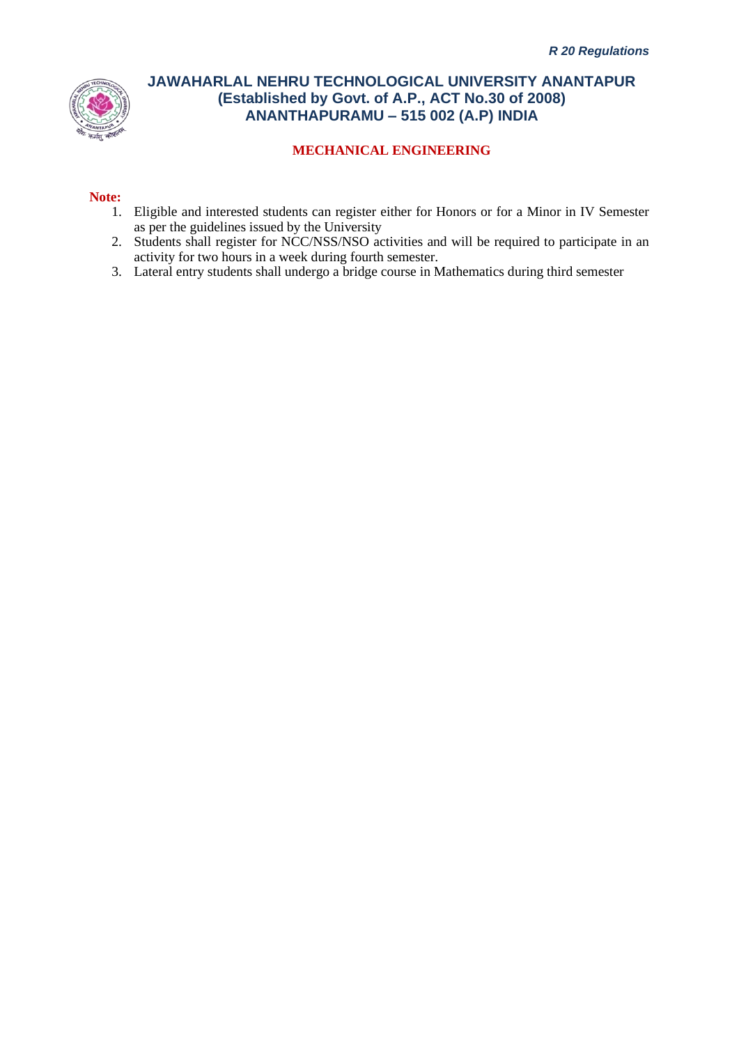## MECHANICAL ENGINEERING

**Note:**

1. Eligible and interested students can register either for Honors or for a Minor in IV Semester as per the guidelines issued by the University
2. Students shall register for NCC/NSS/NSO activities and will be required to participate in an activity for two hours in a week during fourth semester.
3. Lateral entry students shall undergo a bridge course in Mathematics during third semester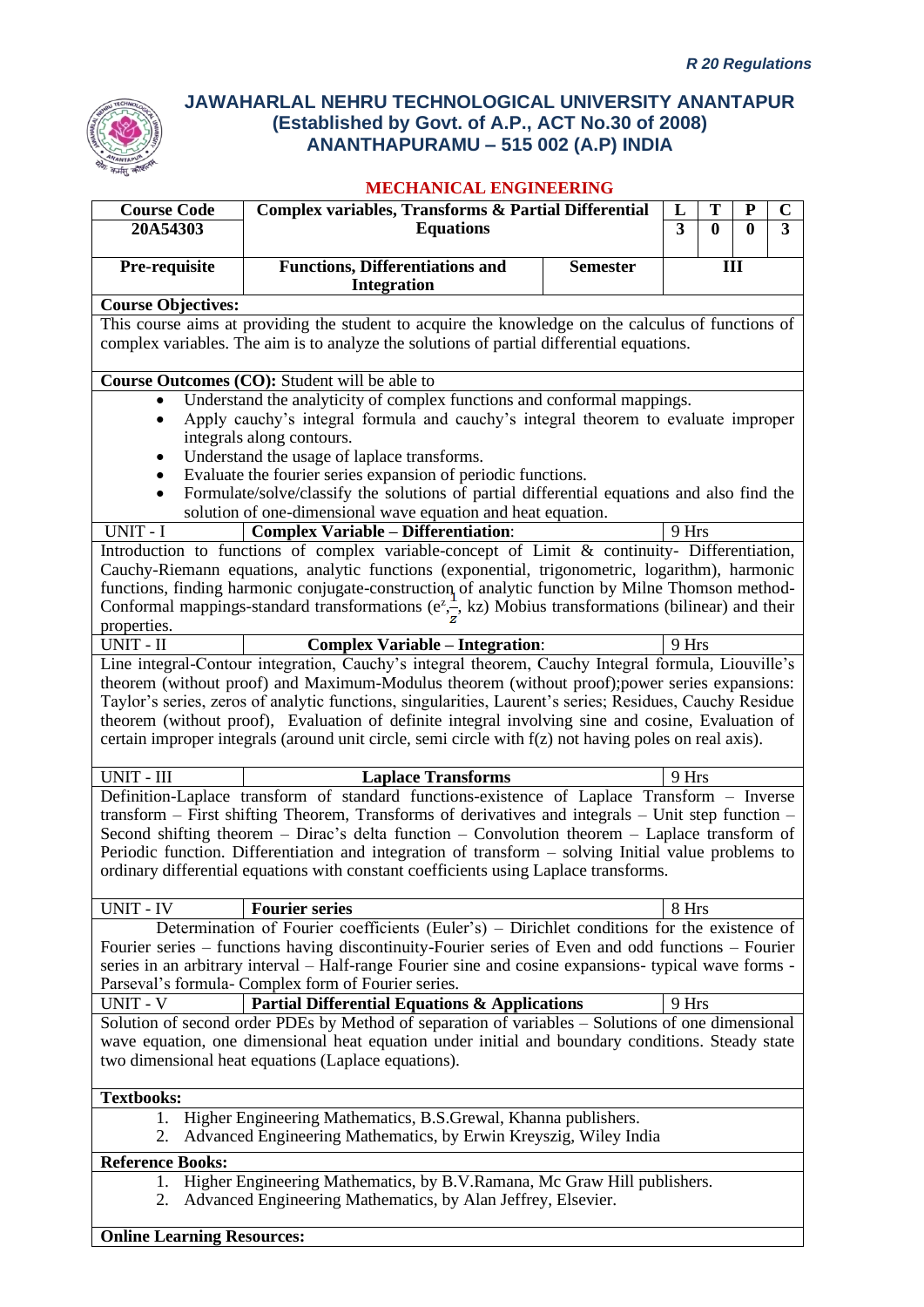*R 20 Regulations*

# JAWAHARLAL NEHRU TECHNOLOGICAL UNIVERSITY ANANTAPUR
## (Established by Govt. of A.P., ACT No.30 of 2008)
## ANANTHAPURAMU – 515 002 (A.P) INDIA

### MECHANICAL ENGINEERING

| Course Code | Complex variables, Transforms & Partial Differential Equations | | L | T | P | C |
|---|---|---|---|---|---|---|
| 20A54303 | | | 3 | 0 | 0 | 3 |
| **Pre-requisite** | **Functions, Differentiations and Integration** | **Semester** | **III** | | | |

**Course Objectives:**

This course aims at providing the student to acquire the knowledge on the calculus of functions of complex variables. The aim is to analyze the solutions of partial differential equations.

**Course Outcomes (CO):** Student will be able to

- Understand the analyticity of complex functions and conformal mappings.
- Apply cauchy's integral formula and cauchy's integral theorem to evaluate improper integrals along contours.
- Understand the usage of laplace transforms.
- Evaluate the fourier series expansion of periodic functions.
- Formulate/solve/classify the solutions of partial differential equations and also find the solution of one-dimensional wave equation and heat equation.

| UNIT - I | **Complex Variable – Differentiation**: | 9 Hrs |
|---|---|---|

Introduction to functions of complex variable-concept of Limit & continuity- Differentiation, Cauchy-Riemann equations, analytic functions (exponential, trigonometric, logarithm), harmonic functions, finding harmonic conjugate-construction of analytic function by Milne Thomson method-Conformal mappings-standard transformations ($e^z, \frac{1}{z}$, kz) Mobius transformations (bilinear) and their properties.

| UNIT - II | **Complex Variable – Integration**: | 9 Hrs |
|---|---|---|

Line integral-Contour integration, Cauchy's integral theorem, Cauchy Integral formula, Liouville's theorem (without proof) and Maximum-Modulus theorem (without proof);power series expansions: Taylor's series, zeros of analytic functions, singularities, Laurent's series; Residues, Cauchy Residue theorem (without proof), Evaluation of definite integral involving sine and cosine, Evaluation of certain improper integrals (around unit circle, semi circle with f(z) not having poles on real axis).

| UNIT - III | **Laplace Transforms** | 9 Hrs |
|---|---|---|

Definition-Laplace transform of standard functions-existence of Laplace Transform – Inverse transform – First shifting Theorem, Transforms of derivatives and integrals – Unit step function – Second shifting theorem – Dirac's delta function – Convolution theorem – Laplace transform of Periodic function. Differentiation and integration of transform – solving Initial value problems to ordinary differential equations with constant coefficients using Laplace transforms.

| UNIT - IV | **Fourier series** | 8 Hrs |
|---|---|---|

Determination of Fourier coefficients (Euler's) – Dirichlet conditions for the existence of Fourier series – functions having discontinuity-Fourier series of Even and odd functions – Fourier series in an arbitrary interval – Half-range Fourier sine and cosine expansions- typical wave forms - Parseval's formula- Complex form of Fourier series.

| UNIT - V | **Partial Differential Equations & Applications** | 9 Hrs |
|---|---|---|

Solution of second order PDEs by Method of separation of variables – Solutions of one dimensional wave equation, one dimensional heat equation under initial and boundary conditions. Steady state two dimensional heat equations (Laplace equations).

**Textbooks:**

1. Higher Engineering Mathematics, B.S.Grewal, Khanna publishers.
2. Advanced Engineering Mathematics, by Erwin Kreyszig, Wiley India

**Reference Books:**

1. Higher Engineering Mathematics, by B.V.Ramana, Mc Graw Hill publishers.
2. Advanced Engineering Mathematics, by Alan Jeffrey, Elsevier.

**Online Learning Resources:**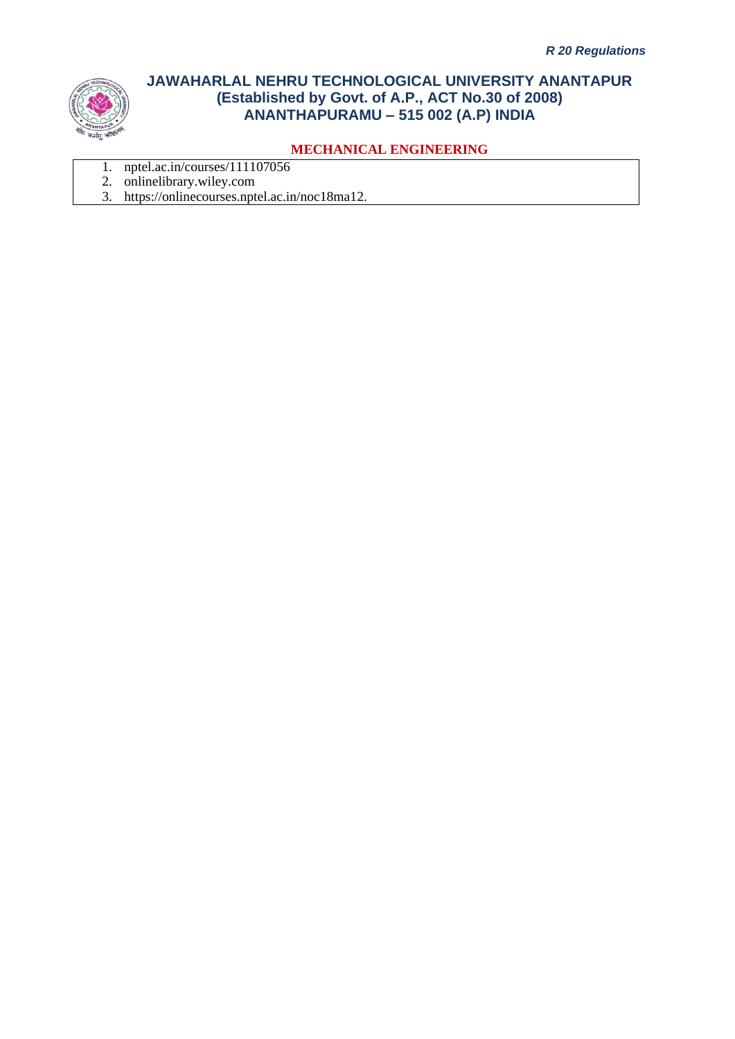1. nptel.ac.in/courses/111107056
2. onlinelibrary.wiley.com
3. https://onlinecourses.nptel.ac.in/noc18ma12.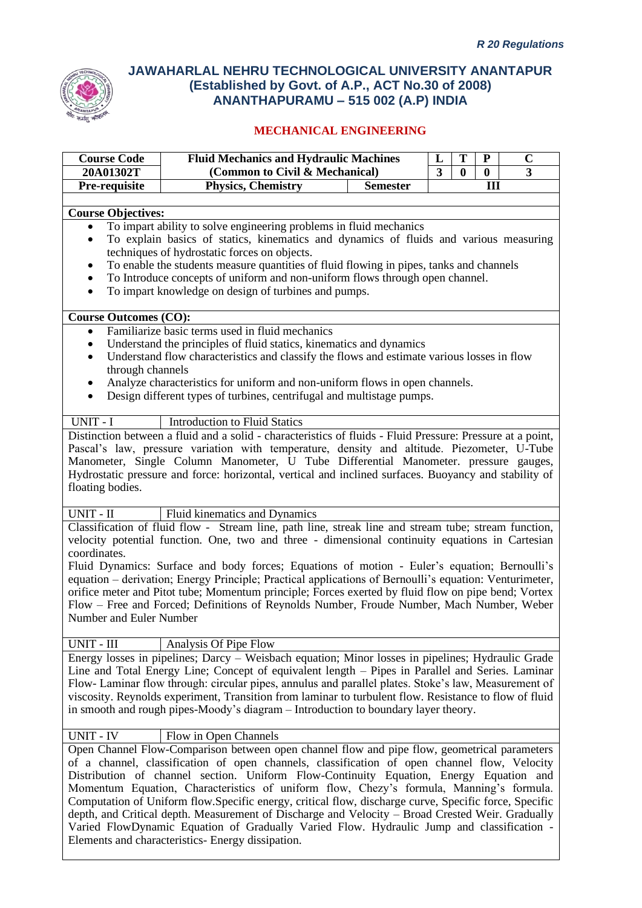*R 20 Regulations*

# JAWAHARLAL NEHRU TECHNOLOGICAL UNIVERSITY ANANTAPUR
## (Established by Govt. of A.P., ACT No.30 of 2008)
## ANANTHAPURAMU – 515 002 (A.P) INDIA

### MECHANICAL ENGINEERING

| Course Code | Fluid Mechanics and Hydraulic Machines | | L | T | P | C |
|---|---|---|---|---|---|---|
| 20A01302T | (Common to Civil & Mechanical) | | 3 | 0 | 0 | 3 |
| Pre-requisite | Physics, Chemistry | Semester | III | | | |

**Course Objectives:**

- To impart ability to solve engineering problems in fluid mechanics
- To explain basics of statics, kinematics and dynamics of fluids and various measuring techniques of hydrostatic forces on objects.
- To enable the students measure quantities of fluid flowing in pipes, tanks and channels
- To Introduce concepts of uniform and non-uniform flows through open channel.
- To impart knowledge on design of turbines and pumps.

**Course Outcomes (CO):**

- Familiarize basic terms used in fluid mechanics
- Understand the principles of fluid statics, kinematics and dynamics
- Understand flow characteristics and classify the flows and estimate various losses in flow through channels
- Analyze characteristics for uniform and non-uniform flows in open channels.
- Design different types of turbines, centrifugal and multistage pumps.

**UNIT - I** | Introduction to Fluid Statics

Distinction between a fluid and a solid - characteristics of fluids - Fluid Pressure: Pressure at a point, Pascal's law, pressure variation with temperature, density and altitude. Piezometer, U-Tube Manometer, Single Column Manometer, U Tube Differential Manometer. pressure gauges, Hydrostatic pressure and force: horizontal, vertical and inclined surfaces. Buoyancy and stability of floating bodies.

**UNIT - II** | Fluid kinematics and Dynamics

Classification of fluid flow - Stream line, path line, streak line and stream tube; stream function, velocity potential function. One, two and three - dimensional continuity equations in Cartesian coordinates.

Fluid Dynamics: Surface and body forces; Equations of motion - Euler's equation; Bernoulli's equation – derivation; Energy Principle; Practical applications of Bernoulli's equation: Venturimeter, orifice meter and Pitot tube; Momentum principle; Forces exerted by fluid flow on pipe bend; Vortex Flow – Free and Forced; Definitions of Reynolds Number, Froude Number, Mach Number, Weber Number and Euler Number

**UNIT - III** | Analysis Of Pipe Flow

Energy losses in pipelines; Darcy – Weisbach equation; Minor losses in pipelines; Hydraulic Grade Line and Total Energy Line; Concept of equivalent length – Pipes in Parallel and Series. Laminar Flow- Laminar flow through: circular pipes, annulus and parallel plates. Stoke's law, Measurement of viscosity. Reynolds experiment, Transition from laminar to turbulent flow. Resistance to flow of fluid in smooth and rough pipes-Moody's diagram – Introduction to boundary layer theory.

**UNIT - IV** | Flow in Open Channels

Open Channel Flow-Comparison between open channel flow and pipe flow, geometrical parameters of a channel, classification of open channels, classification of open channel flow, Velocity Distribution of channel section. Uniform Flow-Continuity Equation, Energy Equation and Momentum Equation, Characteristics of uniform flow, Chezy's formula, Manning's formula. Computation of Uniform flow.Specific energy, critical flow, discharge curve, Specific force, Specific depth, and Critical depth. Measurement of Discharge and Velocity – Broad Crested Weir. Gradually Varied FlowDynamic Equation of Gradually Varied Flow. Hydraulic Jump and classification - Elements and characteristics- Energy dissipation.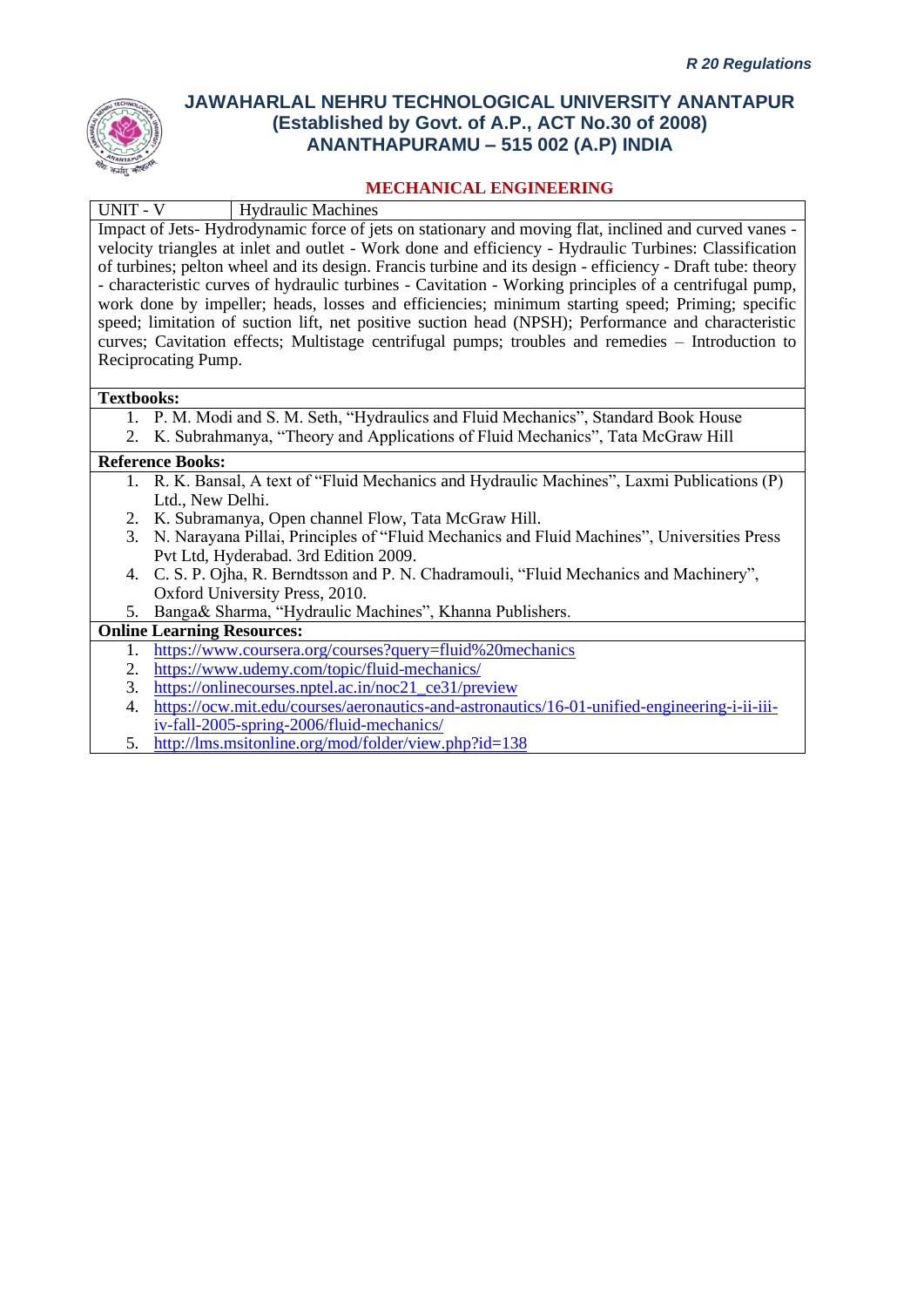# JAWAHARLAL NEHRU TECHNOLOGICAL UNIVERSITY ANANTAPUR
## (Established by Govt. of A.P., ACT No.30 of 2008)
## ANANTHAPURAMU – 515 002 (A.P) INDIA

### MECHANICAL ENGINEERING

| UNIT - V | Hydraulic Machines |
|---|---|

Impact of Jets- Hydrodynamic force of jets on stationary and moving flat, inclined and curved vanes - velocity triangles at inlet and outlet - Work done and efficiency - Hydraulic Turbines: Classification of turbines; pelton wheel and its design. Francis turbine and its design - efficiency - Draft tube: theory - characteristic curves of hydraulic turbines - Cavitation - Working principles of a centrifugal pump, work done by impeller; heads, losses and efficiencies; minimum starting speed; Priming; specific speed; limitation of suction lift, net positive suction head (NPSH); Performance and characteristic curves; Cavitation effects; Multistage centrifugal pumps; troubles and remedies – Introduction to Reciprocating Pump.

**Textbooks:**

1. P. M. Modi and S. M. Seth, "Hydraulics and Fluid Mechanics", Standard Book House
2. K. Subrahmanya, "Theory and Applications of Fluid Mechanics", Tata McGraw Hill

**Reference Books:**

1. R. K. Bansal, A text of "Fluid Mechanics and Hydraulic Machines", Laxmi Publications (P) Ltd., New Delhi.
2. K. Subramanya, Open channel Flow, Tata McGraw Hill.
3. N. Narayana Pillai, Principles of "Fluid Mechanics and Fluid Machines", Universities Press Pvt Ltd, Hyderabad. 3rd Edition 2009.
4. C. S. P. Ojha, R. Berndtsson and P. N. Chadramouli, "Fluid Mechanics and Machinery", Oxford University Press, 2010.
5. Banga& Sharma, "Hydraulic Machines", Khanna Publishers.

**Online Learning Resources:**

1. https://www.coursera.org/courses?query=fluid%20mechanics
2. https://www.udemy.com/topic/fluid-mechanics/
3. https://onlinecourses.nptel.ac.in/noc21_ce31/preview
4. https://ocw.mit.edu/courses/aeronautics-and-astronautics/16-01-unified-engineering-i-ii-iii-iv-fall-2005-spring-2006/fluid-mechanics/
5. http://lms.msitonline.org/mod/folder/view.php?id=138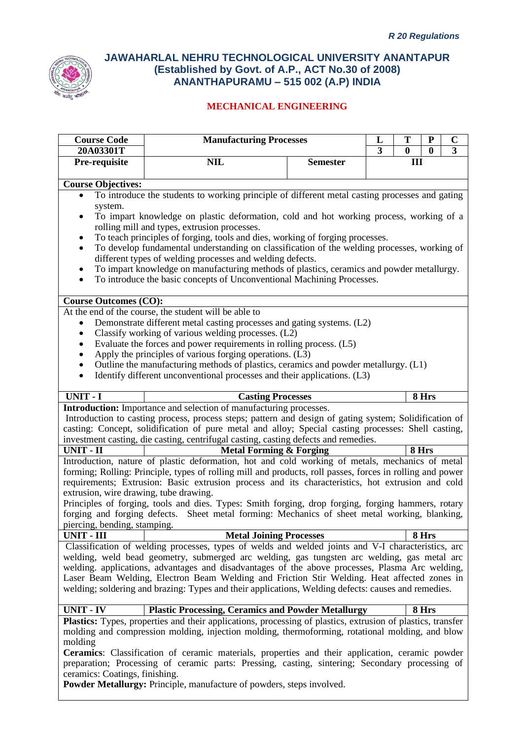# JAWAHARLAL NEHRU TECHNOLOGICAL UNIVERSITY ANANTAPUR
## (Established by Govt. of A.P., ACT No.30 of 2008)
## ANANTHAPURAMU – 515 002 (A.P) INDIA

### MECHANICAL ENGINEERING

| Course Code | Manufacturing Processes | | L | T | P | C |
|---|---|---|---|---|---|---|
| 20A03301T | | | 3 | 0 | 0 | 3 |
| Pre-requisite | NIL | Semester | III | | | |

**Course Objectives:**

- To introduce the students to working principle of different metal casting processes and gating system.
- To impart knowledge on plastic deformation, cold and hot working process, working of a rolling mill and types, extrusion processes.
- To teach principles of forging, tools and dies, working of forging processes.
- To develop fundamental understanding on classification of the welding processes, working of different types of welding processes and welding defects.
- To impart knowledge on manufacturing methods of plastics, ceramics and powder metallurgy.
- To introduce the basic concepts of Unconventional Machining Processes.

**Course Outcomes (CO):**

At the end of the course, the student will be able to

- Demonstrate different metal casting processes and gating systems. (L2)
- Classify working of various welding processes. (L2)
- Evaluate the forces and power requirements in rolling process. (L5)
- Apply the principles of various forging operations. (L3)
- Outline the manufacturing methods of plastics, ceramics and powder metallurgy. (L1)
- Identify different unconventional processes and their applications. (L3)

| UNIT - I | Casting Processes | 8 Hrs |
|---|---|---|

**Introduction:** Importance and selection of manufacturing processes.

Introduction to casting process, process steps; pattern and design of gating system; Solidification of casting: Concept, solidification of pure metal and alloy; Special casting processes: Shell casting, investment casting, die casting, centrifugal casting, casting defects and remedies.

| UNIT - II | Metal Forming & Forging | 8 Hrs |
|---|---|---|

Introduction, nature of plastic deformation, hot and cold working of metals, mechanics of metal forming; Rolling: Principle, types of rolling mill and products, roll passes, forces in rolling and power requirements; Extrusion: Basic extrusion process and its characteristics, hot extrusion and cold extrusion, wire drawing, tube drawing.

Principles of forging, tools and dies. Types: Smith forging, drop forging, forging hammers, rotary forging and forging defects. Sheet metal forming: Mechanics of sheet metal working, blanking, piercing, bending, stamping.

| UNIT - III | Metal Joining Processes | 8 Hrs |
|---|---|---|

Classification of welding processes, types of welds and welded joints and V-I characteristics, arc welding, weld bead geometry, submerged arc welding, gas tungsten arc welding, gas metal arc welding. applications, advantages and disadvantages of the above processes, Plasma Arc welding, Laser Beam Welding, Electron Beam Welding and Friction Stir Welding. Heat affected zones in welding; soldering and brazing: Types and their applications, Welding defects: causes and remedies.

| UNIT - IV | Plastic Processing, Ceramics and Powder Metallurgy | 8 Hrs |
|---|---|---|

**Plastics:** Types, properties and their applications, processing of plastics, extrusion of plastics, transfer molding and compression molding, injection molding, thermoforming, rotational molding, and blow molding

**Ceramics**: Classification of ceramic materials, properties and their application, ceramic powder preparation; Processing of ceramic parts: Pressing, casting, sintering; Secondary processing of ceramics: Coatings, finishing.

**Powder Metallurgy:** Principle, manufacture of powders, steps involved.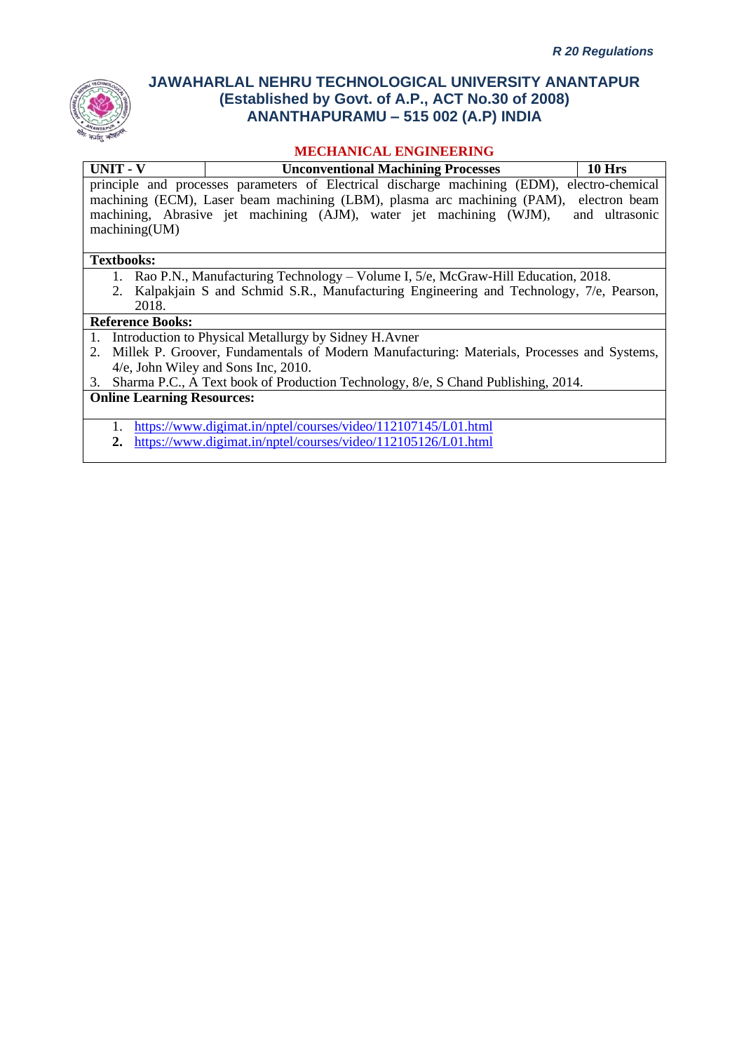**MECHANICAL ENGINEERING**

| UNIT - V | Unconventional Machining Processes | 10 Hrs |
| --- | --- | --- |
| principle and processes parameters of Electrical discharge machining (EDM), electro-chemical machining (ECM), Laser beam machining (LBM), plasma arc machining (PAM), electron beam machining, Abrasive jet machining (AJM), water jet machining (WJM), and ultrasonic machining(UM) | | |

**Textbooks:**

1. Rao P.N., Manufacturing Technology – Volume I, 5/e, McGraw-Hill Education, 2018.
2. Kalpakjain S and Schmid S.R., Manufacturing Engineering and Technology, 7/e, Pearson, 2018.

**Reference Books:**

1. Introduction to Physical Metallurgy by Sidney H.Avner
2. Millek P. Groover, Fundamentals of Modern Manufacturing: Materials, Processes and Systems, 4/e, John Wiley and Sons Inc, 2010.
3. Sharma P.C., A Text book of Production Technology, 8/e, S Chand Publishing, 2014.

**Online Learning Resources:**

1. https://www.digimat.in/nptel/courses/video/112107145/L01.html
2. https://www.digimat.in/nptel/courses/video/112105126/L01.html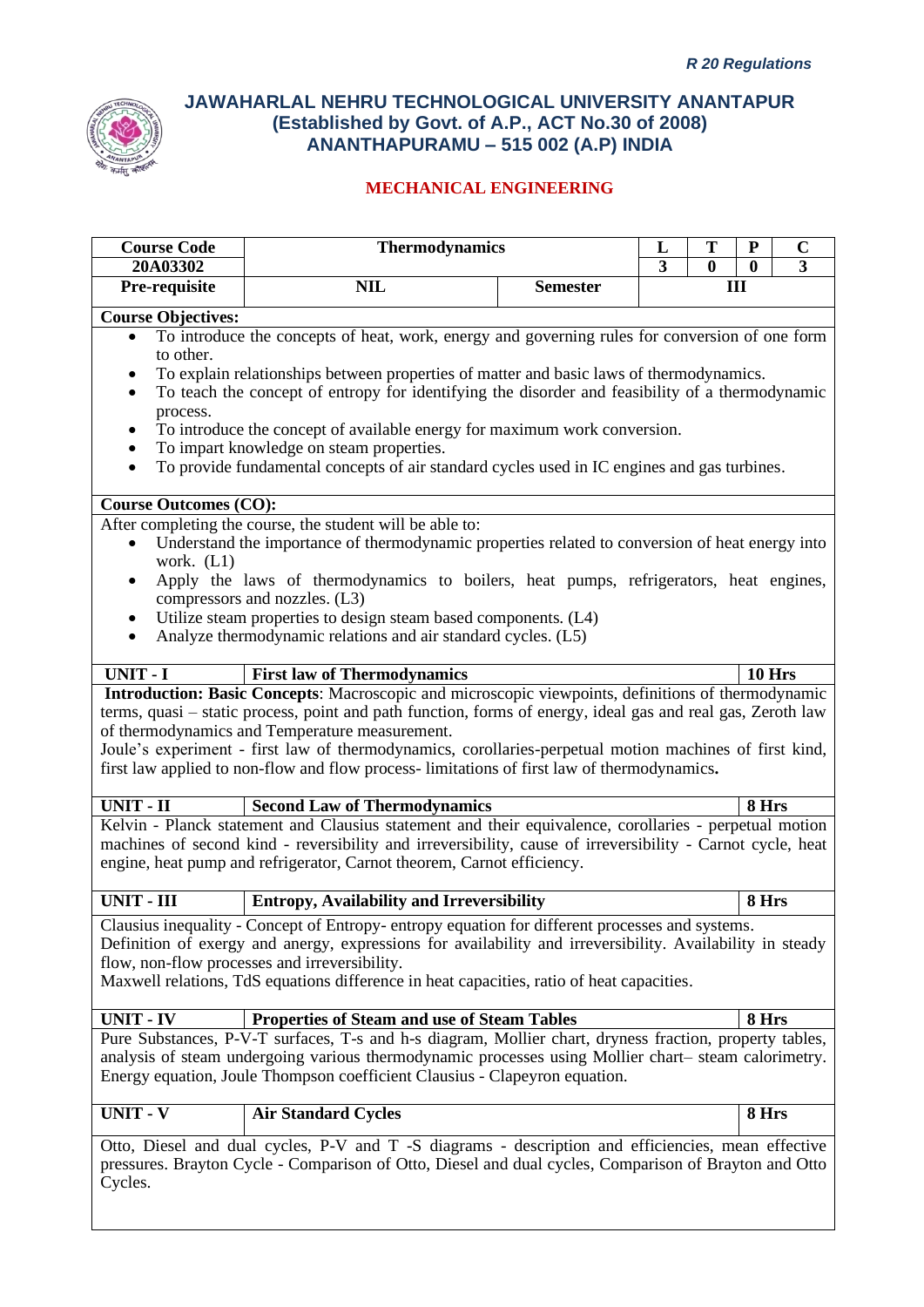*R 20 Regulations*

# JAWAHARLAL NEHRU TECHNOLOGICAL UNIVERSITY ANANTAPUR
## (Established by Govt. of A.P., ACT No.30 of 2008)
## ANANTHAPURAMU – 515 002 (A.P) INDIA

### MECHANICAL ENGINEERING

| Course Code | Thermodynamics | | L | T | P | C |
|---|---|---|---|---|---|---|
| 20A03302 | | | 3 | 0 | 0 | 3 |
| Pre-requisite | NIL | Semester | III | | | |

**Course Objectives:**

- To introduce the concepts of heat, work, energy and governing rules for conversion of one form to other.
- To explain relationships between properties of matter and basic laws of thermodynamics.
- To teach the concept of entropy for identifying the disorder and feasibility of a thermodynamic process.
- To introduce the concept of available energy for maximum work conversion.
- To impart knowledge on steam properties.
- To provide fundamental concepts of air standard cycles used in IC engines and gas turbines.

**Course Outcomes (CO):**

After completing the course, the student will be able to:

- Understand the importance of thermodynamic properties related to conversion of heat energy into work. (L1)
- Apply the laws of thermodynamics to boilers, heat pumps, refrigerators, heat engines, compressors and nozzles. (L3)
- Utilize steam properties to design steam based components. (L4)
- Analyze thermodynamic relations and air standard cycles. (L5)

| UNIT - I | First law of Thermodynamics | 10 Hrs |
|---|---|---|

**Introduction: Basic Concepts**: Macroscopic and microscopic viewpoints, definitions of thermodynamic terms, quasi – static process, point and path function, forms of energy, ideal gas and real gas, Zeroth law of thermodynamics and Temperature measurement.
Joule's experiment - first law of thermodynamics, corollaries-perpetual motion machines of first kind, first law applied to non-flow and flow process- limitations of first law of thermodynamics**.**

| UNIT - II | Second Law of Thermodynamics | 8 Hrs |
|---|---|---|

Kelvin - Planck statement and Clausius statement and their equivalence, corollaries - perpetual motion machines of second kind - reversibility and irreversibility, cause of irreversibility - Carnot cycle, heat engine, heat pump and refrigerator, Carnot theorem, Carnot efficiency.

| UNIT - III | Entropy, Availability and Irreversibility | 8 Hrs |
|---|---|---|

Clausius inequality - Concept of Entropy- entropy equation for different processes and systems.
Definition of exergy and anergy, expressions for availability and irreversibility. Availability in steady flow, non-flow processes and irreversibility.
Maxwell relations, TdS equations difference in heat capacities, ratio of heat capacities.

| UNIT - IV | Properties of Steam and use of Steam Tables | 8 Hrs |
|---|---|---|

Pure Substances, P-V-T surfaces, T-s and h-s diagram, Mollier chart, dryness fraction, property tables, analysis of steam undergoing various thermodynamic processes using Mollier chart– steam calorimetry. Energy equation, Joule Thompson coefficient Clausius - Clapeyron equation.

| UNIT - V | Air Standard Cycles | 8 Hrs |
|---|---|---|

Otto, Diesel and dual cycles, P-V and T -S diagrams - description and efficiencies, mean effective pressures. Brayton Cycle - Comparison of Otto, Diesel and dual cycles, Comparison of Brayton and Otto Cycles.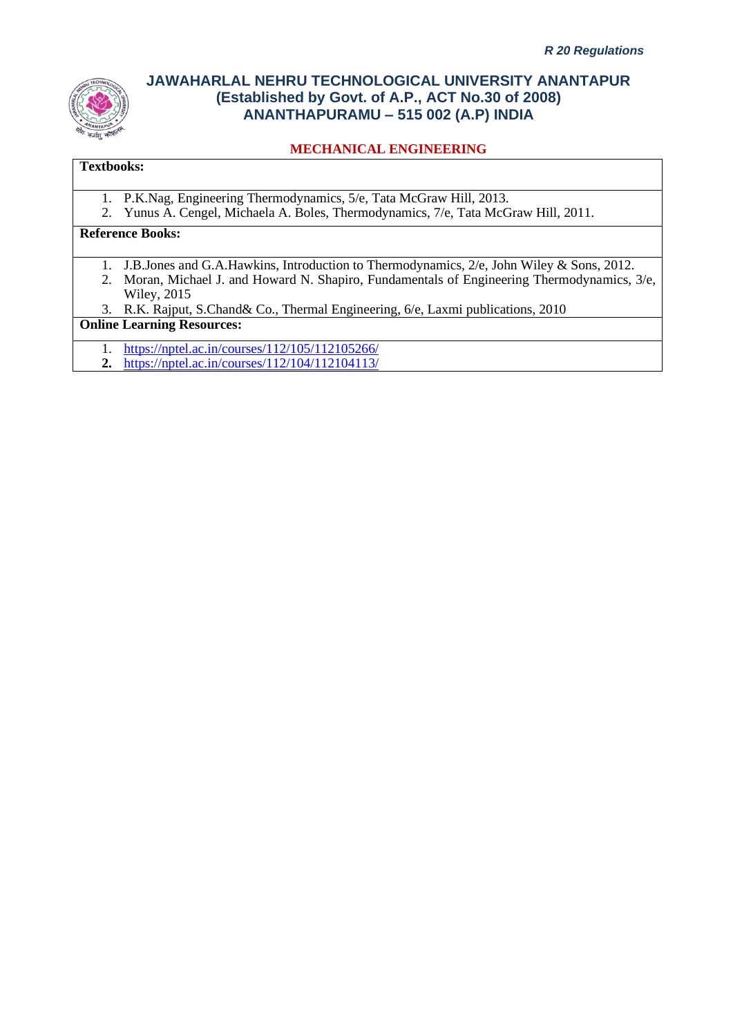**Textbooks:**

1. P.K.Nag, Engineering Thermodynamics, 5/e, Tata McGraw Hill, 2013.
2. Yunus A. Cengel, Michaela A. Boles, Thermodynamics, 7/e, Tata McGraw Hill, 2011.

**Reference Books:**

1. J.B.Jones and G.A.Hawkins, Introduction to Thermodynamics, 2/e, John Wiley & Sons, 2012.
2. Moran, Michael J. and Howard N. Shapiro, Fundamentals of Engineering Thermodynamics, 3/e, Wiley, 2015
3. R.K. Rajput, S.Chand& Co., Thermal Engineering, 6/e, Laxmi publications, 2010

**Online Learning Resources:**

1. https://nptel.ac.in/courses/112/105/112105266/
2. https://nptel.ac.in/courses/112/104/112104113/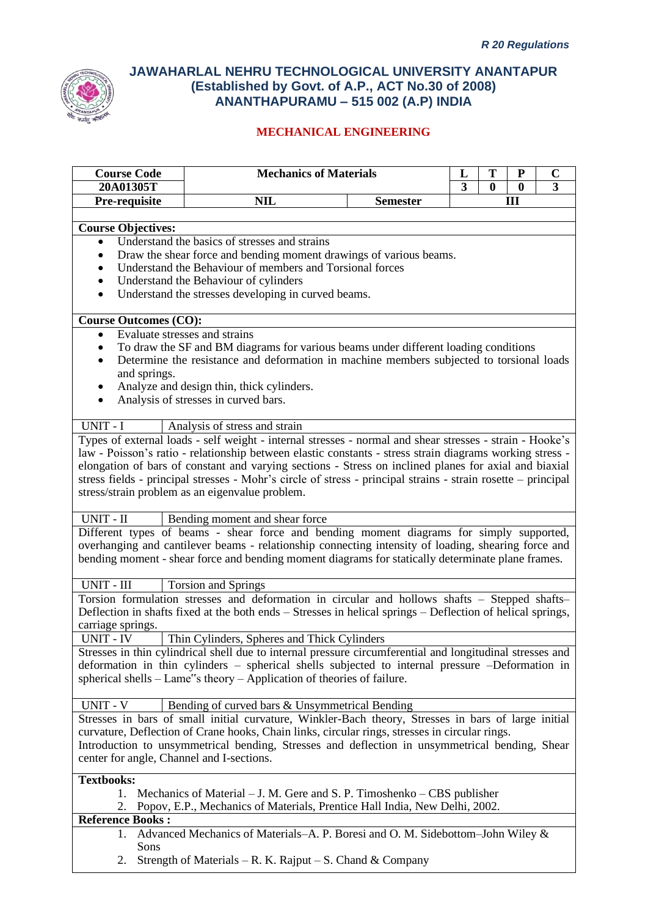*R 20 Regulations*

# JAWAHARLAL NEHRU TECHNOLOGICAL UNIVERSITY ANANTAPUR
## (Established by Govt. of A.P., ACT No.30 of 2008)
## ANANTHAPURAMU – 515 002 (A.P) INDIA

### MECHANICAL ENGINEERING

| Course Code | Mechanics of Materials | | L | T | P | C |
|---|---|---|---|---|---|---|
| 20A01305T | | | 3 | 0 | 0 | 3 |
| Pre-requisite | NIL | Semester | III | | | |

**Course Objectives:**

- Understand the basics of stresses and strains
- Draw the shear force and bending moment drawings of various beams.
- Understand the Behaviour of members and Torsional forces
- Understand the Behaviour of cylinders
- Understand the stresses developing in curved beams.

**Course Outcomes (CO):**

- Evaluate stresses and strains
- To draw the SF and BM diagrams for various beams under different loading conditions
- Determine the resistance and deformation in machine members subjected to torsional loads and springs.
- Analyze and design thin, thick cylinders.
- Analysis of stresses in curved bars.

**UNIT - I** Analysis of stress and strain

Types of external loads - self weight - internal stresses - normal and shear stresses - strain - Hooke's law - Poisson's ratio - relationship between elastic constants - stress strain diagrams working stress - elongation of bars of constant and varying sections - Stress on inclined planes for axial and biaxial stress fields - principal stresses - Mohr's circle of stress - principal strains - strain rosette – principal stress/strain problem as an eigenvalue problem.

**UNIT - II** Bending moment and shear force

Different types of beams - shear force and bending moment diagrams for simply supported, overhanging and cantilever beams - relationship connecting intensity of loading, shearing force and bending moment - shear force and bending moment diagrams for statically determinate plane frames.

**UNIT - III** Torsion and Springs

Torsion formulation stresses and deformation in circular and hollows shafts – Stepped shafts– Deflection in shafts fixed at the both ends – Stresses in helical springs – Deflection of helical springs, carriage springs.

**UNIT - IV** Thin Cylinders, Spheres and Thick Cylinders

Stresses in thin cylindrical shell due to internal pressure circumferential and longitudinal stresses and deformation in thin cylinders – spherical shells subjected to internal pressure –Deformation in spherical shells – Lame"s theory – Application of theories of failure.

**UNIT - V** Bending of curved bars & Unsymmetrical Bending

Stresses in bars of small initial curvature, Winkler-Bach theory, Stresses in bars of large initial curvature, Deflection of Crane hooks, Chain links, circular rings, stresses in circular rings.
Introduction to unsymmetrical bending, Stresses and deflection in unsymmetrical bending, Shear center for angle, Channel and I-sections.

**Textbooks:**

1. Mechanics of Material – J. M. Gere and S. P. Timoshenko – CBS publisher
2. Popov, E.P., Mechanics of Materials, Prentice Hall India, New Delhi, 2002.

**Reference Books :**

1. Advanced Mechanics of Materials–A. P. Boresi and O. M. Sidebottom–John Wiley & Sons
2. Strength of Materials – R. K. Rajput – S. Chand & Company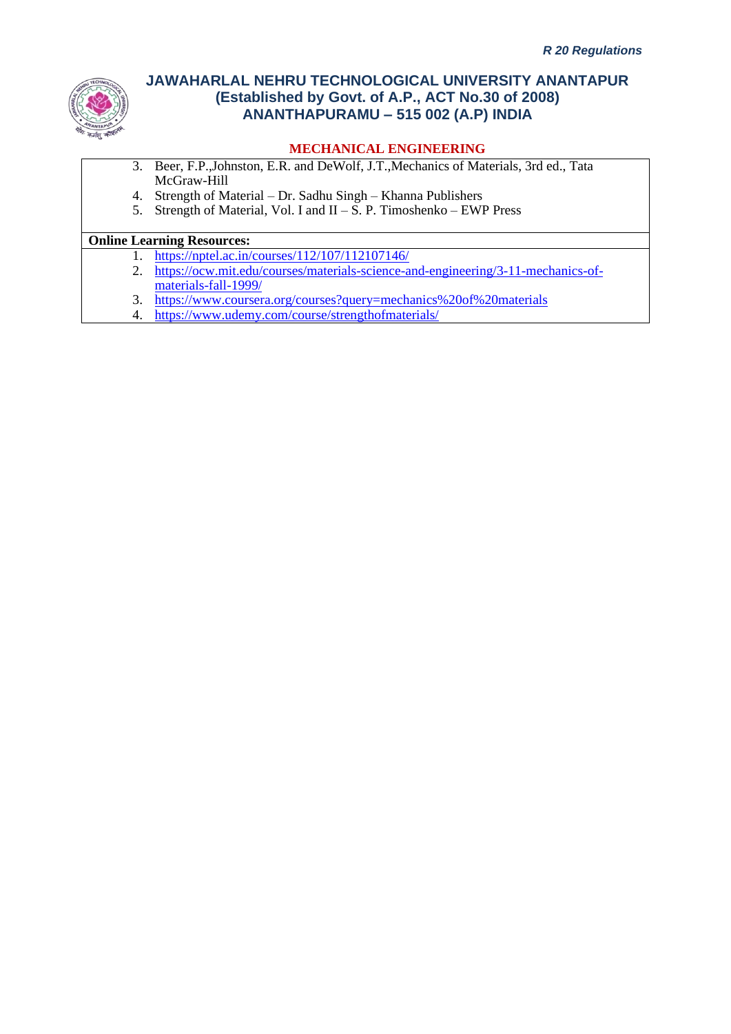3. Beer, F.P.,Johnston, E.R. and DeWolf, J.T.,Mechanics of Materials, 3rd ed., Tata McGraw-Hill
4. Strength of Material – Dr. Sadhu Singh – Khanna Publishers
5. Strength of Material, Vol. I and II – S. P. Timoshenko – EWP Press

**Online Learning Resources:**

1. https://nptel.ac.in/courses/112/107/112107146/
2. https://ocw.mit.edu/courses/materials-science-and-engineering/3-11-mechanics-of-materials-fall-1999/
3. https://www.coursera.org/courses?query=mechanics%20of%20materials
4. https://www.udemy.com/course/strengthofmaterials/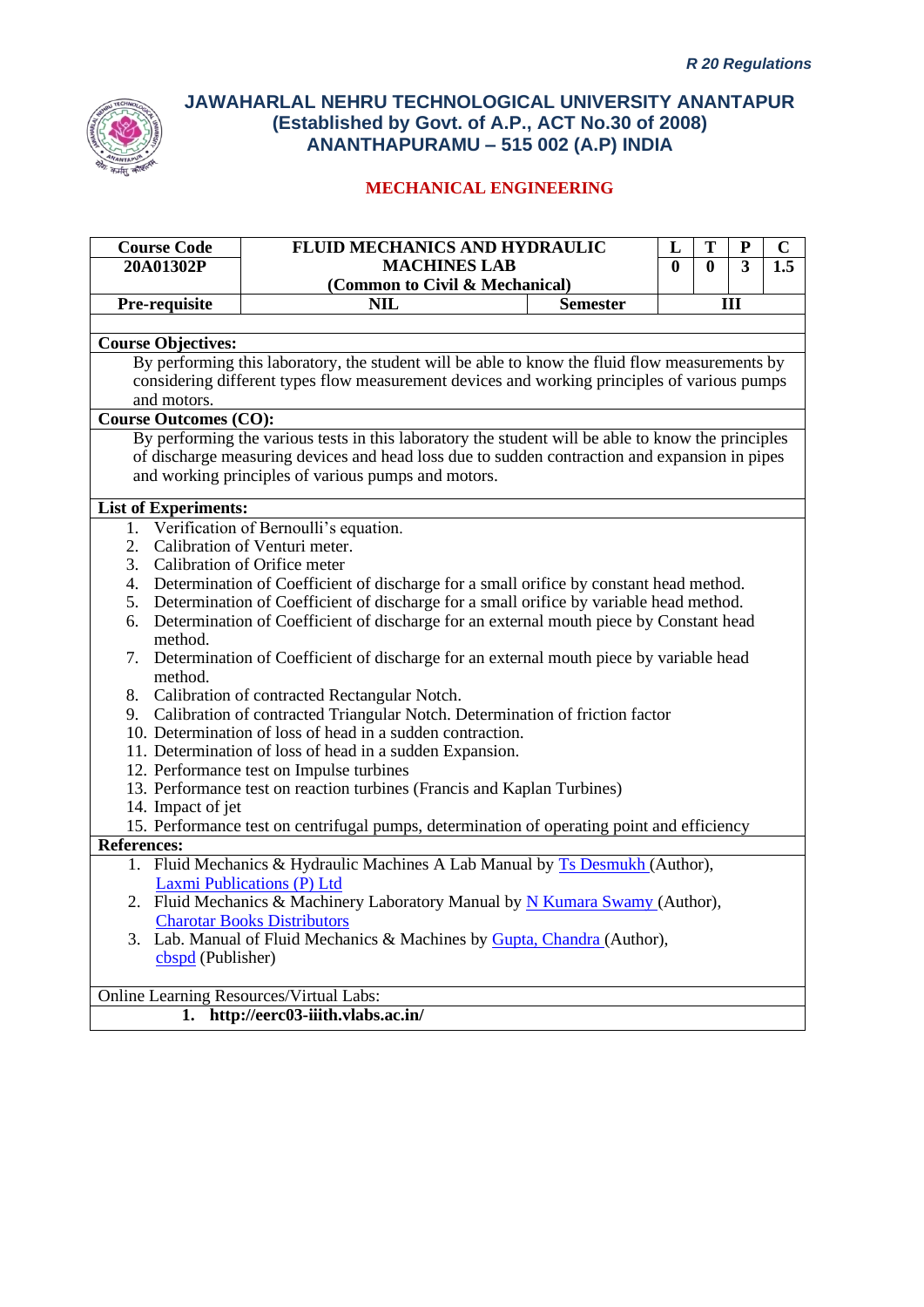*R 20 Regulations*

# JAWAHARLAL NEHRU TECHNOLOGICAL UNIVERSITY ANANTAPUR
## (Established by Govt. of A.P., ACT No.30 of 2008)
## ANANTHAPURAMU – 515 002 (A.P) INDIA

### MECHANICAL ENGINEERING

| Course Code | FLUID MECHANICS AND HYDRAULIC MACHINES LAB (Common to Civil & Mechanical) | | L | T | P | C |
|---|---|---|---|---|---|---|
| 20A01302P | | | 0 | 0 | 3 | 1.5 |
| Pre-requisite | NIL | Semester | III | | | |

**Course Objectives:**

By performing this laboratory, the student will be able to know the fluid flow measurements by considering different types flow measurement devices and working principles of various pumps and motors.

**Course Outcomes (CO):**

By performing the various tests in this laboratory the student will be able to know the principles of discharge measuring devices and head loss due to sudden contraction and expansion in pipes and working principles of various pumps and motors.

**List of Experiments:**

1. Verification of Bernoulli's equation.
2. Calibration of Venturi meter.
3. Calibration of Orifice meter
4. Determination of Coefficient of discharge for a small orifice by constant head method.
5. Determination of Coefficient of discharge for a small orifice by variable head method.
6. Determination of Coefficient of discharge for an external mouth piece by Constant head method.
7. Determination of Coefficient of discharge for an external mouth piece by variable head method.
8. Calibration of contracted Rectangular Notch.
9. Calibration of contracted Triangular Notch. Determination of friction factor
10. Determination of loss of head in a sudden contraction.
11. Determination of loss of head in a sudden Expansion.
12. Performance test on Impulse turbines
13. Performance test on reaction turbines (Francis and Kaplan Turbines)
14. Impact of jet
15. Performance test on centrifugal pumps, determination of operating point and efficiency

**References:**

1. Fluid Mechanics & Hydraulic Machines A Lab Manual by Ts Desmukh (Author), Laxmi Publications (P) Ltd
2. Fluid Mechanics & Machinery Laboratory Manual by N Kumara Swamy (Author), Charotar Books Distributors
3. Lab. Manual of Fluid Mechanics & Machines by Gupta, Chandra (Author), cbspd (Publisher)

Online Learning Resources/Virtual Labs:

1. **http://eerc03-iiith.vlabs.ac.in/**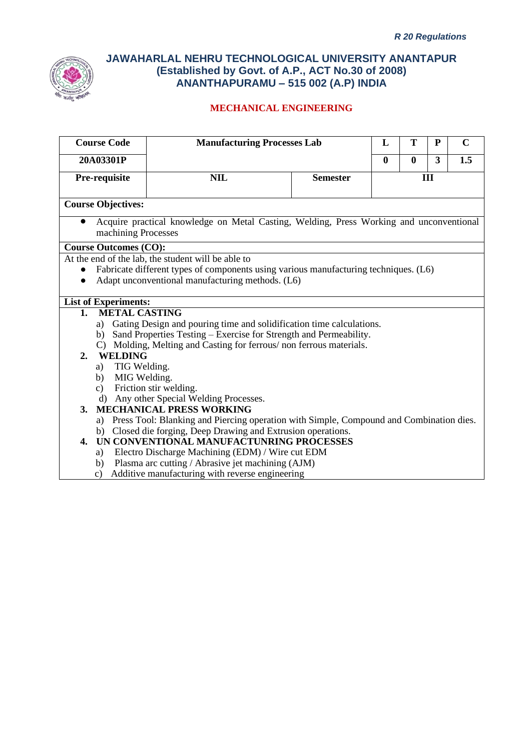*R 20 Regulations*

# JAWAHARLAL NEHRU TECHNOLOGICAL UNIVERSITY ANANTAPUR
## (Established by Govt. of A.P., ACT No.30 of 2008)
## ANANTHAPURAMU – 515 002 (A.P) INDIA

### MECHANICAL ENGINEERING

| Course Code | Manufacturing Processes Lab | | L | T | P | C |
|---|---|---|---|---|---|---|
| 20A03301P | | | 0 | 0 | 3 | 1.5 |
| Pre-requisite | NIL | Semester | III | | | |

**Course Objectives:**

- Acquire practical knowledge on Metal Casting, Welding, Press Working and unconventional machining Processes

**Course Outcomes (CO):**

At the end of the lab, the student will be able to

- Fabricate different types of components using various manufacturing techniques. (L6)
- Adapt unconventional manufacturing methods. (L6)

**List of Experiments:**

1. **METAL CASTING**
   a) Gating Design and pouring time and solidification time calculations.
   b) Sand Properties Testing – Exercise for Strength and Permeability.
   C) Molding, Melting and Casting for ferrous/ non ferrous materials.
2. **WELDING**
   a) TIG Welding.
   b) MIG Welding.
   c) Friction stir welding.
   d) Any other Special Welding Processes.
3. **MECHANICAL PRESS WORKING**
   a) Press Tool: Blanking and Piercing operation with Simple, Compound and Combination dies.
   b) Closed die forging, Deep Drawing and Extrusion operations.
4. **UN CONVENTIONAL MANUFACTUNRING PROCESSES**
   a) Electro Discharge Machining (EDM) / Wire cut EDM
   b) Plasma arc cutting / Abrasive jet machining (AJM)
   c) Additive manufacturing with reverse engineering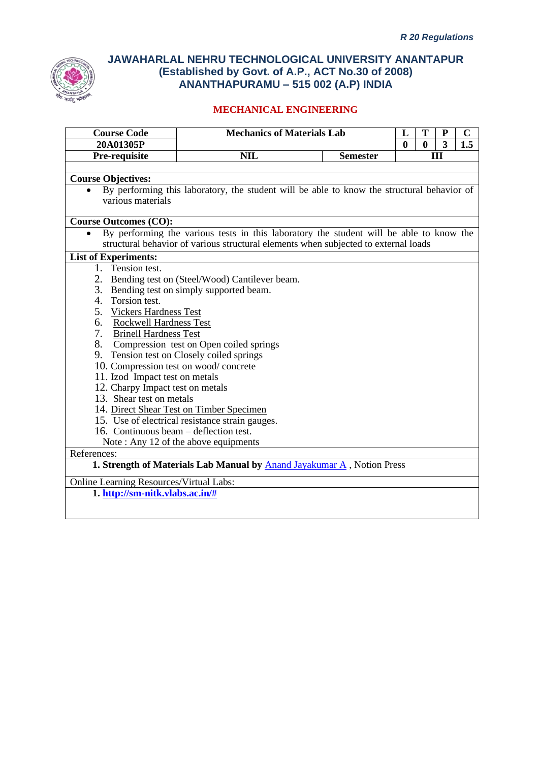*R 20 Regulations*

# JAWAHARLAL NEHRU TECHNOLOGICAL UNIVERSITY ANANTAPUR
## (Established by Govt. of A.P., ACT No.30 of 2008)
## ANANTHAPURAMU – 515 002 (A.P) INDIA

### MECHANICAL ENGINEERING

| Course Code | Mechanics of Materials Lab | | L | T | P | C |
|---|---|---|---|---|---|---|
| 20A01305P | | | 0 | 0 | 3 | 1.5 |
| Pre-requisite | NIL | Semester | III | | | |

**Course Objectives:**

- By performing this laboratory, the student will be able to know the structural behavior of various materials

**Course Outcomes (CO):**

- By performing the various tests in this laboratory the student will be able to know the structural behavior of various structural elements when subjected to external loads

**List of Experiments:**

1. Tension test.
2. Bending test on (Steel/Wood) Cantilever beam.
3. Bending test on simply supported beam.
4. Torsion test.
5. Vickers Hardness Test
6. Rockwell Hardness Test
7. Brinell Hardness Test
8. Compression test on Open coiled springs
9. Tension test on Closely coiled springs
10. Compression test on wood/ concrete
11. Izod Impact test on metals
12. Charpy Impact test on metals
13. Shear test on metals
14. Direct Shear Test on Timber Specimen
15. Use of electrical resistance strain gauges.
16. Continuous beam – deflection test.

Note : Any 12 of the above equipments

References:

1. **Strength of Materials Lab Manual by** Anand Jayakumar A , Notion Press

Online Learning Resources/Virtual Labs:

1. **http://sm-nitk.vlabs.ac.in/#**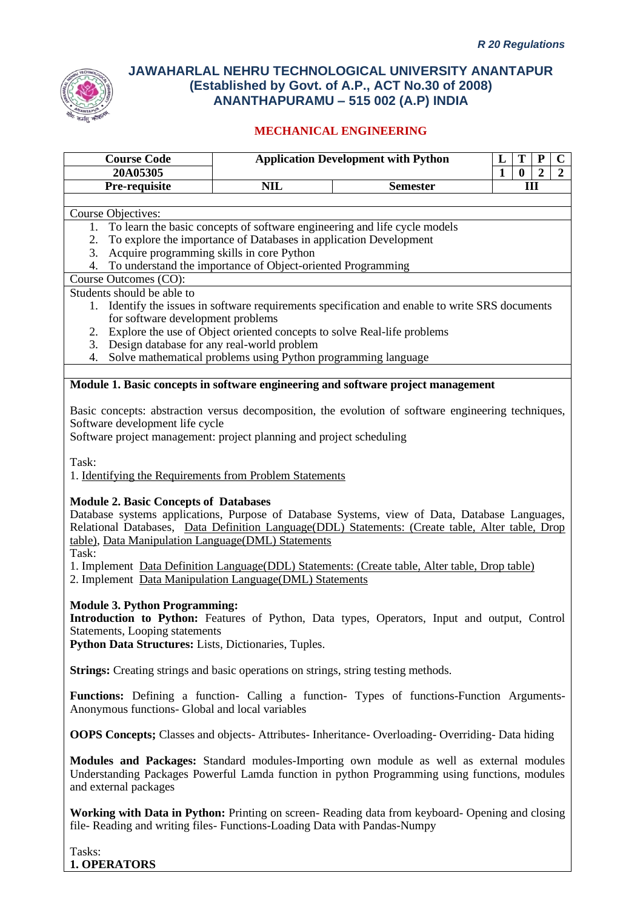*R 20 Regulations*

# JAWAHARLAL NEHRU TECHNOLOGICAL UNIVERSITY ANANTAPUR
## (Established by Govt. of A.P., ACT No.30 of 2008)
## ANANTHAPURAMU – 515 002 (A.P) INDIA

### MECHANICAL ENGINEERING

| Course Code | Application Development with Python | | L | T | P | C |
|---|---|---|---|---|---|---|
| 20A05305 | | | 1 | 0 | 2 | 2 |
| Pre-requisite | NIL | Semester | III | | | |

Course Objectives:

1. To learn the basic concepts of software engineering and life cycle models
2. To explore the importance of Databases in application Development
3. Acquire programming skills in core Python
4. To understand the importance of Object-oriented Programming

Course Outcomes (CO):

Students should be able to

1. Identify the issues in software requirements specification and enable to write SRS documents for software development problems
2. Explore the use of Object oriented concepts to solve Real-life problems
3. Design database for any real-world problem
4. Solve mathematical problems using Python programming language

**Module 1. Basic concepts in software engineering and software project management**

Basic concepts: abstraction versus decomposition, the evolution of software engineering techniques, Software development life cycle

Software project management: project planning and project scheduling

Task:

1. Identifying the Requirements from Problem Statements

**Module 2. Basic Concepts of Databases**

Database systems applications, Purpose of Database Systems, view of Data, Database Languages, Relational Databases, Data Definition Language(DDL) Statements: (Create table, Alter table, Drop table), Data Manipulation Language(DML) Statements

Task:

1. Implement Data Definition Language(DDL) Statements: (Create table, Alter table, Drop table)
2. Implement Data Manipulation Language(DML) Statements

**Module 3. Python Programming:**

**Introduction to Python:** Features of Python, Data types, Operators, Input and output, Control Statements, Looping statements

**Python Data Structures:** Lists, Dictionaries, Tuples.

**Strings:** Creating strings and basic operations on strings, string testing methods.

**Functions:** Defining a function- Calling a function- Types of functions-Function Arguments- Anonymous functions- Global and local variables

**OOPS Concepts;** Classes and objects- Attributes- Inheritance- Overloading- Overriding- Data hiding

**Modules and Packages:** Standard modules-Importing own module as well as external modules Understanding Packages Powerful Lamda function in python Programming using functions, modules and external packages

**Working with Data in Python:** Printing on screen- Reading data from keyboard- Opening and closing file- Reading and writing files- Functions-Loading Data with Pandas-Numpy

Tasks:

**1. OPERATORS**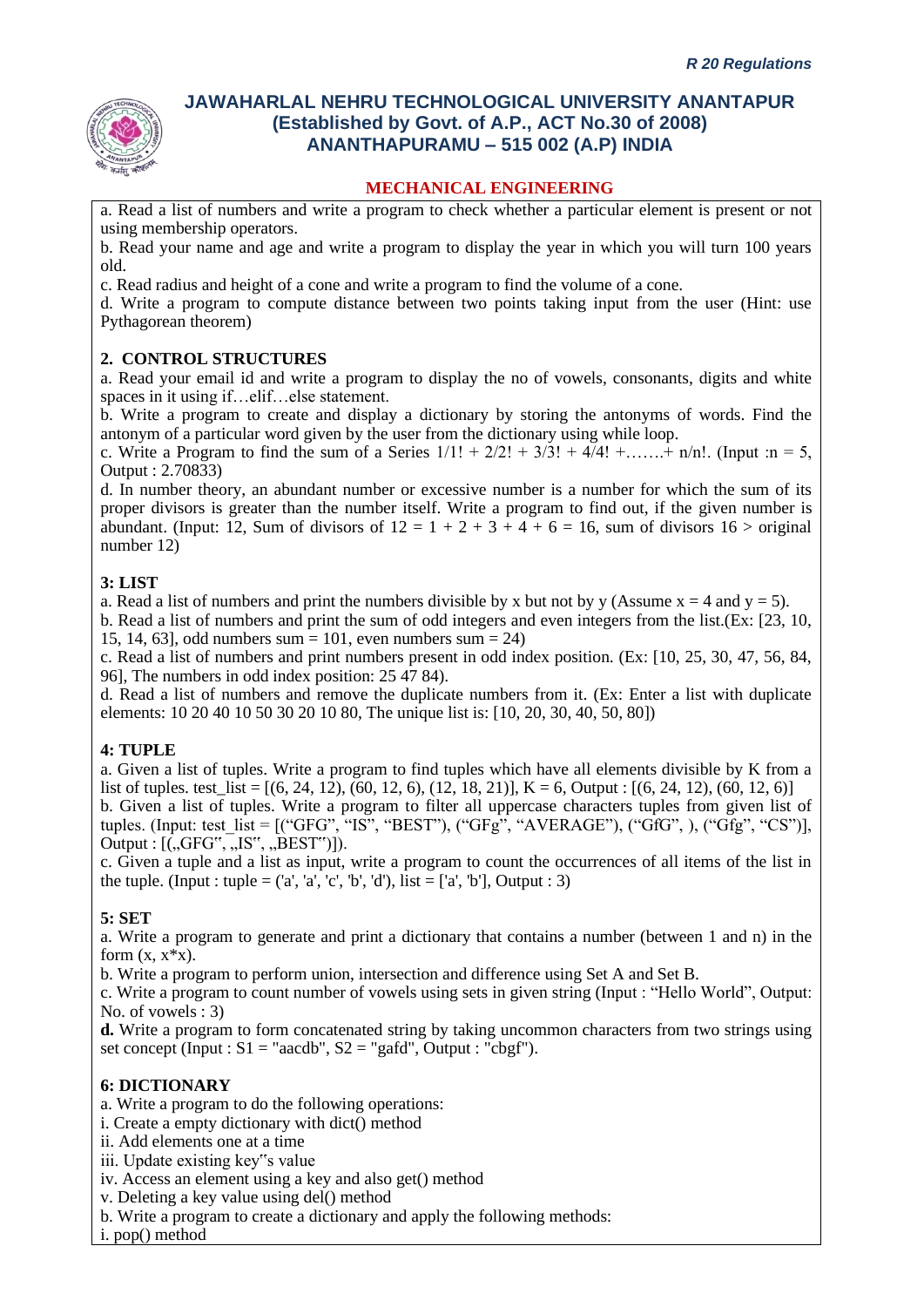## MECHANICAL ENGINEERING

a. Read a list of numbers and write a program to check whether a particular element is present or not using membership operators.

b. Read your name and age and write a program to display the year in which you will turn 100 years old.

c. Read radius and height of a cone and write a program to find the volume of a cone.

d. Write a program to compute distance between two points taking input from the user (Hint: use Pythagorean theorem)

### 2. CONTROL STRUCTURES

a. Read your email id and write a program to display the no of vowels, consonants, digits and white spaces in it using if…elif…else statement.

b. Write a program to create and display a dictionary by storing the antonyms of words. Find the antonym of a particular word given by the user from the dictionary using while loop.

c. Write a Program to find the sum of a Series 1/1! + 2/2! + 3/3! + 4/4! +…….+ n/n!. (Input :n = 5, Output : 2.70833)

d. In number theory, an abundant number or excessive number is a number for which the sum of its proper divisors is greater than the number itself. Write a program to find out, if the given number is abundant. (Input: 12, Sum of divisors of 12 = 1 + 2 + 3 + 4 + 6 = 16, sum of divisors 16 > original number 12)

### 3: LIST

a. Read a list of numbers and print the numbers divisible by x but not by y (Assume x = 4 and y = 5).

b. Read a list of numbers and print the sum of odd integers and even integers from the list.(Ex: [23, 10, 15, 14, 63], odd numbers sum = 101, even numbers sum = 24)

c. Read a list of numbers and print numbers present in odd index position. (Ex: [10, 25, 30, 47, 56, 84, 96], The numbers in odd index position: 25 47 84).

d. Read a list of numbers and remove the duplicate numbers from it. (Ex: Enter a list with duplicate elements: 10 20 40 10 50 30 20 10 80, The unique list is: [10, 20, 30, 40, 50, 80])

### 4: TUPLE

a. Given a list of tuples. Write a program to find tuples which have all elements divisible by K from a list of tuples. test_list = [(6, 24, 12), (60, 12, 6), (12, 18, 21)], K = 6, Output : [(6, 24, 12), (60, 12, 6)]

b. Given a list of tuples. Write a program to filter all uppercase characters tuples from given list of tuples. (Input: test_list = [("GFG", "IS", "BEST"), ("GFg", "AVERAGE"), ("GfG", ), ("Gfg", "CS")], Output : [(„GFG", „IS", „BEST")]).

c. Given a tuple and a list as input, write a program to count the occurrences of all items of the list in the tuple. (Input : tuple = ('a', 'a', 'c', 'b', 'd'), list = ['a', 'b'], Output : 3)

### 5: SET

a. Write a program to generate and print a dictionary that contains a number (between 1 and n) in the form (x, x*x).

b. Write a program to perform union, intersection and difference using Set A and Set B.

c. Write a program to count number of vowels using sets in given string (Input : "Hello World", Output: No. of vowels : 3)

**d.** Write a program to form concatenated string by taking uncommon characters from two strings using set concept (Input : S1 = "aacdb", S2 = "gafd", Output : "cbgf").

### 6: DICTIONARY

a. Write a program to do the following operations:

i. Create a empty dictionary with dict() method

ii. Add elements one at a time

iii. Update existing key"s value

iv. Access an element using a key and also get() method

v. Deleting a key value using del() method

b. Write a program to create a dictionary and apply the following methods:

i. pop() method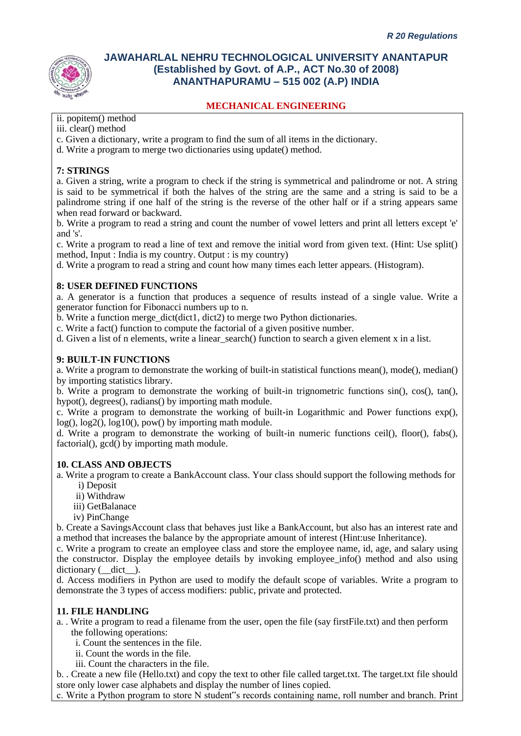## MECHANICAL ENGINEERING

ii. popitem() method
iii. clear() method
c. Given a dictionary, write a program to find the sum of all items in the dictionary.
d. Write a program to merge two dictionaries using update() method.

**7: STRINGS**

a. Given a string, write a program to check if the string is symmetrical and palindrome or not. A string is said to be symmetrical if both the halves of the string are the same and a string is said to be a palindrome string if one half of the string is the reverse of the other half or if a string appears same when read forward or backward.
b. Write a program to read a string and count the number of vowel letters and print all letters except 'e' and 's'.
c. Write a program to read a line of text and remove the initial word from given text. (Hint: Use split() method, Input : India is my country. Output : is my country)
d. Write a program to read a string and count how many times each letter appears. (Histogram).

**8: USER DEFINED FUNCTIONS**

a. A generator is a function that produces a sequence of results instead of a single value. Write a generator function for Fibonacci numbers up to n.
b. Write a function merge_dict(dict1, dict2) to merge two Python dictionaries.
c. Write a fact() function to compute the factorial of a given positive number.
d. Given a list of n elements, write a linear_search() function to search a given element x in a list.

**9: BUILT-IN FUNCTIONS**

a. Write a program to demonstrate the working of built-in statistical functions mean(), mode(), median() by importing statistics library.
b. Write a program to demonstrate the working of built-in trignometric functions sin(), cos(), tan(), hypot(), degrees(), radians() by importing math module.
c. Write a program to demonstrate the working of built-in Logarithmic and Power functions exp(), log(), log2(), log10(), pow() by importing math module.
d. Write a program to demonstrate the working of built-in numeric functions ceil(), floor(), fabs(), factorial(), gcd() by importing math module.

**10. CLASS AND OBJECTS**

a. Write a program to create a BankAccount class. Your class should support the following methods for
  i) Deposit
  ii) Withdraw
  iii) GetBalanace
  iv) PinChange

b. Create a SavingsAccount class that behaves just like a BankAccount, but also has an interest rate and a method that increases the balance by the appropriate amount of interest (Hint:use Inheritance).
c. Write a program to create an employee class and store the employee name, id, age, and salary using the constructor. Display the employee details by invoking employee_info() method and also using dictionary (__dict__).
d. Access modifiers in Python are used to modify the default scope of variables. Write a program to demonstrate the 3 types of access modifiers: public, private and protected.

**11. FILE HANDLING**

a. . Write a program to read a filename from the user, open the file (say firstFile.txt) and then perform the following operations:
  i. Count the sentences in the file.
  ii. Count the words in the file.
  iii. Count the characters in the file.

b. . Create a new file (Hello.txt) and copy the text to other file called target.txt. The target.txt file should store only lower case alphabets and display the number of lines copied.
c. Write a Python program to store N student"s records containing name, roll number and branch. Print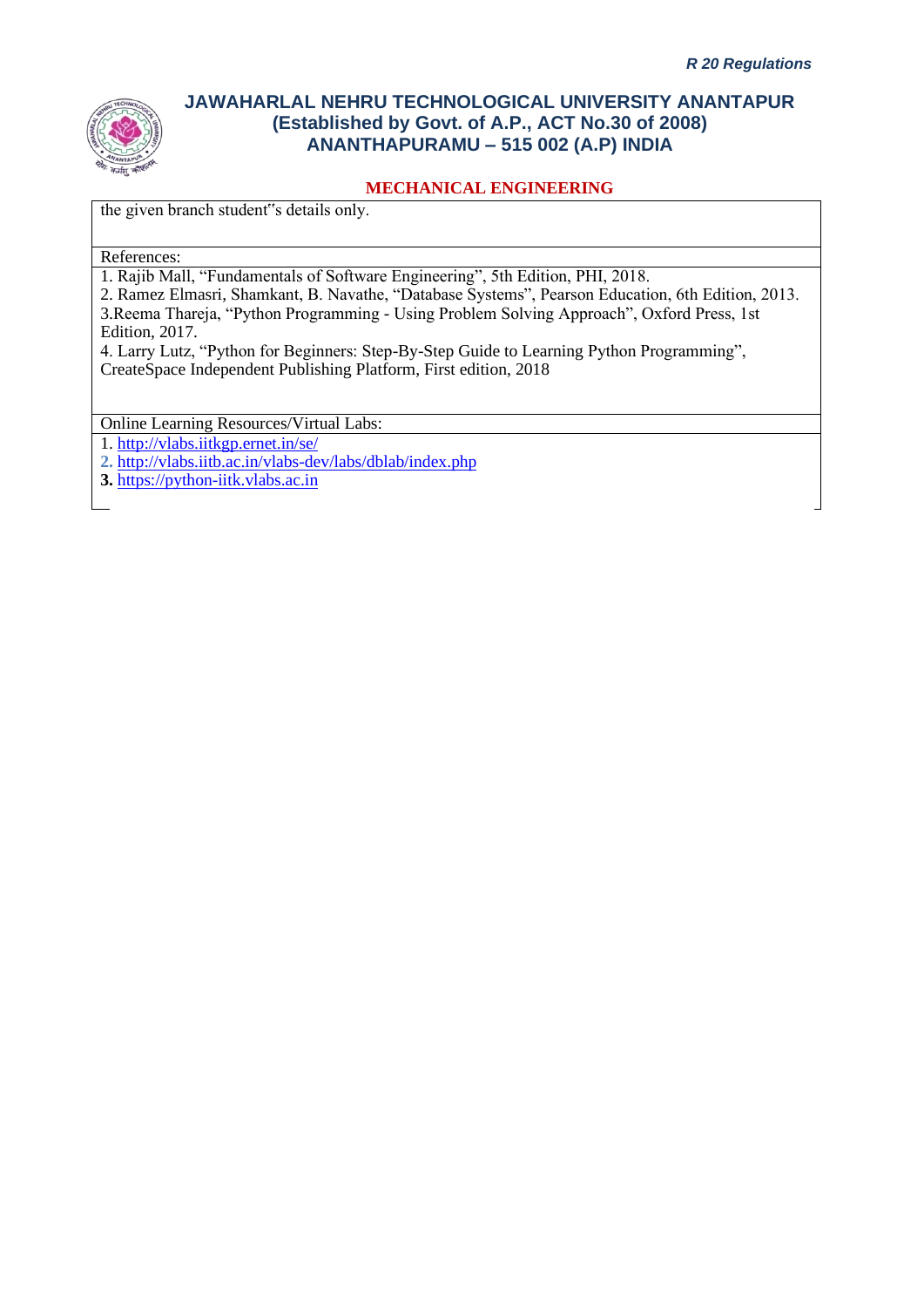the given branch student"s details only.

References:

1. Rajib Mall, "Fundamentals of Software Engineering", 5th Edition, PHI, 2018.
2. Ramez Elmasri, Shamkant, B. Navathe, "Database Systems", Pearson Education, 6th Edition, 2013.
3. Reema Thareja, "Python Programming - Using Problem Solving Approach", Oxford Press, 1st Edition, 2017.
4. Larry Lutz, "Python for Beginners: Step-By-Step Guide to Learning Python Programming", CreateSpace Independent Publishing Platform, First edition, 2018

Online Learning Resources/Virtual Labs:

1. http://vlabs.iitkgp.ernet.in/se/
2. http://vlabs.iitb.ac.in/vlabs-dev/labs/dblab/index.php
3. https://python-iitk.vlabs.ac.in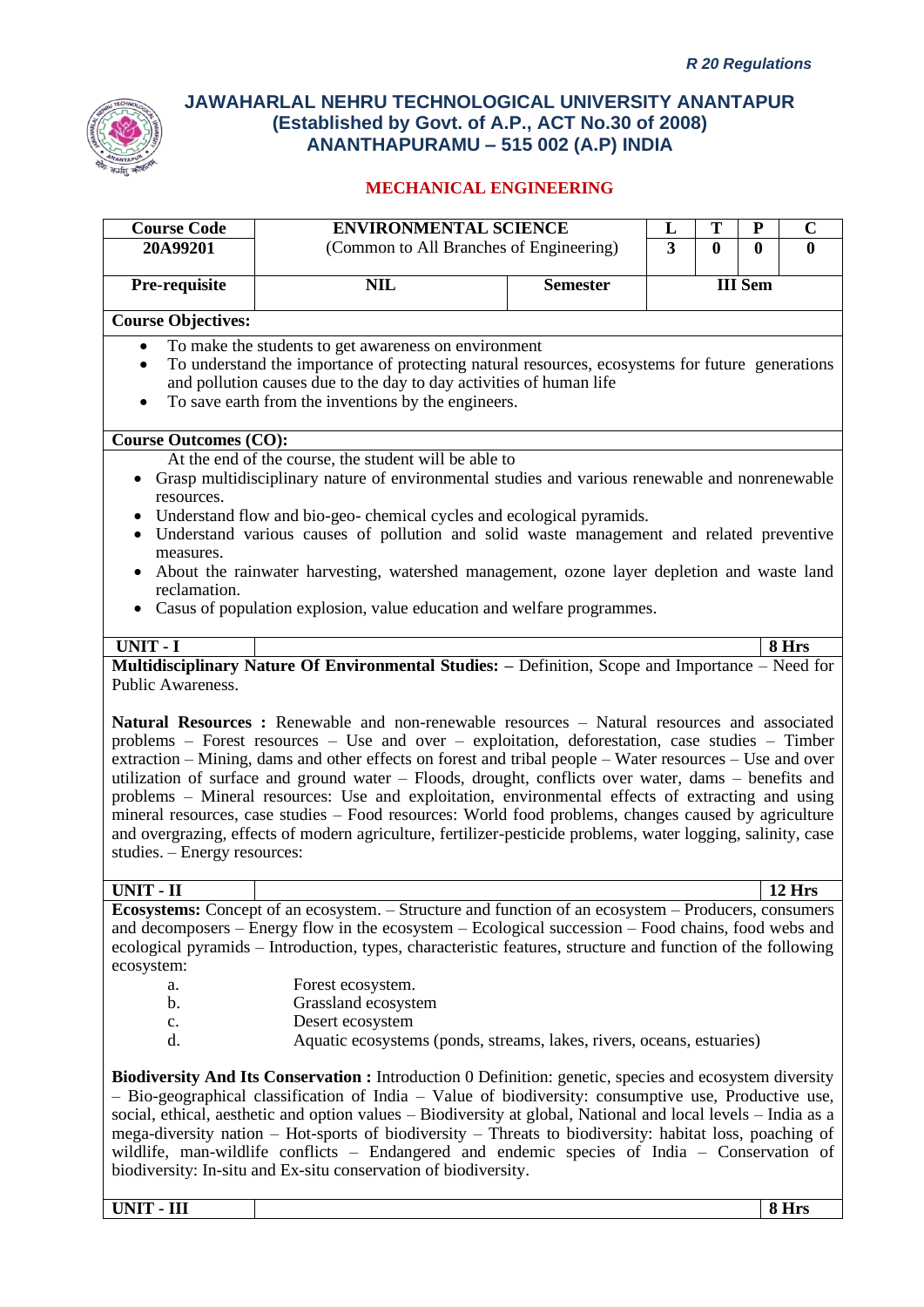*R 20 Regulations*

# JAWAHARLAL NEHRU TECHNOLOGICAL UNIVERSITY ANANTAPUR
## (Established by Govt. of A.P., ACT No.30 of 2008)
## ANANTHAPURAMU – 515 002 (A.P) INDIA

### MECHANICAL ENGINEERING

| Course Code | ENVIRONMENTAL SCIENCE (Common to All Branches of Engineering) | | L | T | P | C |
|---|---|---|---|---|---|---|
| 20A99201 | | | 3 | 0 | 0 | 0 |
| Pre-requisite | NIL | Semester | III Sem | | | |

**Course Objectives:**

- To make the students to get awareness on environment
- To understand the importance of protecting natural resources, ecosystems for future generations and pollution causes due to the day to day activities of human life
- To save earth from the inventions by the engineers.

**Course Outcomes (CO):**

At the end of the course, the student will be able to

- Grasp multidisciplinary nature of environmental studies and various renewable and nonrenewable resources.
- Understand flow and bio-geo- chemical cycles and ecological pyramids.
- Understand various causes of pollution and solid waste management and related preventive measures.
- About the rainwater harvesting, watershed management, ozone layer depletion and waste land reclamation.
- Casus of population explosion, value education and welfare programmes.

**UNIT - I** **8 Hrs**

**Multidisciplinary Nature Of Environmental Studies: –** Definition, Scope and Importance – Need for Public Awareness.

**Natural Resources :** Renewable and non-renewable resources – Natural resources and associated problems – Forest resources – Use and over – exploitation, deforestation, case studies – Timber extraction – Mining, dams and other effects on forest and tribal people – Water resources – Use and over utilization of surface and ground water – Floods, drought, conflicts over water, dams – benefits and problems – Mineral resources: Use and exploitation, environmental effects of extracting and using mineral resources, case studies – Food resources: World food problems, changes caused by agriculture and overgrazing, effects of modern agriculture, fertilizer-pesticide problems, water logging, salinity, case studies. – Energy resources:

**UNIT - II** **12 Hrs**

**Ecosystems:** Concept of an ecosystem. – Structure and function of an ecosystem – Producers, consumers and decomposers – Energy flow in the ecosystem – Ecological succession – Food chains, food webs and ecological pyramids – Introduction, types, characteristic features, structure and function of the following ecosystem:

a. Forest ecosystem.
b. Grassland ecosystem
c. Desert ecosystem
d. Aquatic ecosystems (ponds, streams, lakes, rivers, oceans, estuaries)

**Biodiversity And Its Conservation :** Introduction 0 Definition: genetic, species and ecosystem diversity – Bio-geographical classification of India – Value of biodiversity: consumptive use, Productive use, social, ethical, aesthetic and option values – Biodiversity at global, National and local levels – India as a mega-diversity nation – Hot-sports of biodiversity – Threats to biodiversity: habitat loss, poaching of wildlife, man-wildlife conflicts – Endangered and endemic species of India – Conservation of biodiversity: In-situ and Ex-situ conservation of biodiversity.

**UNIT - III** **8 Hrs**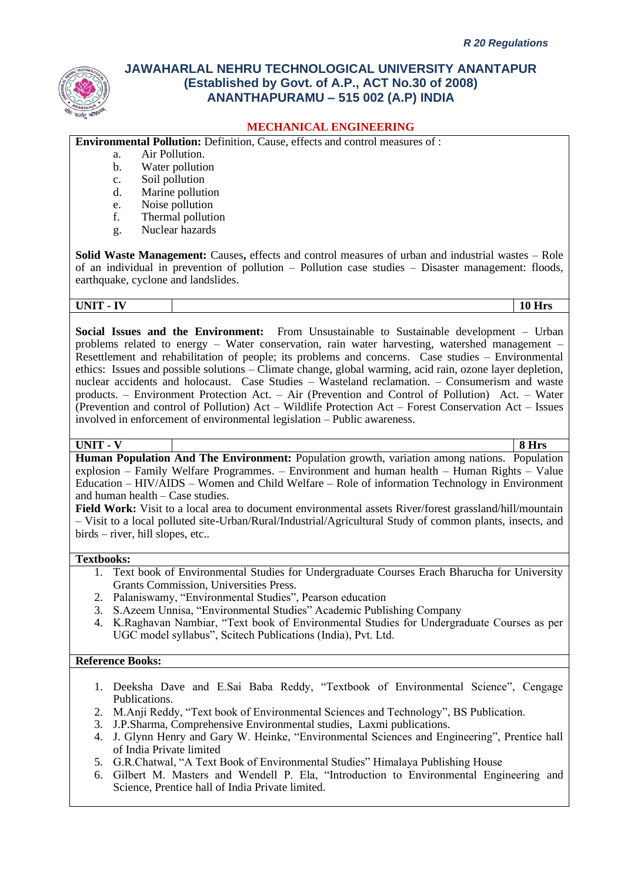**Environmental Pollution:** Definition, Cause, effects and control measures of :

a. Air Pollution.
b. Water pollution
c. Soil pollution
d. Marine pollution
e. Noise pollution
f. Thermal pollution
g. Nuclear hazards

**Solid Waste Management:** Causes**,** effects and control measures of urban and industrial wastes – Role of an individual in prevention of pollution – Pollution case studies – Disaster management: floods, earthquake, cyclone and landslides.

| **UNIT - IV** | | **10 Hrs** |
|---|---|---|

**Social Issues and the Environment:** From Unsustainable to Sustainable development – Urban problems related to energy – Water conservation, rain water harvesting, watershed management – Resettlement and rehabilitation of people; its problems and concerns. Case studies – Environmental ethics: Issues and possible solutions – Climate change, global warming, acid rain, ozone layer depletion, nuclear accidents and holocaust. Case Studies – Wasteland reclamation. – Consumerism and waste products. – Environment Protection Act. – Air (Prevention and Control of Pollution) Act. – Water (Prevention and control of Pollution) Act – Wildlife Protection Act – Forest Conservation Act – Issues involved in enforcement of environmental legislation – Public awareness.

| **UNIT - V** | | **8 Hrs** |
|---|---|---|

**Human Population And The Environment:** Population growth, variation among nations. Population explosion – Family Welfare Programmes. – Environment and human health – Human Rights – Value Education – HIV/AIDS – Women and Child Welfare – Role of information Technology in Environment and human health – Case studies.

**Field Work:** Visit to a local area to document environmental assets River/forest grassland/hill/mountain – Visit to a local polluted site-Urban/Rural/Industrial/Agricultural Study of common plants, insects, and birds – river, hill slopes, etc..

**Textbooks:**

1. Text book of Environmental Studies for Undergraduate Courses Erach Bharucha for University Grants Commission, Universities Press.
2. Palaniswamy, "Environmental Studies", Pearson education
3. S.Azeem Unnisa, "Environmental Studies" Academic Publishing Company
4. K.Raghavan Nambiar, "Text book of Environmental Studies for Undergraduate Courses as per UGC model syllabus", Scitech Publications (India), Pvt. Ltd.

**Reference Books:**

1. Deeksha Dave and E.Sai Baba Reddy, "Textbook of Environmental Science", Cengage Publications.
2. M.Anji Reddy, "Text book of Environmental Sciences and Technology", BS Publication.
3. J.P.Sharma, Comprehensive Environmental studies, Laxmi publications.
4. J. Glynn Henry and Gary W. Heinke, "Environmental Sciences and Engineering", Prentice hall of India Private limited
5. G.R.Chatwal, "A Text Book of Environmental Studies" Himalaya Publishing House
6. Gilbert M. Masters and Wendell P. Ela, "Introduction to Environmental Engineering and Science, Prentice hall of India Private limited.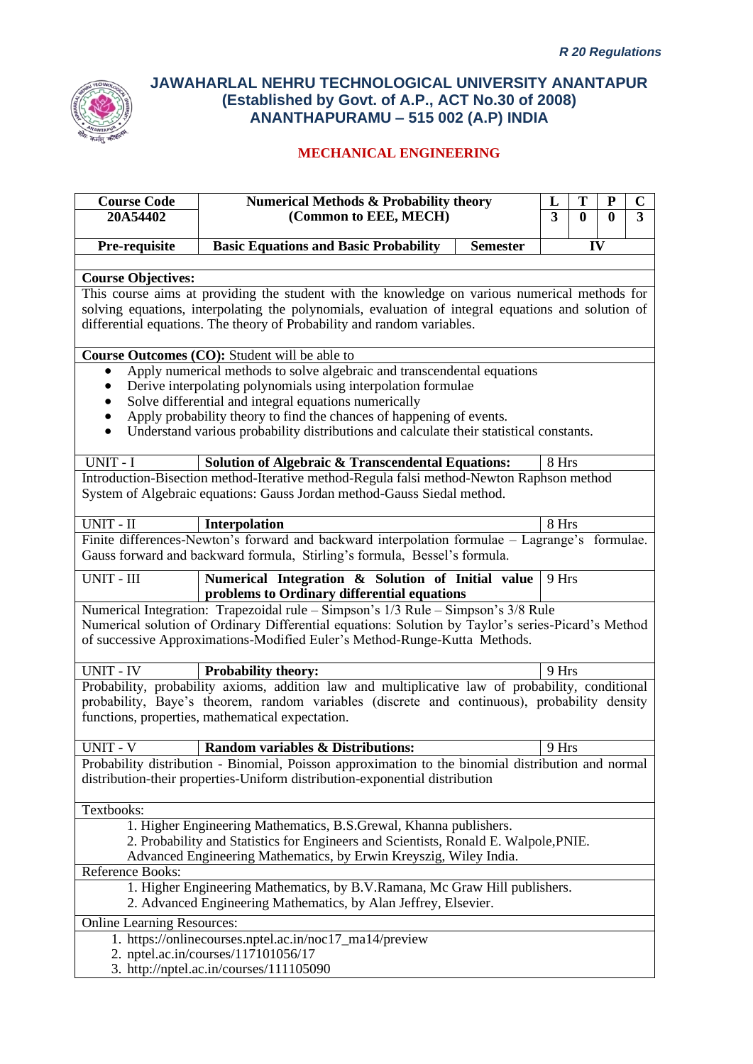*R 20 Regulations*

# JAWAHARLAL NEHRU TECHNOLOGICAL UNIVERSITY ANANTAPUR
## (Established by Govt. of A.P., ACT No.30 of 2008)
## ANANTHAPURAMU – 515 002 (A.P) INDIA

### MECHANICAL ENGINEERING

| Course Code | Numerical Methods & Probability theory | | L | T | P | C |
|---|---|---|---|---|---|---|
| 20A54402 | (Common to EEE, MECH) | | 3 | 0 | 0 | 3 |
| Pre-requisite | Basic Equations and Basic Probability | Semester | IV | | | |

**Course Objectives:**

This course aims at providing the student with the knowledge on various numerical methods for solving equations, interpolating the polynomials, evaluation of integral equations and solution of differential equations. The theory of Probability and random variables.

**Course Outcomes (CO):** Student will be able to

- Apply numerical methods to solve algebraic and transcendental equations
- Derive interpolating polynomials using interpolation formulae
- Solve differential and integral equations numerically
- Apply probability theory to find the chances of happening of events.
- Understand various probability distributions and calculate their statistical constants.

| UNIT - I | Solution of Algebraic & Transcendental Equations: | 8 Hrs |
|---|---|---|

Introduction-Bisection method-Iterative method-Regula falsi method-Newton Raphson method
System of Algebraic equations: Gauss Jordan method-Gauss Siedal method.

| UNIT - II | Interpolation | 8 Hrs |
|---|---|---|

Finite differences-Newton's forward and backward interpolation formulae – Lagrange's formulae. Gauss forward and backward formula, Stirling's formula, Bessel's formula.

| UNIT - III | Numerical Integration & Solution of Initial value problems to Ordinary differential equations | 9 Hrs |
|---|---|---|

Numerical Integration: Trapezoidal rule – Simpson's 1/3 Rule – Simpson's 3/8 Rule
Numerical solution of Ordinary Differential equations: Solution by Taylor's series-Picard's Method of successive Approximations-Modified Euler's Method-Runge-Kutta Methods.

| UNIT - IV | Probability theory: | 9 Hrs |
|---|---|---|

Probability, probability axioms, addition law and multiplicative law of probability, conditional probability, Baye's theorem, random variables (discrete and continuous), probability density functions, properties, mathematical expectation.

| UNIT - V | Random variables & Distributions: | 9 Hrs |
|---|---|---|

Probability distribution - Binomial, Poisson approximation to the binomial distribution and normal distribution-their properties-Uniform distribution-exponential distribution

Textbooks:

1. Higher Engineering Mathematics, B.S.Grewal, Khanna publishers.
2. Probability and Statistics for Engineers and Scientists, Ronald E. Walpole,PNIE.
   Advanced Engineering Mathematics, by Erwin Kreyszig, Wiley India.

Reference Books:

1. Higher Engineering Mathematics, by B.V.Ramana, Mc Graw Hill publishers.
2. Advanced Engineering Mathematics, by Alan Jeffrey, Elsevier.

Online Learning Resources:

1. https://onlinecourses.nptel.ac.in/noc17_ma14/preview
2. nptel.ac.in/courses/117101056/17
3. http://nptel.ac.in/courses/111105090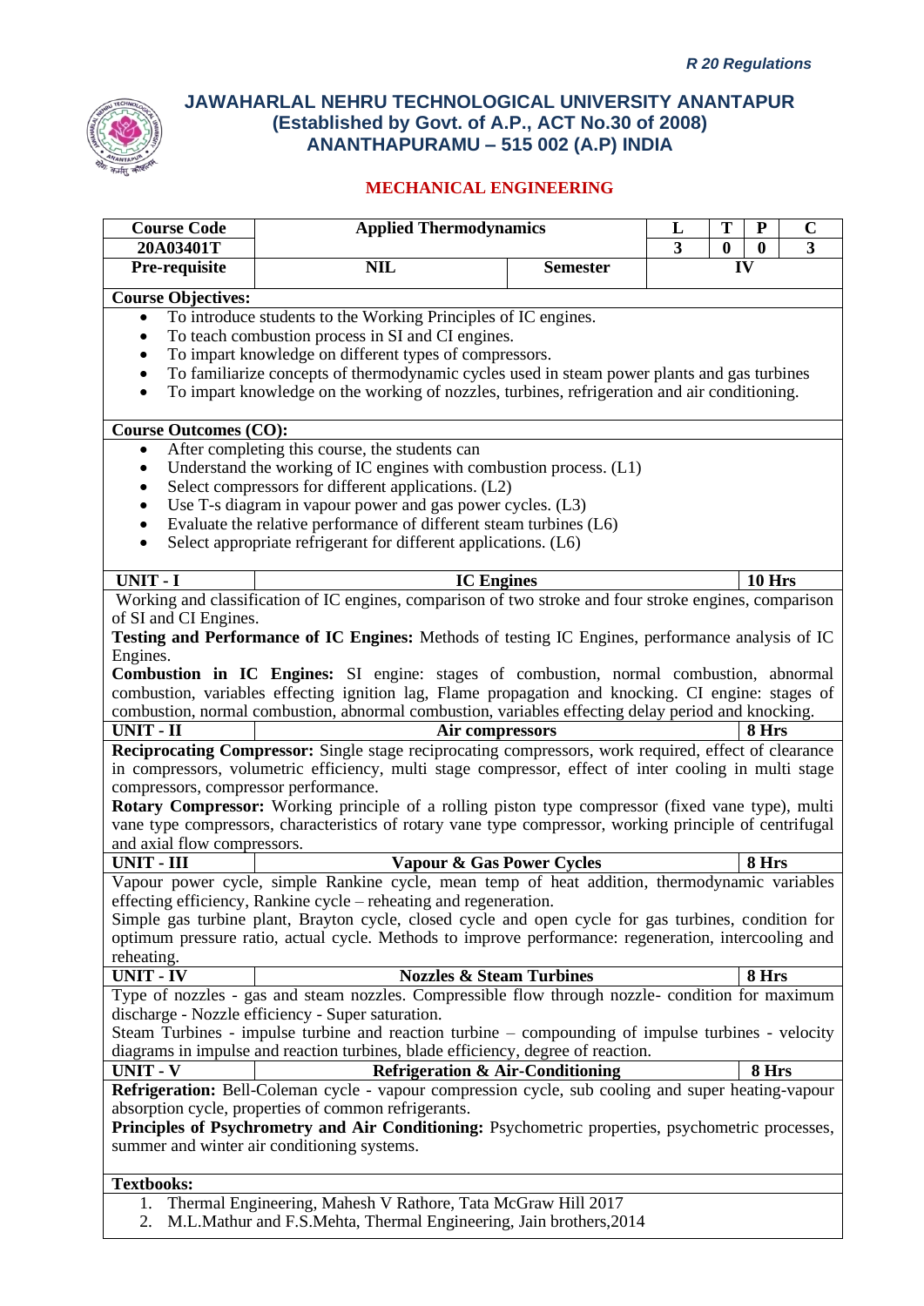*R 20 Regulations*

# JAWAHARLAL NEHRU TECHNOLOGICAL UNIVERSITY ANANTAPUR
## (Established by Govt. of A.P., ACT No.30 of 2008)
## ANANTHAPURAMU – 515 002 (A.P) INDIA

### MECHANICAL ENGINEERING

| Course Code | Applied Thermodynamics | | L | T | P | C |
|---|---|---|---|---|---|---|
| 20A03401T | | | 3 | 0 | 0 | 3 |
| Pre-requisite | NIL | Semester | IV | | | |

**Course Objectives:**

- To introduce students to the Working Principles of IC engines.
- To teach combustion process in SI and CI engines.
- To impart knowledge on different types of compressors.
- To familiarize concepts of thermodynamic cycles used in steam power plants and gas turbines
- To impart knowledge on the working of nozzles, turbines, refrigeration and air conditioning.

**Course Outcomes (CO):**

- After completing this course, the students can
- Understand the working of IC engines with combustion process. (L1)
- Select compressors for different applications. (L2)
- Use T-s diagram in vapour power and gas power cycles. (L3)
- Evaluate the relative performance of different steam turbines (L6)
- Select appropriate refrigerant for different applications. (L6)

| UNIT - I | IC Engines | 10 Hrs |
|---|---|---|

Working and classification of IC engines, comparison of two stroke and four stroke engines, comparison of SI and CI Engines.

**Testing and Performance of IC Engines:** Methods of testing IC Engines, performance analysis of IC Engines.

**Combustion in IC Engines:** SI engine: stages of combustion, normal combustion, abnormal combustion, variables effecting ignition lag, Flame propagation and knocking. CI engine: stages of combustion, normal combustion, abnormal combustion, variables effecting delay period and knocking.

| UNIT - II | Air compressors | 8 Hrs |
|---|---|---|

**Reciprocating Compressor:** Single stage reciprocating compressors, work required, effect of clearance in compressors, volumetric efficiency, multi stage compressor, effect of inter cooling in multi stage compressors, compressor performance.

**Rotary Compressor:** Working principle of a rolling piston type compressor (fixed vane type), multi vane type compressors, characteristics of rotary vane type compressor, working principle of centrifugal and axial flow compressors.

| UNIT - III | Vapour & Gas Power Cycles | 8 Hrs |
|---|---|---|

Vapour power cycle, simple Rankine cycle, mean temp of heat addition, thermodynamic variables effecting efficiency, Rankine cycle – reheating and regeneration.

Simple gas turbine plant, Brayton cycle, closed cycle and open cycle for gas turbines, condition for optimum pressure ratio, actual cycle. Methods to improve performance: regeneration, intercooling and reheating.

| UNIT - IV | Nozzles & Steam Turbines | 8 Hrs |
|---|---|---|

Type of nozzles - gas and steam nozzles. Compressible flow through nozzle- condition for maximum discharge - Nozzle efficiency - Super saturation.

Steam Turbines - impulse turbine and reaction turbine – compounding of impulse turbines - velocity diagrams in impulse and reaction turbines, blade efficiency, degree of reaction.

| UNIT - V | Refrigeration & Air-Conditioning | 8 Hrs |
|---|---|---|

**Refrigeration:** Bell-Coleman cycle - vapour compression cycle, sub cooling and super heating-vapour absorption cycle, properties of common refrigerants.

**Principles of Psychrometry and Air Conditioning:** Psychometric properties, psychometric processes, summer and winter air conditioning systems.

**Textbooks:**

1. Thermal Engineering, Mahesh V Rathore, Tata McGraw Hill 2017
2. M.L.Mathur and F.S.Mehta, Thermal Engineering, Jain brothers,2014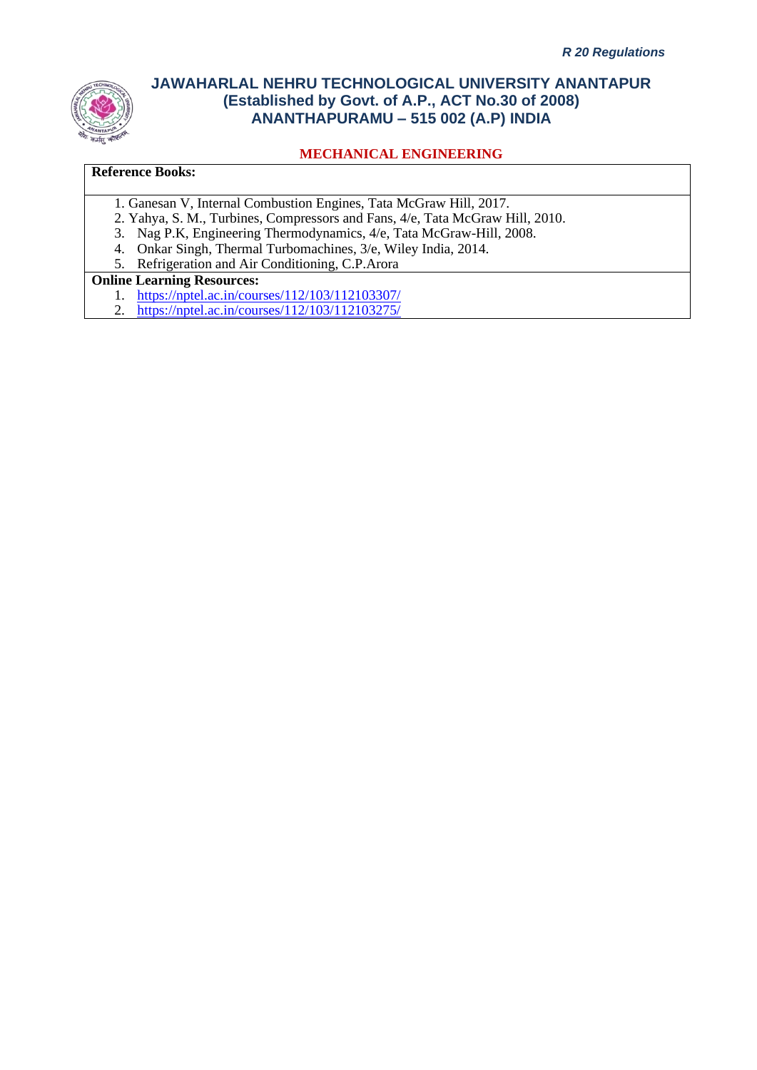**Reference Books:**

1. Ganesan V, Internal Combustion Engines, Tata McGraw Hill, 2017.
2. Yahya, S. M., Turbines, Compressors and Fans, 4/e, Tata McGraw Hill, 2010.
3. Nag P.K, Engineering Thermodynamics, 4/e, Tata McGraw-Hill, 2008.
4. Onkar Singh, Thermal Turbomachines, 3/e, Wiley India, 2014.
5. Refrigeration and Air Conditioning, C.P.Arora

**Online Learning Resources:**

1. https://nptel.ac.in/courses/112/103/112103307/
2. https://nptel.ac.in/courses/112/103/112103275/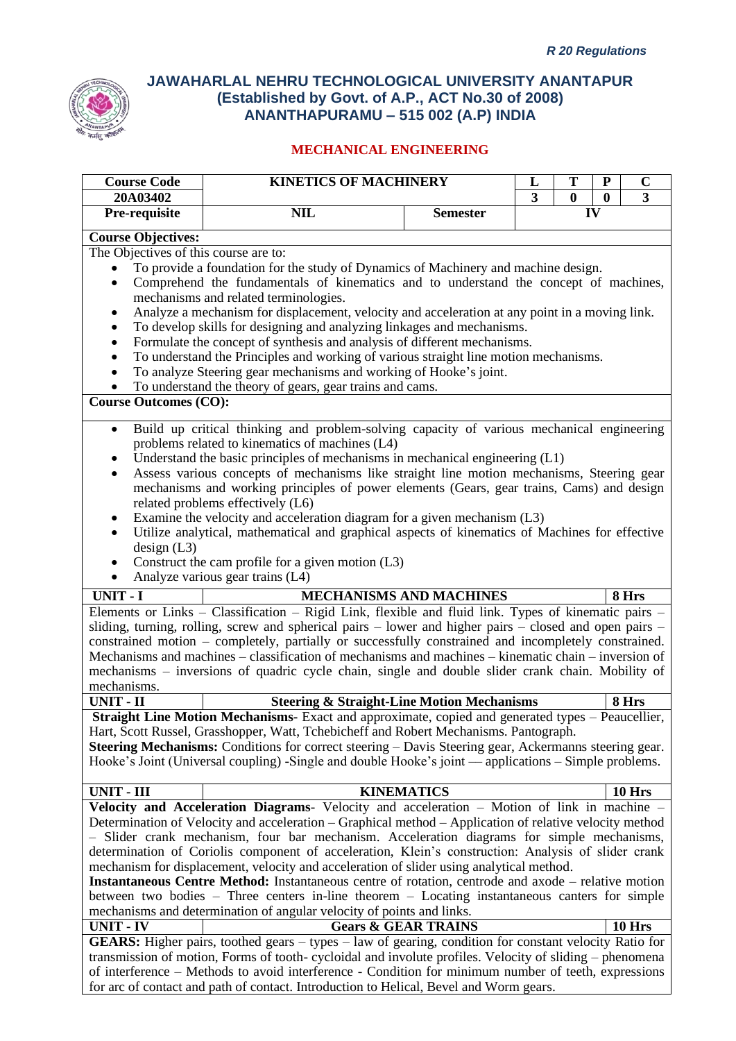*R 20 Regulations*

**JAWAHARLAL NEHRU TECHNOLOGICAL UNIVERSITY ANANTAPUR**
**(Established by Govt. of A.P., ACT No.30 of 2008)**
**ANANTHAPURAMU – 515 002 (A.P) INDIA**

## MECHANICAL ENGINEERING

| Course Code | KINETICS OF MACHINERY | | L | T | P | C |
|---|---|---|---|---|---|---|
| 20A03402 | | | 3 | 0 | 0 | 3 |
| Pre-requisite | NIL | Semester | IV | | | |

**Course Objectives:**

The Objectives of this course are to:

- To provide a foundation for the study of Dynamics of Machinery and machine design.
- Comprehend the fundamentals of kinematics and to understand the concept of machines, mechanisms and related terminologies.
- Analyze a mechanism for displacement, velocity and acceleration at any point in a moving link.
- To develop skills for designing and analyzing linkages and mechanisms.
- Formulate the concept of synthesis and analysis of different mechanisms.
- To understand the Principles and working of various straight line motion mechanisms.
- To analyze Steering gear mechanisms and working of Hooke's joint.
- To understand the theory of gears, gear trains and cams.

**Course Outcomes (CO):**

- Build up critical thinking and problem-solving capacity of various mechanical engineering problems related to kinematics of machines (L4)
- Understand the basic principles of mechanisms in mechanical engineering (L1)
- Assess various concepts of mechanisms like straight line motion mechanisms, Steering gear mechanisms and working principles of power elements (Gears, gear trains, Cams) and design related problems effectively (L6)
- Examine the velocity and acceleration diagram for a given mechanism (L3)
- Utilize analytical, mathematical and graphical aspects of kinematics of Machines for effective design (L3)
- Construct the cam profile for a given motion (L3)
- Analyze various gear trains (L4)

| UNIT - I | MECHANISMS AND MACHINES | 8 Hrs |
|---|---|---|

Elements or Links – Classification – Rigid Link, flexible and fluid link. Types of kinematic pairs – sliding, turning, rolling, screw and spherical pairs – lower and higher pairs – closed and open pairs – constrained motion – completely, partially or successfully constrained and incompletely constrained. Mechanisms and machines – classification of mechanisms and machines – kinematic chain – inversion of mechanisms – inversions of quadric cycle chain, single and double slider crank chain. Mobility of mechanisms.

| UNIT - II | Steering & Straight-Line Motion Mechanisms | 8 Hrs |
|---|---|---|

**Straight Line Motion Mechanisms**- Exact and approximate, copied and generated types – Peaucellier, Hart, Scott Russel, Grasshopper, Watt, Tchebicheff and Robert Mechanisms. Pantograph.

**Steering Mechanisms:** Conditions for correct steering – Davis Steering gear, Ackermanns steering gear. Hooke's Joint (Universal coupling) -Single and double Hooke's joint — applications – Simple problems.

| UNIT - III | KINEMATICS | 10 Hrs |
|---|---|---|

**Velocity and Acceleration Diagrams**- Velocity and acceleration – Motion of link in machine – Determination of Velocity and acceleration – Graphical method – Application of relative velocity method – Slider crank mechanism, four bar mechanism. Acceleration diagrams for simple mechanisms, determination of Coriolis component of acceleration, Klein's construction: Analysis of slider crank mechanism for displacement, velocity and acceleration of slider using analytical method.

**Instantaneous Centre Method:** Instantaneous centre of rotation, centrode and axode – relative motion between two bodies – Three centers in-line theorem – Locating instantaneous canters for simple mechanisms and determination of angular velocity of points and links.

| UNIT - IV | Gears & GEAR TRAINS | 10 Hrs |
|---|---|---|

**GEARS:** Higher pairs, toothed gears – types – law of gearing, condition for constant velocity Ratio for transmission of motion, Forms of tooth- cycloidal and involute profiles. Velocity of sliding – phenomena of interference – Methods to avoid interference - Condition for minimum number of teeth, expressions for arc of contact and path of contact. Introduction to Helical, Bevel and Worm gears.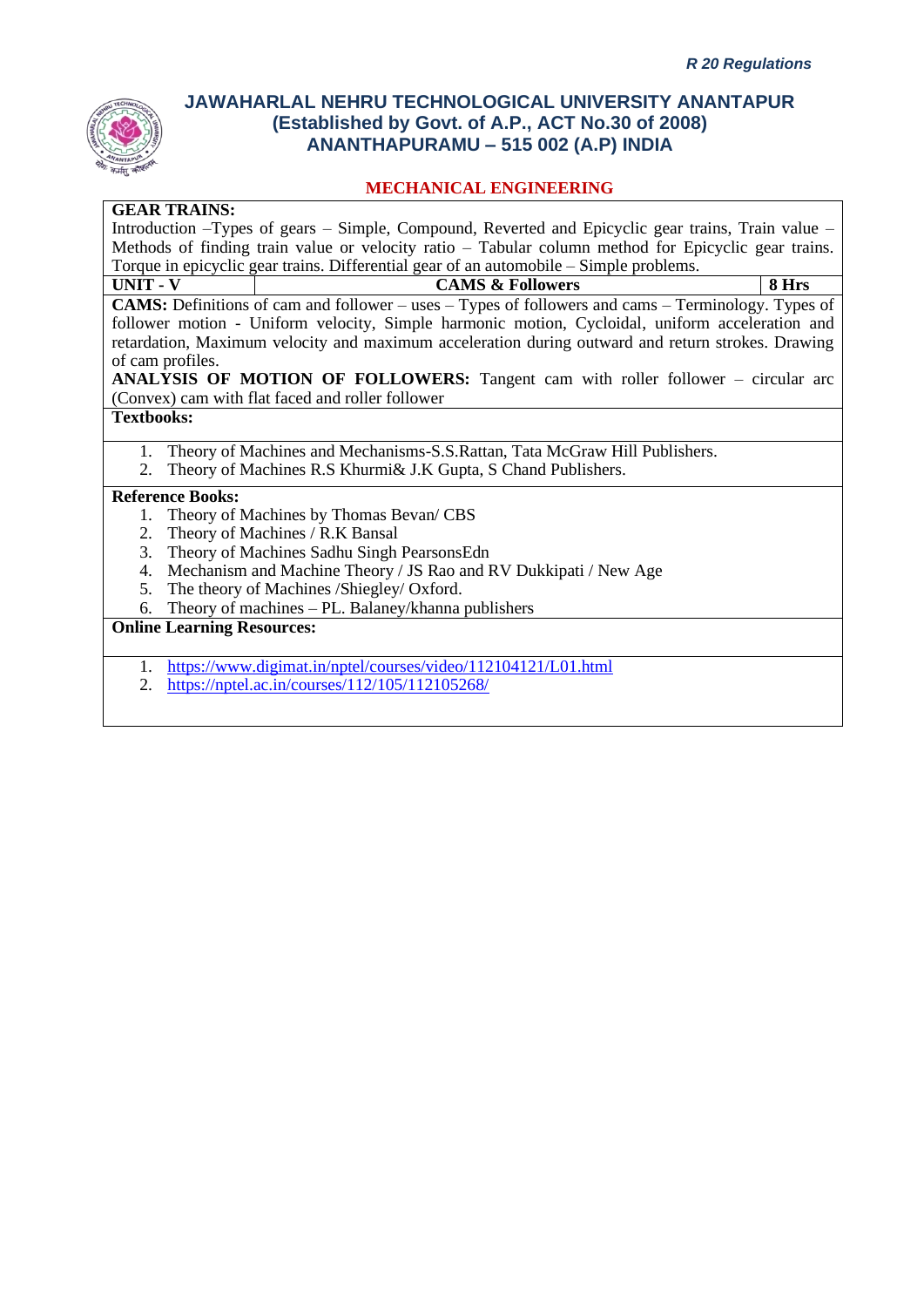**GEAR TRAINS:**
Introduction –Types of gears – Simple, Compound, Reverted and Epicyclic gear trains, Train value – Methods of finding train value or velocity ratio – Tabular column method for Epicyclic gear trains. Torque in epicyclic gear trains. Differential gear of an automobile – Simple problems.

| UNIT - V | CAMS & Followers | 8 Hrs |
|---|---|---|

**CAMS:** Definitions of cam and follower – uses – Types of followers and cams – Terminology. Types of follower motion - Uniform velocity, Simple harmonic motion, Cycloidal, uniform acceleration and retardation, Maximum velocity and maximum acceleration during outward and return strokes. Drawing of cam profiles.

**ANALYSIS OF MOTION OF FOLLOWERS:** Tangent cam with roller follower – circular arc (Convex) cam with flat faced and roller follower

**Textbooks:**

1. Theory of Machines and Mechanisms-S.S.Rattan, Tata McGraw Hill Publishers.
2. Theory of Machines R.S Khurmi& J.K Gupta, S Chand Publishers.

**Reference Books:**

1. Theory of Machines by Thomas Bevan/ CBS
2. Theory of Machines / R.K Bansal
3. Theory of Machines Sadhu Singh PearsonsEdn
4. Mechanism and Machine Theory / JS Rao and RV Dukkipati / New Age
5. The theory of Machines /Shiegley/ Oxford.
6. Theory of machines – PL. Balaney/khanna publishers

**Online Learning Resources:**

1. https://www.digimat.in/nptel/courses/video/112104121/L01.html
2. https://nptel.ac.in/courses/112/105/112105268/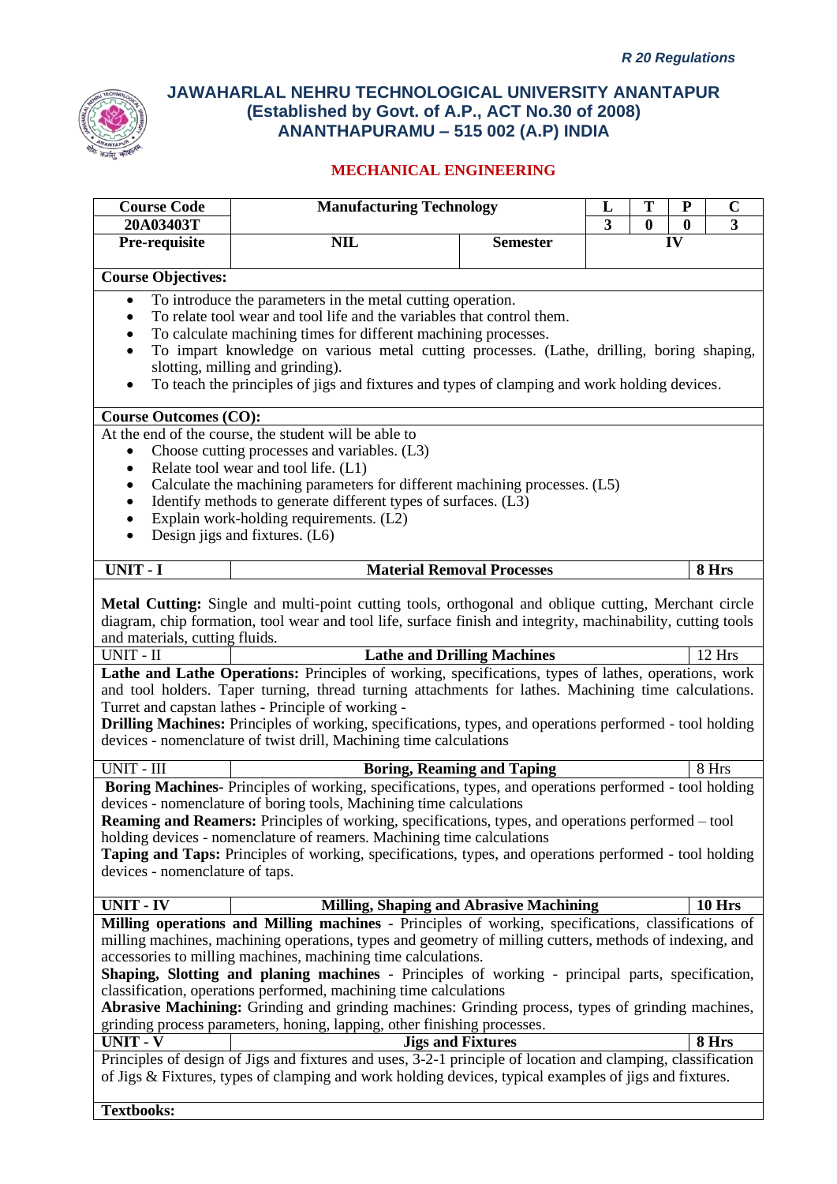*R 20 Regulations*

# JAWAHARLAL NEHRU TECHNOLOGICAL UNIVERSITY ANANTAPUR
## (Established by Govt. of A.P., ACT No.30 of 2008)
## ANANTHAPURAMU – 515 002 (A.P) INDIA

### MECHANICAL ENGINEERING

| Course Code | Manufacturing Technology | | L | T | P | C |
|---|---|---|---|---|---|---|
| 20A03403T | | | 3 | 0 | 0 | 3 |
| Pre-requisite | NIL | Semester | IV | | | |

**Course Objectives:**

- To introduce the parameters in the metal cutting operation.
- To relate tool wear and tool life and the variables that control them.
- To calculate machining times for different machining processes.
- To impart knowledge on various metal cutting processes. (Lathe, drilling, boring shaping, slotting, milling and grinding).
- To teach the principles of jigs and fixtures and types of clamping and work holding devices.

**Course Outcomes (CO):**

At the end of the course, the student will be able to

- Choose cutting processes and variables. (L3)
- Relate tool wear and tool life. (L1)
- Calculate the machining parameters for different machining processes. (L5)
- Identify methods to generate different types of surfaces. (L3)
- Explain work-holding requirements. (L2)
- Design jigs and fixtures. (L6)

| **UNIT - I** | **Material Removal Processes** | **8 Hrs** |
|---|---|---|

**Metal Cutting:** Single and multi-point cutting tools, orthogonal and oblique cutting, Merchant circle diagram, chip formation, tool wear and tool life, surface finish and integrity, machinability, cutting tools and materials, cutting fluids.

| UNIT - II | **Lathe and Drilling Machines** | 12 Hrs |
|---|---|---|

**Lathe and Lathe Operations:** Principles of working, specifications, types of lathes, operations, work and tool holders. Taper turning, thread turning attachments for lathes. Machining time calculations. Turret and capstan lathes - Principle of working -

**Drilling Machines:** Principles of working, specifications, types, and operations performed - tool holding devices - nomenclature of twist drill, Machining time calculations

| UNIT - III | **Boring, Reaming and Taping** | 8 Hrs |
|---|---|---|

**Boring Machines**- Principles of working, specifications, types, and operations performed - tool holding devices - nomenclature of boring tools, Machining time calculations

**Reaming and Reamers:** Principles of working, specifications, types, and operations performed – tool holding devices - nomenclature of reamers. Machining time calculations

**Taping and Taps:** Principles of working, specifications, types, and operations performed - tool holding devices - nomenclature of taps.

| **UNIT - IV** | **Milling, Shaping and Abrasive Machining** | **10 Hrs** |
|---|---|---|

**Milling operations and Milling machines** - Principles of working, specifications, classifications of milling machines, machining operations, types and geometry of milling cutters, methods of indexing, and accessories to milling machines, machining time calculations.

**Shaping, Slotting and planing machines** - Principles of working - principal parts, specification, classification, operations performed, machining time calculations

**Abrasive Machining:** Grinding and grinding machines: Grinding process, types of grinding machines, grinding process parameters, honing, lapping, other finishing processes.

| **UNIT - V** | **Jigs and Fixtures** | **8 Hrs** |
|---|---|---|

Principles of design of Jigs and fixtures and uses, 3-2-1 principle of location and clamping, classification of Jigs & Fixtures, types of clamping and work holding devices, typical examples of jigs and fixtures.

**Textbooks:**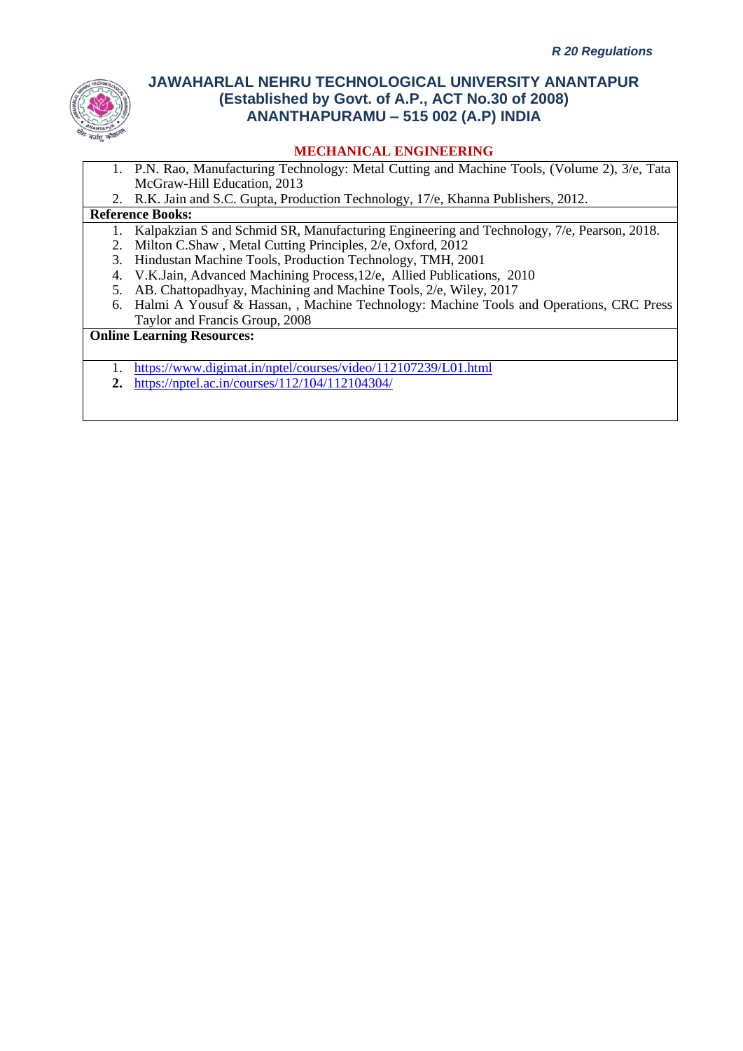1. P.N. Rao, Manufacturing Technology: Metal Cutting and Machine Tools, (Volume 2), 3/e, Tata McGraw-Hill Education, 2013
2. R.K. Jain and S.C. Gupta, Production Technology, 17/e, Khanna Publishers, 2012.

**Reference Books:**

1. Kalpakzian S and Schmid SR, Manufacturing Engineering and Technology, 7/e, Pearson, 2018.
2. Milton C.Shaw , Metal Cutting Principles, 2/e, Oxford, 2012
3. Hindustan Machine Tools, Production Technology, TMH, 2001
4. V.K.Jain, Advanced Machining Process,12/e, Allied Publications, 2010
5. AB. Chattopadhyay, Machining and Machine Tools, 2/e, Wiley, 2017
6. Halmi A Yousuf & Hassan, , Machine Technology: Machine Tools and Operations, CRC Press Taylor and Francis Group, 2008

**Online Learning Resources:**

1. https://www.digimat.in/nptel/courses/video/112107239/L01.html
2. https://nptel.ac.in/courses/112/104/112104304/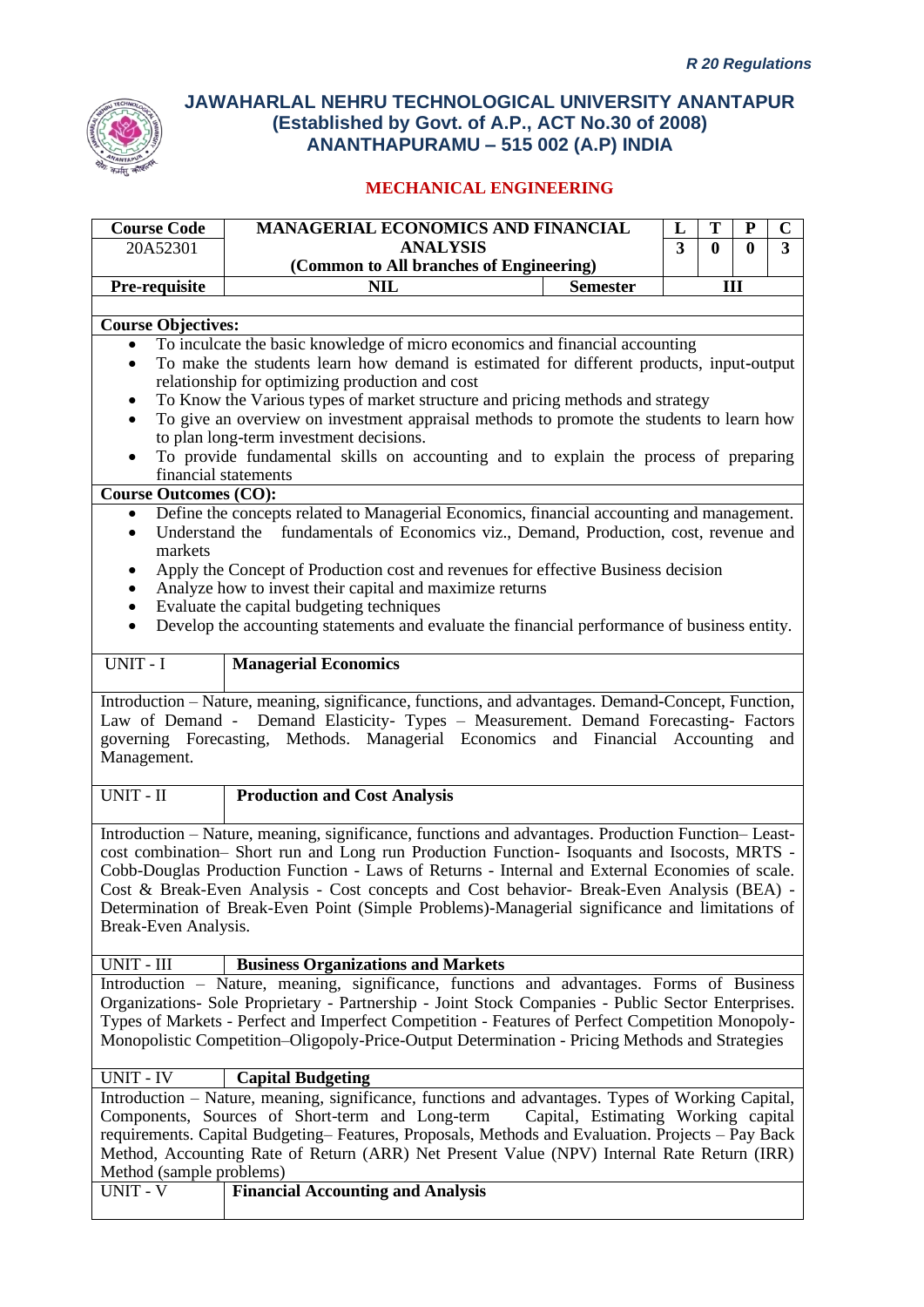*R 20 Regulations*

# JAWAHARLAL NEHRU TECHNOLOGICAL UNIVERSITY ANANTAPUR
## (Established by Govt. of A.P., ACT No.30 of 2008)
## ANANTHAPURAMU – 515 002 (A.P) INDIA

### MECHANICAL ENGINEERING

| Course Code | MANAGERIAL ECONOMICS AND FINANCIAL ANALYSIS | | L | T | P | C |
|---|---|---|---|---|---|---|
| 20A52301 | (Common to All branches of Engineering) | | 3 | 0 | 0 | 3 |
| **Pre-requisite** | **NIL** | **Semester** | **III** | | | |

**Course Objectives:**

- To inculcate the basic knowledge of micro economics and financial accounting
- To make the students learn how demand is estimated for different products, input-output relationship for optimizing production and cost
- To Know the Various types of market structure and pricing methods and strategy
- To give an overview on investment appraisal methods to promote the students to learn how to plan long-term investment decisions.
- To provide fundamental skills on accounting and to explain the process of preparing financial statements

**Course Outcomes (CO):**

- Define the concepts related to Managerial Economics, financial accounting and management.
- Understand the fundamentals of Economics viz., Demand, Production, cost, revenue and markets
- Apply the Concept of Production cost and revenues for effective Business decision
- Analyze how to invest their capital and maximize returns
- Evaluate the capital budgeting techniques
- Develop the accounting statements and evaluate the financial performance of business entity.

| UNIT - I | **Managerial Economics** |
|---|---|

Introduction – Nature, meaning, significance, functions, and advantages. Demand-Concept, Function, Law of Demand - Demand Elasticity- Types – Measurement. Demand Forecasting- Factors governing Forecasting, Methods. Managerial Economics and Financial Accounting and Management.

| UNIT - II | **Production and Cost Analysis** |
|---|---|

Introduction – Nature, meaning, significance, functions and advantages. Production Function– Least-cost combination– Short run and Long run Production Function- Isoquants and Isocosts, MRTS - Cobb-Douglas Production Function - Laws of Returns - Internal and External Economies of scale. Cost & Break-Even Analysis - Cost concepts and Cost behavior- Break-Even Analysis (BEA) - Determination of Break-Even Point (Simple Problems)-Managerial significance and limitations of Break-Even Analysis.

| UNIT - III | **Business Organizations and Markets** |
|---|---|

Introduction – Nature, meaning, significance, functions and advantages. Forms of Business Organizations- Sole Proprietary - Partnership - Joint Stock Companies - Public Sector Enterprises. Types of Markets - Perfect and Imperfect Competition - Features of Perfect Competition Monopoly-Monopolistic Competition–Oligopoly-Price-Output Determination - Pricing Methods and Strategies

| UNIT - IV | **Capital Budgeting** |
|---|---|

Introduction – Nature, meaning, significance, functions and advantages. Types of Working Capital, Components, Sources of Short-term and Long-term Capital, Estimating Working capital requirements. Capital Budgeting– Features, Proposals, Methods and Evaluation. Projects – Pay Back Method, Accounting Rate of Return (ARR) Net Present Value (NPV) Internal Rate Return (IRR) Method (sample problems)

| UNIT - V | **Financial Accounting and Analysis** |
|---|---|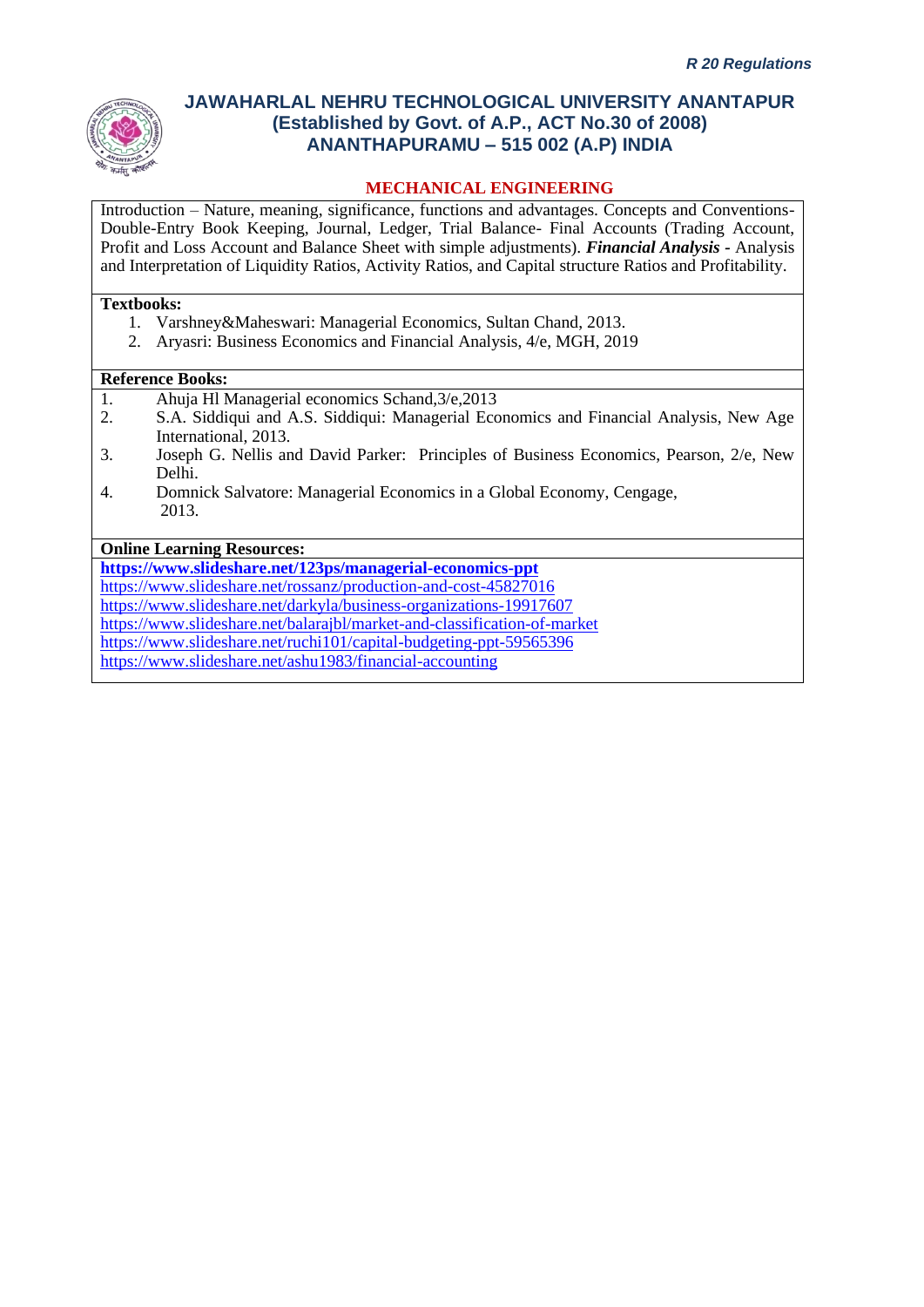Introduction – Nature, meaning, significance, functions and advantages. Concepts and Conventions- Double-Entry Book Keeping, Journal, Ledger, Trial Balance- Final Accounts (Trading Account, Profit and Loss Account and Balance Sheet with simple adjustments). ***Financial Analysis*** - Analysis and Interpretation of Liquidity Ratios, Activity Ratios, and Capital structure Ratios and Profitability.

**Textbooks:**

1. Varshney&Maheswari: Managerial Economics, Sultan Chand, 2013.
2. Aryasri: Business Economics and Financial Analysis, 4/e, MGH, 2019

**Reference Books:**

1. Ahuja Hl Managerial economics Schand,3/e,2013
2. S.A. Siddiqui and A.S. Siddiqui: Managerial Economics and Financial Analysis, New Age International, 2013.
3. Joseph G. Nellis and David Parker: Principles of Business Economics, Pearson, 2/e, New Delhi.
4. Domnick Salvatore: Managerial Economics in a Global Economy, Cengage, 2013.

**Online Learning Resources:**

**https://www.slideshare.net/123ps/managerial-economics-ppt**
https://www.slideshare.net/rossanz/production-and-cost-45827016
https://www.slideshare.net/darkyla/business-organizations-19917607
https://www.slideshare.net/balarajbl/market-and-classification-of-market
https://www.slideshare.net/ruchi101/capital-budgeting-ppt-59565396
https://www.slideshare.net/ashu1983/financial-accounting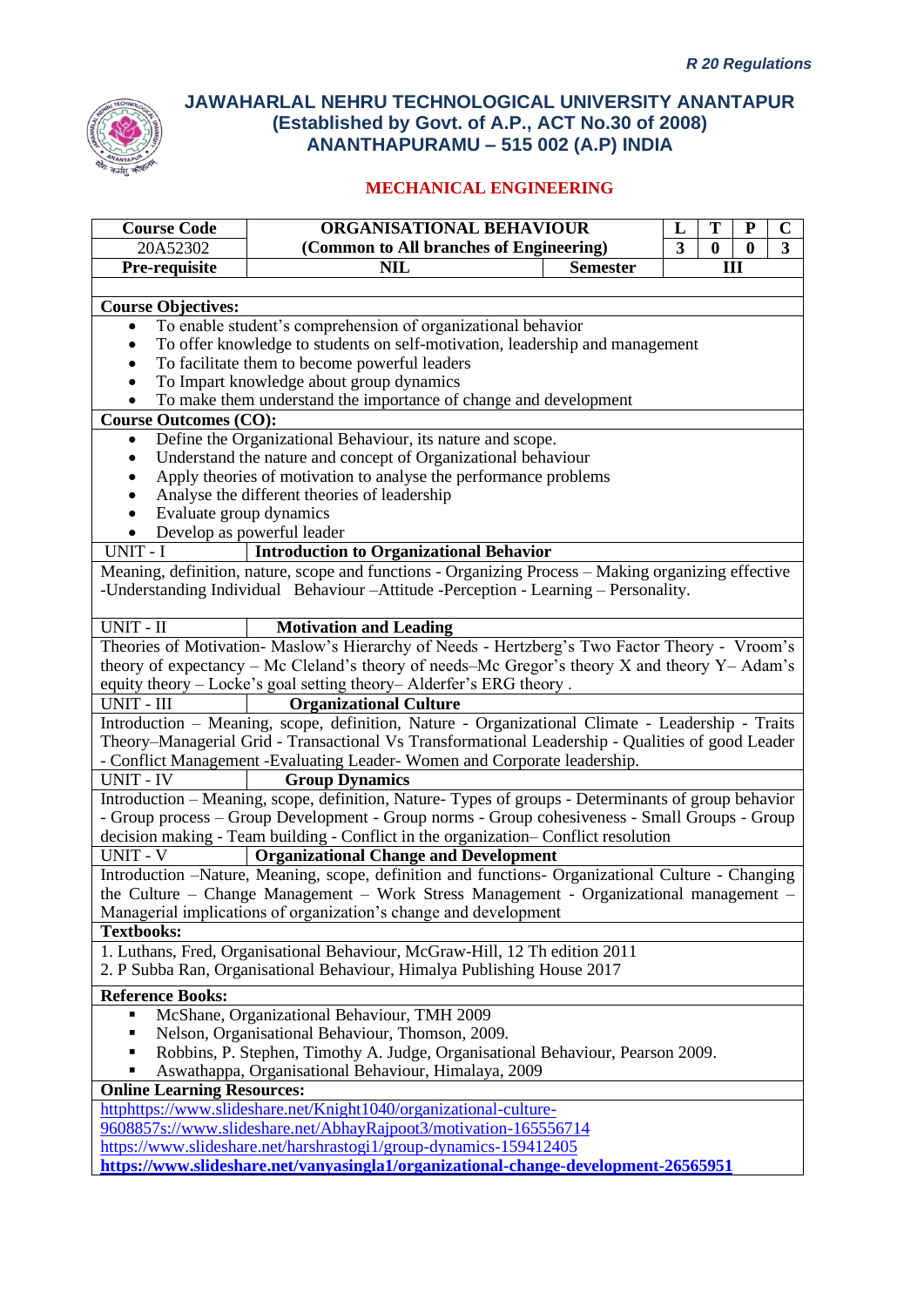*R 20 Regulations*

# JAWAHARLAL NEHRU TECHNOLOGICAL UNIVERSITY ANANTAPUR
## (Established by Govt. of A.P., ACT No.30 of 2008)
## ANANTHAPURAMU – 515 002 (A.P) INDIA

### MECHANICAL ENGINEERING

| Course Code | ORGANISATIONAL BEHAVIOUR | | L | T | P | C |
|---|---|---|---|---|---|---|
| 20A52302 | (Common to All branches of Engineering) | | 3 | 0 | 0 | 3 |
| Pre-requisite | NIL | Semester | III | | | |

**Course Objectives:**

- To enable student's comprehension of organizational behavior
- To offer knowledge to students on self-motivation, leadership and management
- To facilitate them to become powerful leaders
- To Impart knowledge about group dynamics
- To make them understand the importance of change and development

**Course Outcomes (CO):**

- Define the Organizational Behaviour, its nature and scope.
- Understand the nature and concept of Organizational behaviour
- Apply theories of motivation to analyse the performance problems
- Analyse the different theories of leadership
- Evaluate group dynamics
- Develop as powerful leader

**UNIT - I — Introduction to Organizational Behavior**

Meaning, definition, nature, scope and functions - Organizing Process – Making organizing effective -Understanding Individual Behaviour –Attitude -Perception - Learning – Personality.

**UNIT - II — Motivation and Leading**

Theories of Motivation- Maslow's Hierarchy of Needs - Hertzberg's Two Factor Theory - Vroom's theory of expectancy – Mc Cleland's theory of needs–Mc Gregor's theory X and theory Y– Adam's equity theory – Locke's goal setting theory– Alderfer's ERG theory .

**UNIT - III — Organizational Culture**

Introduction – Meaning, scope, definition, Nature - Organizational Climate - Leadership - Traits Theory–Managerial Grid - Transactional Vs Transformational Leadership - Qualities of good Leader - Conflict Management -Evaluating Leader- Women and Corporate leadership.

**UNIT - IV — Group Dynamics**

Introduction – Meaning, scope, definition, Nature- Types of groups - Determinants of group behavior - Group process – Group Development - Group norms - Group cohesiveness - Small Groups - Group decision making - Team building - Conflict in the organization– Conflict resolution

**UNIT - V — Organizational Change and Development**

Introduction –Nature, Meaning, scope, definition and functions- Organizational Culture - Changing the Culture – Change Management – Work Stress Management - Organizational management – Managerial implications of organization's change and development

**Textbooks:**

1. Luthans, Fred, Organisational Behaviour, McGraw-Hill, 12 Th edition 2011
2. P Subba Ran, Organisational Behaviour, Himalya Publishing House 2017

**Reference Books:**

- McShane, Organizational Behaviour, TMH 2009
- Nelson, Organisational Behaviour, Thomson, 2009.
- Robbins, P. Stephen, Timothy A. Judge, Organisational Behaviour, Pearson 2009.
- Aswathappa, Organisational Behaviour, Himalaya, 2009

**Online Learning Resources:**

httphttps://www.slideshare.net/Knight1040/organizational-culture-9608857s://www.slideshare.net/AbhayRajpoot3/motivation-165556714
https://www.slideshare.net/harshrastogi1/group-dynamics-159412405
**https://www.slideshare.net/vanyasingla1/organizational-change-development-26565951**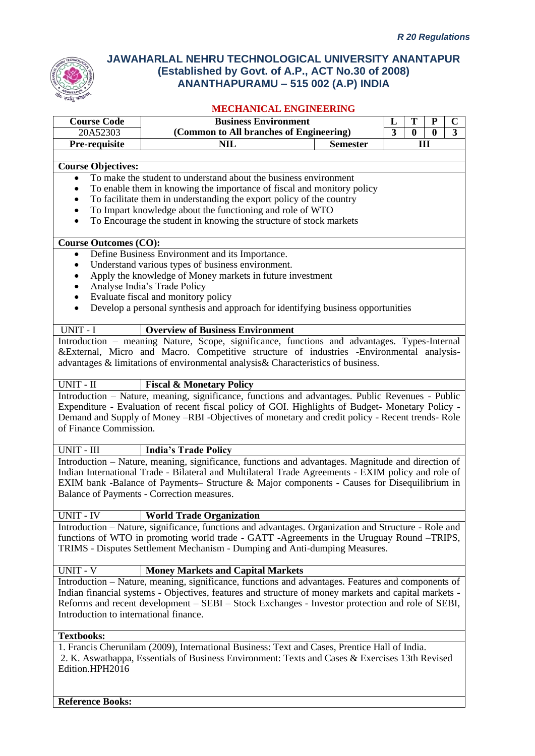# JAWAHARLAL NEHRU TECHNOLOGICAL UNIVERSITY ANANTAPUR
## (Established by Govt. of A.P., ACT No.30 of 2008)
## ANANTHAPURAMU – 515 002 (A.P) INDIA

### MECHANICAL ENGINEERING

| Course Code | Business Environment (Common to All branches of Engineering) | | L | T | P | C |
|---|---|---|---|---|---|---|
| 20A52303 | | | 3 | 0 | 0 | 3 |
| **Pre-requisite** | **NIL** | **Semester** | **III** | | | |

**Course Objectives:**

- To make the student to understand about the business environment
- To enable them in knowing the importance of fiscal and monitory policy
- To facilitate them in understanding the export policy of the country
- To Impart knowledge about the functioning and role of WTO
- To Encourage the student in knowing the structure of stock markets

**Course Outcomes (CO):**

- Define Business Environment and its Importance.
- Understand various types of business environment.
- Apply the knowledge of Money markets in future investment
- Analyse India's Trade Policy
- Evaluate fiscal and monitory policy
- Develop a personal synthesis and approach for identifying business opportunities

**UNIT - I — Overview of Business Environment**

Introduction – meaning Nature, Scope, significance, functions and advantages. Types-Internal &External, Micro and Macro. Competitive structure of industries -Environmental analysis-advantages & limitations of environmental analysis& Characteristics of business.

**UNIT - II — Fiscal & Monetary Policy**

Introduction – Nature, meaning, significance, functions and advantages. Public Revenues - Public Expenditure - Evaluation of recent fiscal policy of GOI. Highlights of Budget- Monetary Policy - Demand and Supply of Money –RBI -Objectives of monetary and credit policy - Recent trends- Role of Finance Commission.

**UNIT - III — India's Trade Policy**

Introduction – Nature, meaning, significance, functions and advantages. Magnitude and direction of Indian International Trade - Bilateral and Multilateral Trade Agreements - EXIM policy and role of EXIM bank -Balance of Payments– Structure & Major components - Causes for Disequilibrium in Balance of Payments - Correction measures.

**UNIT - IV — World Trade Organization**

Introduction – Nature, significance, functions and advantages. Organization and Structure - Role and functions of WTO in promoting world trade - GATT -Agreements in the Uruguay Round –TRIPS, TRIMS - Disputes Settlement Mechanism - Dumping and Anti-dumping Measures.

**UNIT - V — Money Markets and Capital Markets**

Introduction – Nature, meaning, significance, functions and advantages. Features and components of Indian financial systems - Objectives, features and structure of money markets and capital markets - Reforms and recent development – SEBI – Stock Exchanges - Investor protection and role of SEBI, Introduction to international finance.

**Textbooks:**

1. Francis Cherunilam (2009), International Business: Text and Cases, Prentice Hall of India.
2. K. Aswathappa, Essentials of Business Environment: Texts and Cases & Exercises 13th Revised Edition.HPH2016

**Reference Books:**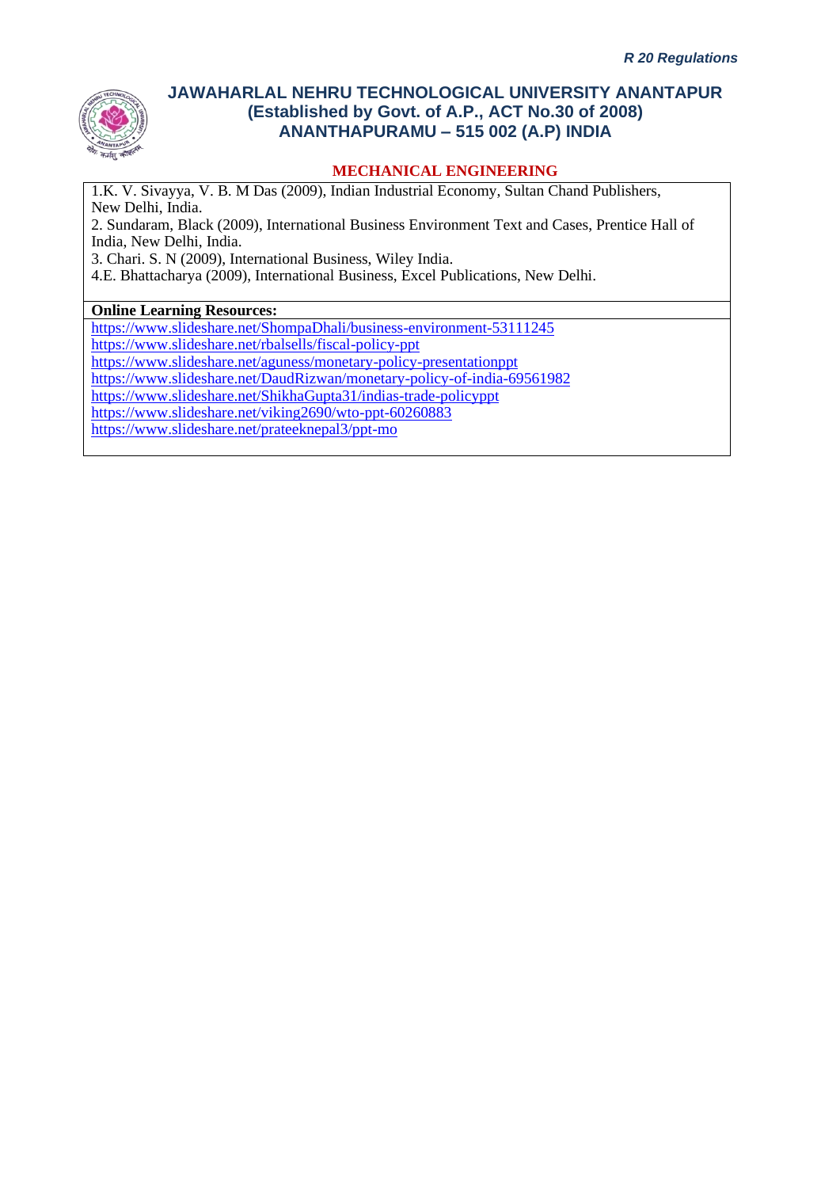## MECHANICAL ENGINEERING

1.K. V. Sivayya, V. B. M Das (2009), Indian Industrial Economy, Sultan Chand Publishers, New Delhi, India.
2. Sundaram, Black (2009), International Business Environment Text and Cases, Prentice Hall of India, New Delhi, India.
3. Chari. S. N (2009), International Business, Wiley India.
4.E. Bhattacharya (2009), International Business, Excel Publications, New Delhi.

**Online Learning Resources:**

https://www.slideshare.net/ShompaDhali/business-environment-53111245
https://www.slideshare.net/rbalsells/fiscal-policy-ppt
https://www.slideshare.net/aguness/monetary-policy-presentationppt
https://www.slideshare.net/DaudRizwan/monetary-policy-of-india-69561982
https://www.slideshare.net/ShikhaGupta31/indias-trade-policyppt
https://www.slideshare.net/viking2690/wto-ppt-60260883
https://www.slideshare.net/prateeknepal3/ppt-mo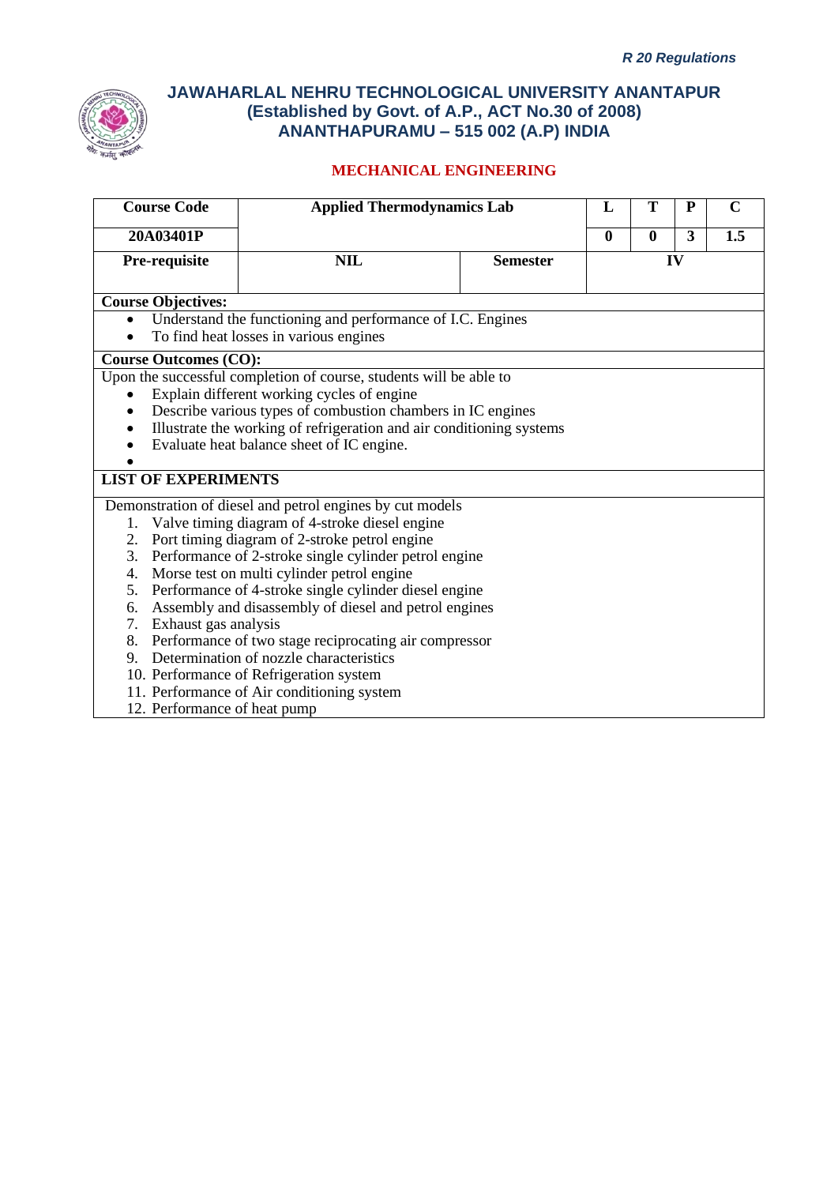*R 20 Regulations*

# JAWAHARLAL NEHRU TECHNOLOGICAL UNIVERSITY ANANTAPUR
## (Established by Govt. of A.P., ACT No.30 of 2008)
## ANANTHAPURAMU – 515 002 (A.P) INDIA

### MECHANICAL ENGINEERING

| Course Code | Applied Thermodynamics Lab | | L | T | P | C |
|---|---|---|---|---|---|---|
| 20A03401P | | | 0 | 0 | 3 | 1.5 |
| Pre-requisite | NIL | Semester | IV | | | |

**Course Objectives:**

- Understand the functioning and performance of I.C. Engines
- To find heat losses in various engines

**Course Outcomes (CO):**

Upon the successful completion of course, students will be able to

- Explain different working cycles of engine
- Describe various types of combustion chambers in IC engines
- Illustrate the working of refrigeration and air conditioning systems
- Evaluate heat balance sheet of IC engine.
- 

**LIST OF EXPERIMENTS**

Demonstration of diesel and petrol engines by cut models

1. Valve timing diagram of 4-stroke diesel engine
2. Port timing diagram of 2-stroke petrol engine
3. Performance of 2-stroke single cylinder petrol engine
4. Morse test on multi cylinder petrol engine
5. Performance of 4-stroke single cylinder diesel engine
6. Assembly and disassembly of diesel and petrol engines
7. Exhaust gas analysis
8. Performance of two stage reciprocating air compressor
9. Determination of nozzle characteristics
10. Performance of Refrigeration system
11. Performance of Air conditioning system
12. Performance of heat pump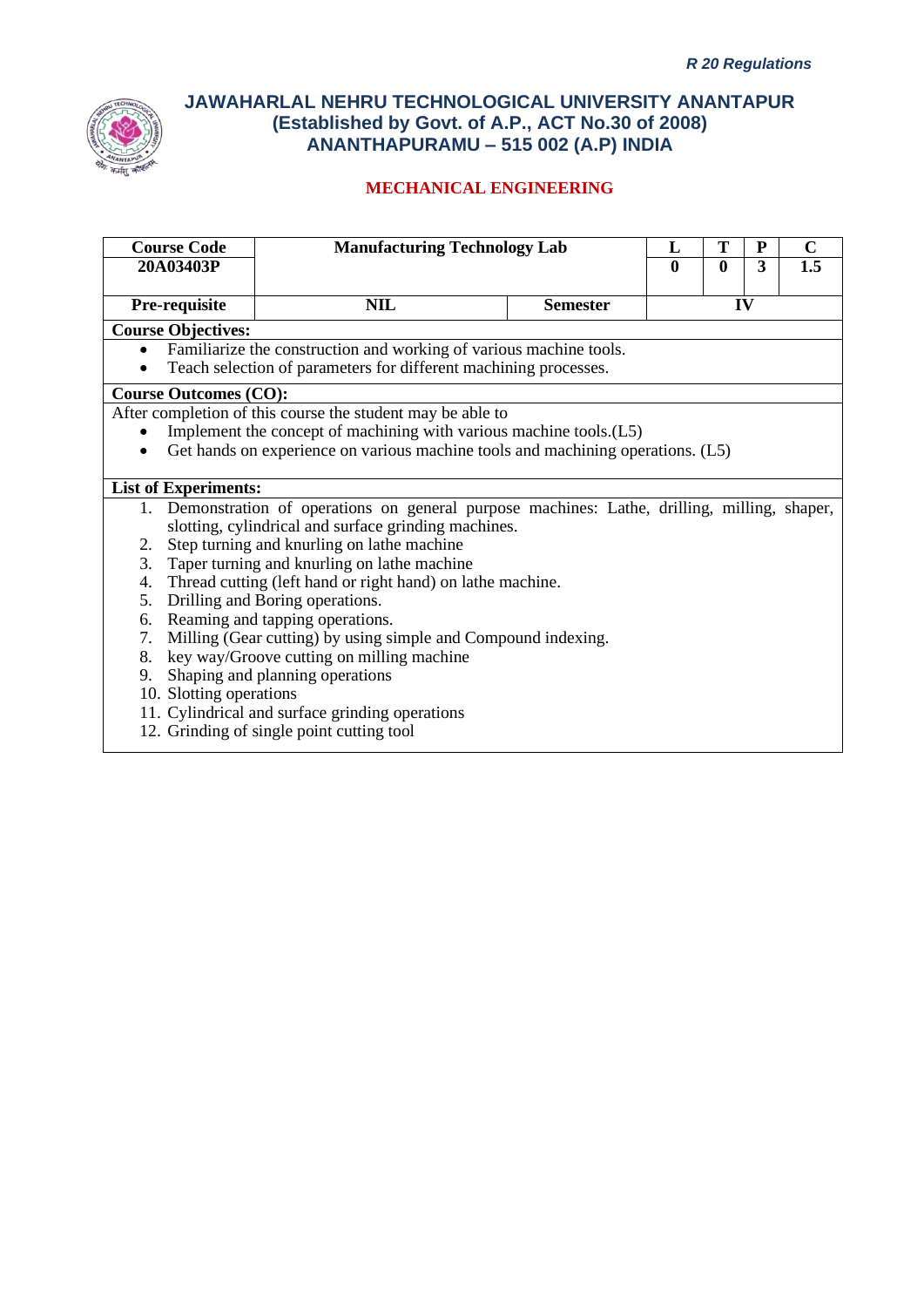*R 20 Regulations*

# JAWAHARLAL NEHRU TECHNOLOGICAL UNIVERSITY ANANTAPUR
## (Established by Govt. of A.P., ACT No.30 of 2008)
## ANANTHAPURAMU – 515 002 (A.P) INDIA

### MECHANICAL ENGINEERING

| Course Code | Manufacturing Technology Lab | | L | T | P | C |
|---|---|---|---|---|---|---|
| 20A03403P | | | 0 | 0 | 3 | 1.5 |
| Pre-requisite | NIL | Semester | IV | | | |

**Course Objectives:**

- Familiarize the construction and working of various machine tools.
- Teach selection of parameters for different machining processes.

**Course Outcomes (CO):**

After completion of this course the student may be able to

- Implement the concept of machining with various machine tools.(L5)
- Get hands on experience on various machine tools and machining operations. (L5)

**List of Experiments:**

1. Demonstration of operations on general purpose machines: Lathe, drilling, milling, shaper, slotting, cylindrical and surface grinding machines.
2. Step turning and knurling on lathe machine
3. Taper turning and knurling on lathe machine
4. Thread cutting (left hand or right hand) on lathe machine.
5. Drilling and Boring operations.
6. Reaming and tapping operations.
7. Milling (Gear cutting) by using simple and Compound indexing.
8. key way/Groove cutting on milling machine
9. Shaping and planning operations
10. Slotting operations
11. Cylindrical and surface grinding operations
12. Grinding of single point cutting tool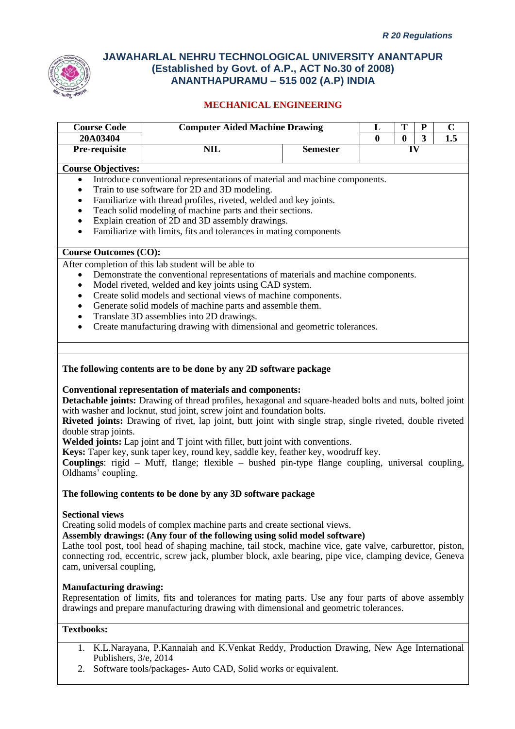*R 20 Regulations*

# JAWAHARLAL NEHRU TECHNOLOGICAL UNIVERSITY ANANTAPUR
## (Established by Govt. of A.P., ACT No.30 of 2008)
## ANANTHAPURAMU – 515 002 (A.P) INDIA

### MECHANICAL ENGINEERING

| Course Code | Computer Aided Machine Drawing | | L | T | P | C |
|---|---|---|---|---|---|---|
| 20A03404 | | | 0 | 0 | 3 | 1.5 |
| Pre-requisite | NIL | Semester | IV | | | |

**Course Objectives:**

- Introduce conventional representations of material and machine components.
- Train to use software for 2D and 3D modeling.
- Familiarize with thread profiles, riveted, welded and key joints.
- Teach solid modeling of machine parts and their sections.
- Explain creation of 2D and 3D assembly drawings.
- Familiarize with limits, fits and tolerances in mating components

**Course Outcomes (CO):**

After completion of this lab student will be able to

- Demonstrate the conventional representations of materials and machine components.
- Model riveted, welded and key joints using CAD system.
- Create solid models and sectional views of machine components.
- Generate solid models of machine parts and assemble them.
- Translate 3D assemblies into 2D drawings.
- Create manufacturing drawing with dimensional and geometric tolerances.

**The following contents are to be done by any 2D software package**

**Conventional representation of materials and components:**

**Detachable joints:** Drawing of thread profiles, hexagonal and square-headed bolts and nuts, bolted joint with washer and locknut, stud joint, screw joint and foundation bolts.

**Riveted joints:** Drawing of rivet, lap joint, butt joint with single strap, single riveted, double riveted double strap joints.

**Welded joints:** Lap joint and T joint with fillet, butt joint with conventions.

**Keys:** Taper key, sunk taper key, round key, saddle key, feather key, woodruff key.

**Couplings**: rigid – Muff, flange; flexible – bushed pin-type flange coupling, universal coupling, Oldhams' coupling.

**The following contents to be done by any 3D software package**

**Sectional views**

Creating solid models of complex machine parts and create sectional views.

**Assembly drawings: (Any four of the following using solid model software)**

Lathe tool post, tool head of shaping machine, tail stock, machine vice, gate valve, carburettor, piston, connecting rod, eccentric, screw jack, plumber block, axle bearing, pipe vice, clamping device, Geneva cam, universal coupling,

**Manufacturing drawing:**

Representation of limits, fits and tolerances for mating parts. Use any four parts of above assembly drawings and prepare manufacturing drawing with dimensional and geometric tolerances.

**Textbooks:**

1. K.L.Narayana, P.Kannaiah and K.Venkat Reddy, Production Drawing, New Age International Publishers, 3/e, 2014
2. Software tools/packages- Auto CAD, Solid works or equivalent.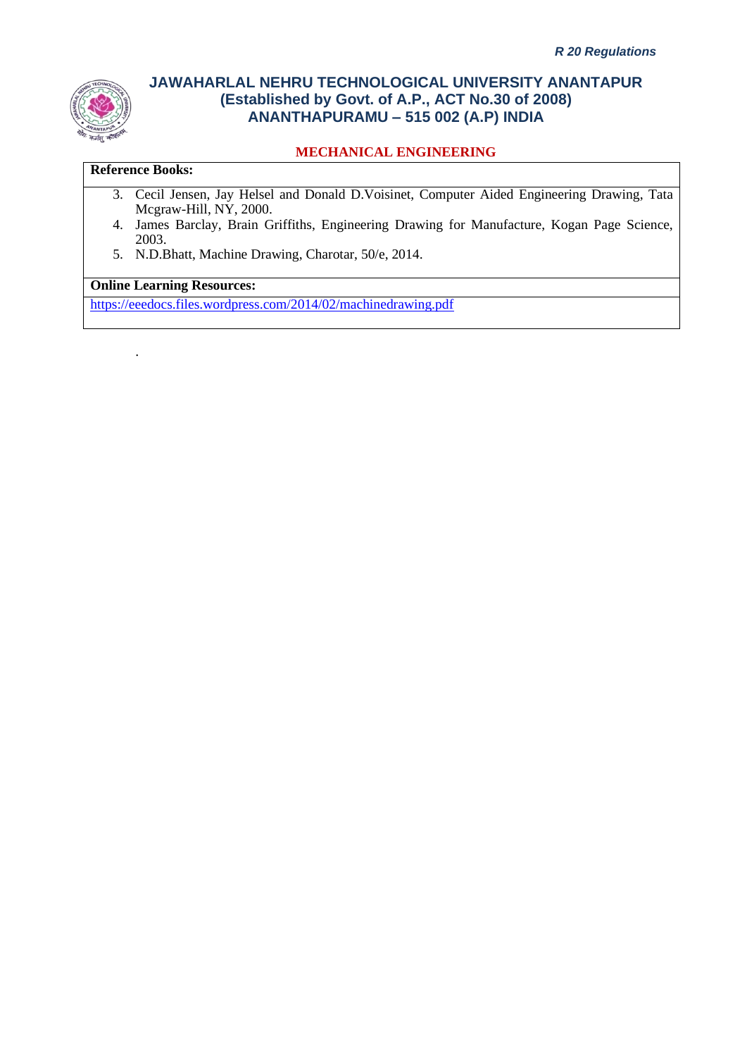**MECHANICAL ENGINEERING**

**Reference Books:**

3. Cecil Jensen, Jay Helsel and Donald D.Voisinet, Computer Aided Engineering Drawing, Tata Mcgraw-Hill, NY, 2000.
4. James Barclay, Brain Griffiths, Engineering Drawing for Manufacture, Kogan Page Science, 2003.
5. N.D.Bhatt, Machine Drawing, Charotar, 50/e, 2014.

**Online Learning Resources:**

https://eeedocs.files.wordpress.com/2014/02/machinedrawing.pdf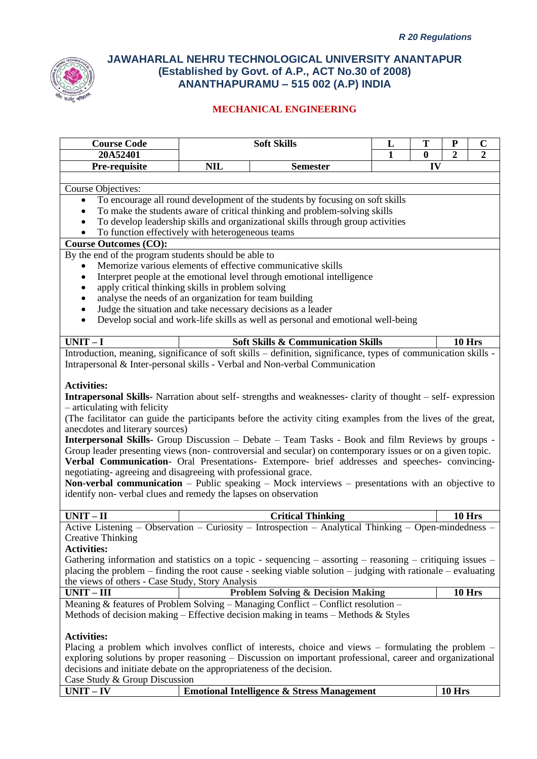*R 20 Regulations*

# JAWAHARLAL NEHRU TECHNOLOGICAL UNIVERSITY ANANTAPUR
## (Established by Govt. of A.P., ACT No.30 of 2008)
## ANANTHAPURAMU – 515 002 (A.P) INDIA

### MECHANICAL ENGINEERING

| Course Code | Soft Skills | | L | T | P | C |
|---|---|---|---|---|---|---|
| 20A52401 | | | 1 | 0 | 2 | 2 |
| Pre-requisite | NIL | Semester | IV | | | |

Course Objectives:

- To encourage all round development of the students by focusing on soft skills
- To make the students aware of critical thinking and problem-solving skills
- To develop leadership skills and organizational skills through group activities
- To function effectively with heterogeneous teams

**Course Outcomes (CO):**

By the end of the program students should be able to

- Memorize various elements of effective communicative skills
- Interpret people at the emotional level through emotional intelligence
- apply critical thinking skills in problem solving
- analyse the needs of an organization for team building
- Judge the situation and take necessary decisions as a leader
- Develop social and work-life skills as well as personal and emotional well-being

| UNIT – I | Soft Skills & Communication Skills | 10 Hrs |
|---|---|---|

Introduction, meaning, significance of soft skills – definition, significance, types of communication skills - Intrapersonal & Inter-personal skills - Verbal and Non-verbal Communication

**Activities:**

**Intrapersonal Skills-** Narration about self- strengths and weaknesses- clarity of thought – self- expression – articulating with felicity

(The facilitator can guide the participants before the activity citing examples from the lives of the great, anecdotes and literary sources)

**Interpersonal Skills-** Group Discussion – Debate – Team Tasks - Book and film Reviews by groups - Group leader presenting views (non- controversial and secular) on contemporary issues or on a given topic.

**Verbal Communication**- Oral Presentations- Extempore- brief addresses and speeches- convincing- negotiating- agreeing and disagreeing with professional grace.

**Non-verbal communication** – Public speaking – Mock interviews – presentations with an objective to identify non- verbal clues and remedy the lapses on observation

| UNIT – II | Critical Thinking | 10 Hrs |
|---|---|---|

Active Listening – Observation – Curiosity – Introspection – Analytical Thinking – Open-mindedness – Creative Thinking

**Activities:**

Gathering information and statistics on a topic - sequencing – assorting – reasoning – critiquing issues – placing the problem – finding the root cause - seeking viable solution – judging with rationale – evaluating the views of others - Case Study, Story Analysis

| UNIT – III | Problem Solving & Decision Making | 10 Hrs |
|---|---|---|

Meaning & features of Problem Solving – Managing Conflict – Conflict resolution –
Methods of decision making – Effective decision making in teams – Methods & Styles

**Activities:**

Placing a problem which involves conflict of interests, choice and views – formulating the problem – exploring solutions by proper reasoning – Discussion on important professional, career and organizational decisions and initiate debate on the appropriateness of the decision.

Case Study & Group Discussion

| UNIT – IV | Emotional Intelligence & Stress Management | 10 Hrs |
|---|---|---|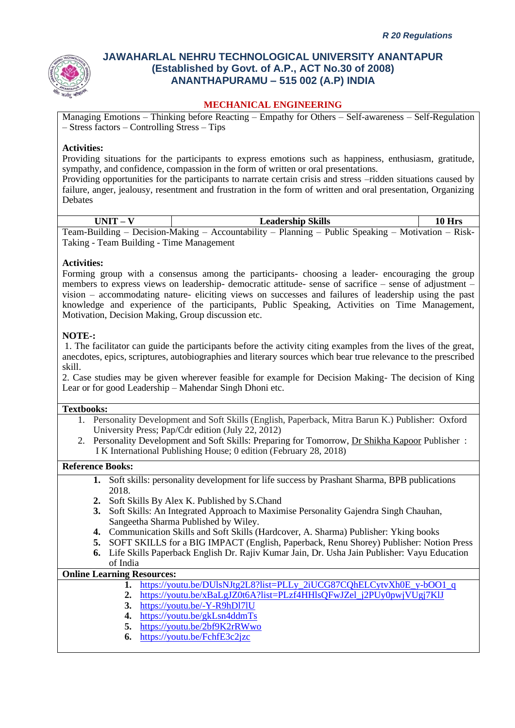**MECHANICAL ENGINEERING**

Managing Emotions – Thinking before Reacting – Empathy for Others – Self-awareness – Self-Regulation – Stress factors – Controlling Stress – Tips

**Activities:**

Providing situations for the participants to express emotions such as happiness, enthusiasm, gratitude, sympathy, and confidence, compassion in the form of written or oral presentations.

Providing opportunities for the participants to narrate certain crisis and stress –ridden situations caused by failure, anger, jealousy, resentment and frustration in the form of written and oral presentation, Organizing Debates

| UNIT – V | Leadership Skills | 10 Hrs |
|---|---|---|

Team-Building – Decision-Making – Accountability – Planning – Public Speaking – Motivation – Risk-Taking - Team Building - Time Management

**Activities:**

Forming group with a consensus among the participants- choosing a leader- encouraging the group members to express views on leadership- democratic attitude- sense of sacrifice – sense of adjustment – vision – accommodating nature- eliciting views on successes and failures of leadership using the past knowledge and experience of the participants, Public Speaking, Activities on Time Management, Motivation, Decision Making, Group discussion etc.

**NOTE-:**

1. The facilitator can guide the participants before the activity citing examples from the lives of the great, anecdotes, epics, scriptures, autobiographies and literary sources which bear true relevance to the prescribed skill.
2. Case studies may be given wherever feasible for example for Decision Making- The decision of King Lear or for good Leadership – Mahendar Singh Dhoni etc.

**Textbooks:**

1. Personality Development and Soft Skills (English, Paperback, Mitra Barun K.) Publisher: Oxford University Press; Pap/Cdr edition (July 22, 2012)
2. Personality Development and Soft Skills: Preparing for Tomorrow, Dr Shikha Kapoor Publisher : I K International Publishing House; 0 edition (February 28, 2018)

**Reference Books:**

1. Soft skills: personality development for life success by Prashant Sharma, BPB publications 2018.
2. Soft Skills By Alex K. Published by S.Chand
3. Soft Skills: An Integrated Approach to Maximise Personality Gajendra Singh Chauhan, Sangeetha Sharma Published by Wiley.
4. Communication Skills and Soft Skills (Hardcover, A. Sharma) Publisher: Yking books
5. SOFT SKILLS for a BIG IMPACT (English, Paperback, Renu Shorey) Publisher: Notion Press
6. Life Skills Paperback English Dr. Rajiv Kumar Jain, Dr. Usha Jain Publisher: Vayu Education of India

**Online Learning Resources:**

1. https://youtu.be/DUlsNJtg2L8?list=PLLy_2iUCG87CQhELCytvXh0E_y-bOO1_q
2. https://youtu.be/xBaLgJZ0t6A?list=PLzf4HHlsQFwJZel_j2PUy0pwjVUgj7KlJ
3. https://youtu.be/-Y-R9hDl7lU
4. https://youtu.be/gkLsn4ddmTs
5. https://youtu.be/2bf9K2rRWwo
6. https://youtu.be/FchfE3c2jzc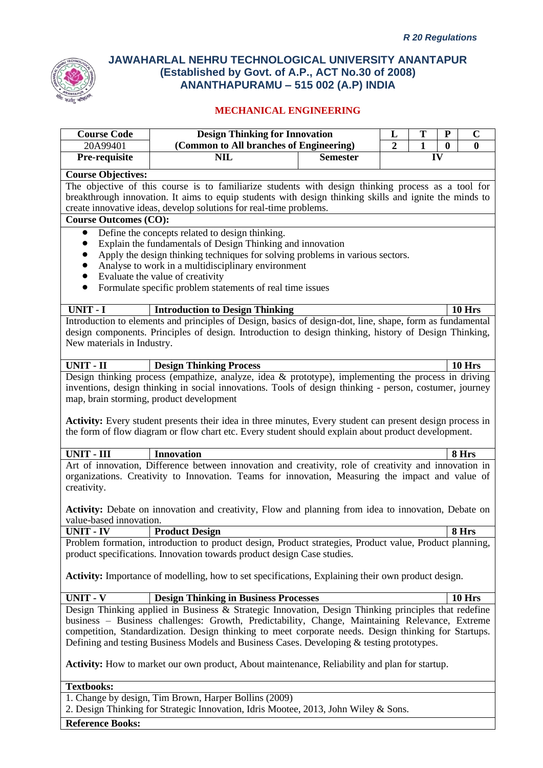*R 20 Regulations*

# JAWAHARLAL NEHRU TECHNOLOGICAL UNIVERSITY ANANTAPUR
## (Established by Govt. of A.P., ACT No.30 of 2008)
## ANANTHAPURAMU – 515 002 (A.P) INDIA

### MECHANICAL ENGINEERING

| Course Code | Design Thinking for Innovation | | L | T | P | C |
|---|---|---|---|---|---|---|
| 20A99401 | (Common to All branches of Engineering) | | 2 | 1 | 0 | 0 |
| **Pre-requisite** | **NIL** | **Semester** | **IV** | | | |

**Course Objectives:**

The objective of this course is to familiarize students with design thinking process as a tool for breakthrough innovation. It aims to equip students with design thinking skills and ignite the minds to create innovative ideas, develop solutions for real-time problems.

**Course Outcomes (CO):**

- Define the concepts related to design thinking.
- Explain the fundamentals of Design Thinking and innovation
- Apply the design thinking techniques for solving problems in various sectors.
- Analyse to work in a multidisciplinary environment
- Evaluate the value of creativity
- Formulate specific problem statements of real time issues

| UNIT - I | Introduction to Design Thinking | 10 Hrs |
|---|---|---|

Introduction to elements and principles of Design, basics of design-dot, line, shape, form as fundamental design components. Principles of design. Introduction to design thinking, history of Design Thinking, New materials in Industry.

| UNIT - II | Design Thinking Process | 10 Hrs |
|---|---|---|

Design thinking process (empathize, analyze, idea & prototype), implementing the process in driving inventions, design thinking in social innovations. Tools of design thinking - person, costumer, journey map, brain storming, product development

**Activity:** Every student presents their idea in three minutes, Every student can present design process in the form of flow diagram or flow chart etc. Every student should explain about product development.

| UNIT - III | Innovation | 8 Hrs |
|---|---|---|

Art of innovation, Difference between innovation and creativity, role of creativity and innovation in organizations. Creativity to Innovation. Teams for innovation, Measuring the impact and value of creativity.

**Activity:** Debate on innovation and creativity, Flow and planning from idea to innovation, Debate on value-based innovation.

| UNIT - IV | Product Design | 8 Hrs |
|---|---|---|

Problem formation, introduction to product design, Product strategies, Product value, Product planning, product specifications. Innovation towards product design Case studies.

**Activity:** Importance of modelling, how to set specifications, Explaining their own product design.

| UNIT - V | Design Thinking in Business Processes | 10 Hrs |
|---|---|---|

Design Thinking applied in Business & Strategic Innovation, Design Thinking principles that redefine business – Business challenges: Growth, Predictability, Change, Maintaining Relevance, Extreme competition, Standardization. Design thinking to meet corporate needs. Design thinking for Startups. Defining and testing Business Models and Business Cases. Developing & testing prototypes.

**Activity:** How to market our own product, About maintenance, Reliability and plan for startup.

**Textbooks:**

1. Change by design, Tim Brown, Harper Bollins (2009)
2. Design Thinking for Strategic Innovation, Idris Mootee, 2013, John Wiley & Sons.

**Reference Books:**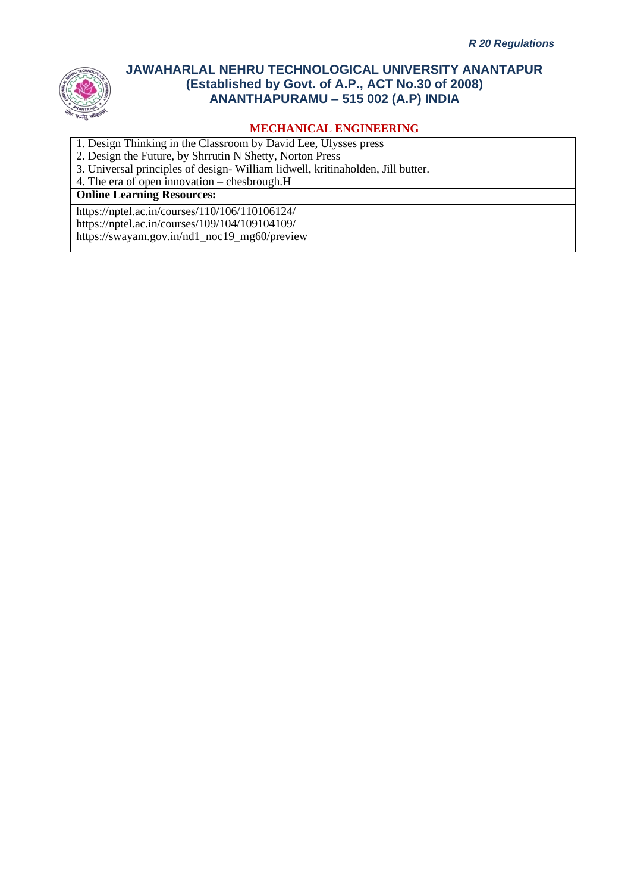**MECHANICAL ENGINEERING**

1. Design Thinking in the Classroom by David Lee, Ulysses press
2. Design the Future, by Shrrutin N Shetty, Norton Press
3. Universal principles of design- William lidwell, kritinaholden, Jill butter.
4. The era of open innovation – chesbrough.H

**Online Learning Resources:**

https://nptel.ac.in/courses/110/106/110106124/
https://nptel.ac.in/courses/109/104/109104109/
https://swayam.gov.in/nd1_noc19_mg60/preview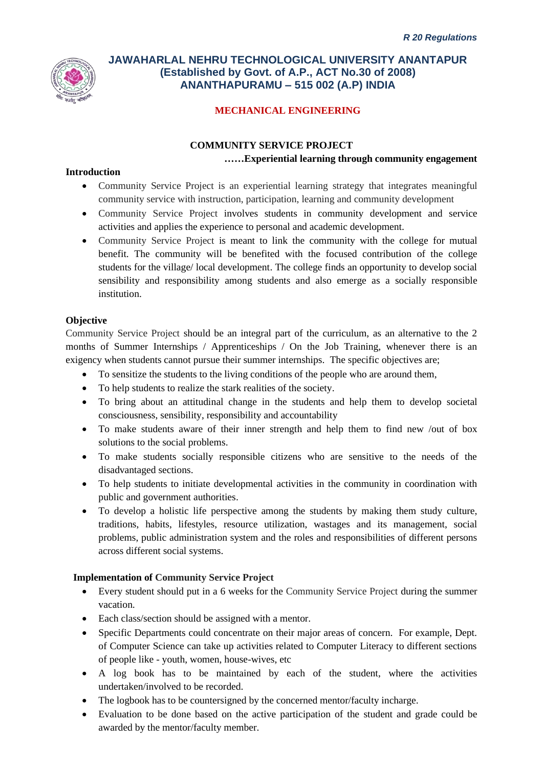*R 20 Regulations*

**JAWAHARLAL NEHRU TECHNOLOGICAL UNIVERSITY ANANTAPUR**
**(Established by Govt. of A.P., ACT No.30 of 2008)**
**ANANTHAPURAMU – 515 002 (A.P) INDIA**

**MECHANICAL ENGINEERING**

**COMMUNITY SERVICE PROJECT**

**……Experiential learning through community engagement**

**Introduction**

- Community Service Project is an experiential learning strategy that integrates meaningful community service with instruction, participation, learning and community development
- Community Service Project involves students in community development and service activities and applies the experience to personal and academic development.
- Community Service Project is meant to link the community with the college for mutual benefit. The community will be benefited with the focused contribution of the college students for the village/ local development. The college finds an opportunity to develop social sensibility and responsibility among students and also emerge as a socially responsible institution.

**Objective**

Community Service Project should be an integral part of the curriculum, as an alternative to the 2 months of Summer Internships / Apprenticeships / On the Job Training, whenever there is an exigency when students cannot pursue their summer internships. The specific objectives are;

- To sensitize the students to the living conditions of the people who are around them,
- To help students to realize the stark realities of the society.
- To bring about an attitudinal change in the students and help them to develop societal consciousness, sensibility, responsibility and accountability
- To make students aware of their inner strength and help them to find new /out of box solutions to the social problems.
- To make students socially responsible citizens who are sensitive to the needs of the disadvantaged sections.
- To help students to initiate developmental activities in the community in coordination with public and government authorities.
- To develop a holistic life perspective among the students by making them study culture, traditions, habits, lifestyles, resource utilization, wastages and its management, social problems, public administration system and the roles and responsibilities of different persons across different social systems.

**Implementation of Community Service Project**

- Every student should put in a 6 weeks for the Community Service Project during the summer vacation.
- Each class/section should be assigned with a mentor.
- Specific Departments could concentrate on their major areas of concern. For example, Dept. of Computer Science can take up activities related to Computer Literacy to different sections of people like - youth, women, house-wives, etc
- A log book has to be maintained by each of the student, where the activities undertaken/involved to be recorded.
- The logbook has to be countersigned by the concerned mentor/faculty incharge.
- Evaluation to be done based on the active participation of the student and grade could be awarded by the mentor/faculty member.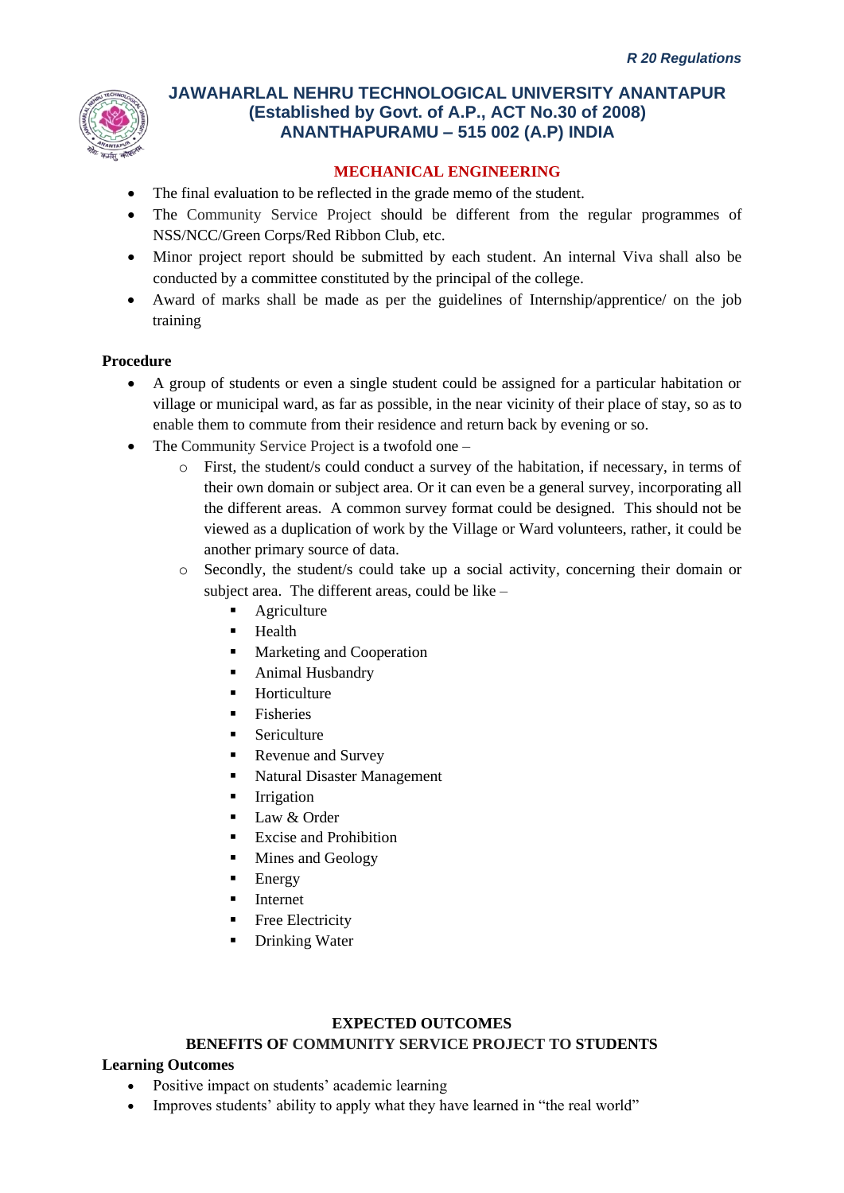- The final evaluation to be reflected in the grade memo of the student.
- The Community Service Project should be different from the regular programmes of NSS/NCC/Green Corps/Red Ribbon Club, etc.
- Minor project report should be submitted by each student. An internal Viva shall also be conducted by a committee constituted by the principal of the college.
- Award of marks shall be made as per the guidelines of Internship/apprentice/ on the job training

**Procedure**

- A group of students or even a single student could be assigned for a particular habitation or village or municipal ward, as far as possible, in the near vicinity of their place of stay, so as to enable them to commute from their residence and return back by evening or so.
- The Community Service Project is a twofold one –
    - First, the student/s could conduct a survey of the habitation, if necessary, in terms of their own domain or subject area. Or it can even be a general survey, incorporating all the different areas. A common survey format could be designed. This should not be viewed as a duplication of work by the Village or Ward volunteers, rather, it could be another primary source of data.
    - Secondly, the student/s could take up a social activity, concerning their domain or subject area. The different areas, could be like –
        - Agriculture
        - Health
        - Marketing and Cooperation
        - Animal Husbandry
        - Horticulture
        - Fisheries
        - Sericulture
        - Revenue and Survey
        - Natural Disaster Management
        - Irrigation
        - Law & Order
        - Excise and Prohibition
        - Mines and Geology
        - Energy
        - Internet
        - Free Electricity
        - Drinking Water

## EXPECTED OUTCOMES

### BENEFITS OF COMMUNITY SERVICE PROJECT TO STUDENTS

**Learning Outcomes**

- Positive impact on students' academic learning
- Improves students' ability to apply what they have learned in "the real world"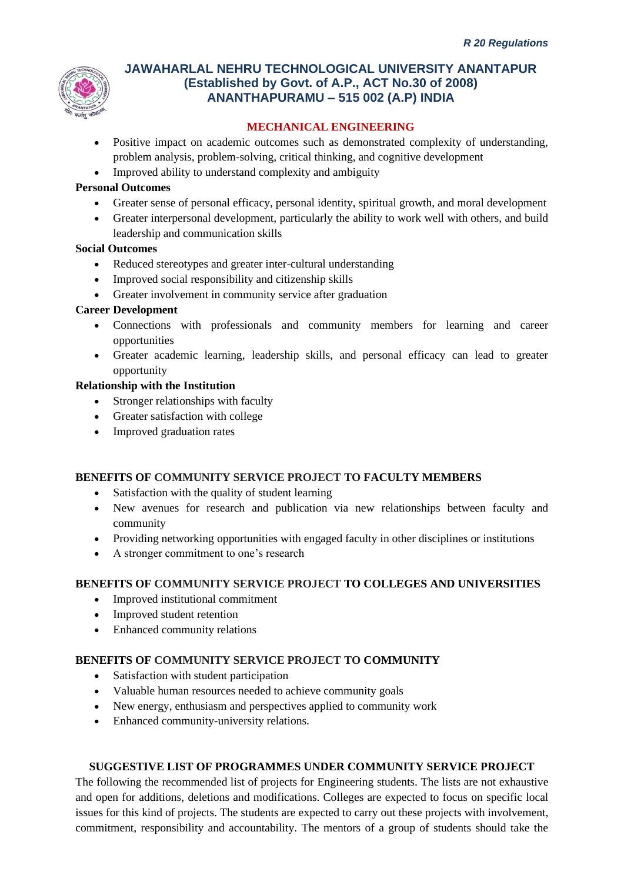- Positive impact on academic outcomes such as demonstrated complexity of understanding, problem analysis, problem-solving, critical thinking, and cognitive development
- Improved ability to understand complexity and ambiguity

**Personal Outcomes**

- Greater sense of personal efficacy, personal identity, spiritual growth, and moral development
- Greater interpersonal development, particularly the ability to work well with others, and build leadership and communication skills

**Social Outcomes**

- Reduced stereotypes and greater inter-cultural understanding
- Improved social responsibility and citizenship skills
- Greater involvement in community service after graduation

**Career Development**

- Connections with professionals and community members for learning and career opportunities
- Greater academic learning, leadership skills, and personal efficacy can lead to greater opportunity

**Relationship with the Institution**

- Stronger relationships with faculty
- Greater satisfaction with college
- Improved graduation rates

## BENEFITS OF COMMUNITY SERVICE PROJECT TO FACULTY MEMBERS

- Satisfaction with the quality of student learning
- New avenues for research and publication via new relationships between faculty and community
- Providing networking opportunities with engaged faculty in other disciplines or institutions
- A stronger commitment to one's research

## BENEFITS OF COMMUNITY SERVICE PROJECT TO COLLEGES AND UNIVERSITIES

- Improved institutional commitment
- Improved student retention
- Enhanced community relations

## BENEFITS OF COMMUNITY SERVICE PROJECT TO COMMUNITY

- Satisfaction with student participation
- Valuable human resources needed to achieve community goals
- New energy, enthusiasm and perspectives applied to community work
- Enhanced community-university relations.

## SUGGESTIVE LIST OF PROGRAMMES UNDER COMMUNITY SERVICE PROJECT

The following the recommended list of projects for Engineering students. The lists are not exhaustive and open for additions, deletions and modifications. Colleges are expected to focus on specific local issues for this kind of projects. The students are expected to carry out these projects with involvement, commitment, responsibility and accountability. The mentors of a group of students should take the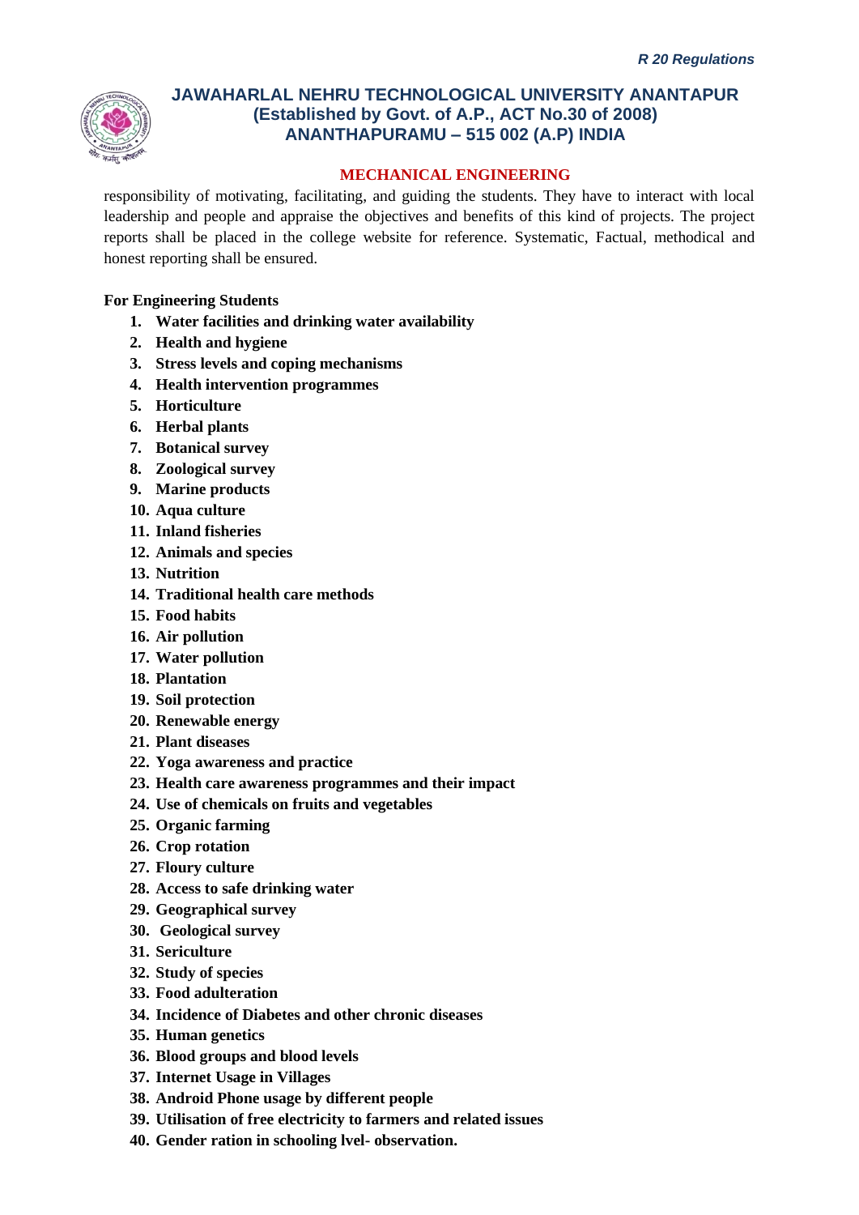responsibility of motivating, facilitating, and guiding the students. They have to interact with local leadership and people and appraise the objectives and benefits of this kind of projects. The project reports shall be placed in the college website for reference. Systematic, Factual, methodical and honest reporting shall be ensured.

**For Engineering Students**

1. **Water facilities and drinking water availability**
2. **Health and hygiene**
3. **Stress levels and coping mechanisms**
4. **Health intervention programmes**
5. **Horticulture**
6. **Herbal plants**
7. **Botanical survey**
8. **Zoological survey**
9. **Marine products**
10. **Aqua culture**
11. **Inland fisheries**
12. **Animals and species**
13. **Nutrition**
14. **Traditional health care methods**
15. **Food habits**
16. **Air pollution**
17. **Water pollution**
18. **Plantation**
19. **Soil protection**
20. **Renewable energy**
21. **Plant diseases**
22. **Yoga awareness and practice**
23. **Health care awareness programmes and their impact**
24. **Use of chemicals on fruits and vegetables**
25. **Organic farming**
26. **Crop rotation**
27. **Floury culture**
28. **Access to safe drinking water**
29. **Geographical survey**
30. **Geological survey**
31. **Sericulture**
32. **Study of species**
33. **Food adulteration**
34. **Incidence of Diabetes and other chronic diseases**
35. **Human genetics**
36. **Blood groups and blood levels**
37. **Internet Usage in Villages**
38. **Android Phone usage by different people**
39. **Utilisation of free electricity to farmers and related issues**
40. **Gender ration in schooling lvel- observation.**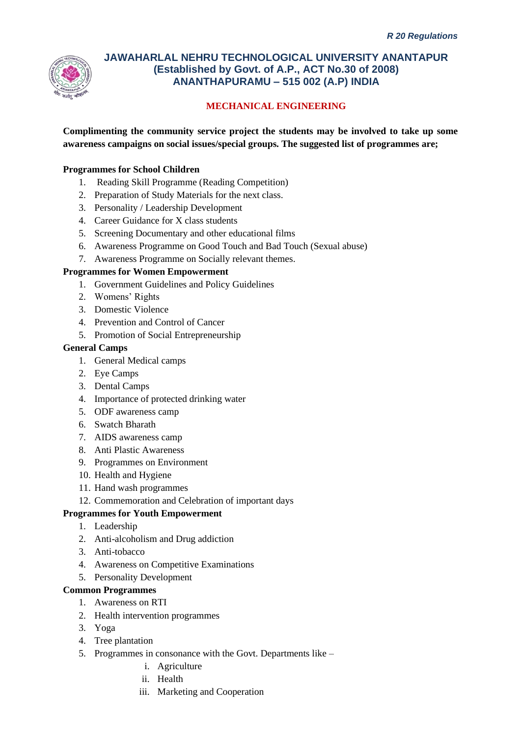**Complimenting the community service project the students may be involved to take up some awareness campaigns on social issues/special groups. The suggested list of programmes are;**

**Programmes for School Children**

1. Reading Skill Programme (Reading Competition)
2. Preparation of Study Materials for the next class.
3. Personality / Leadership Development
4. Career Guidance for X class students
5. Screening Documentary and other educational films
6. Awareness Programme on Good Touch and Bad Touch (Sexual abuse)
7. Awareness Programme on Socially relevant themes.

**Programmes for Women Empowerment**

1. Government Guidelines and Policy Guidelines
2. Womens' Rights
3. Domestic Violence
4. Prevention and Control of Cancer
5. Promotion of Social Entrepreneurship

**General Camps**

1. General Medical camps
2. Eye Camps
3. Dental Camps
4. Importance of protected drinking water
5. ODF awareness camp
6. Swatch Bharath
7. AIDS awareness camp
8. Anti Plastic Awareness
9. Programmes on Environment
10. Health and Hygiene
11. Hand wash programmes
12. Commemoration and Celebration of important days

**Programmes for Youth Empowerment**

1. Leadership
2. Anti-alcoholism and Drug addiction
3. Anti-tobacco
4. Awareness on Competitive Examinations
5. Personality Development

**Common Programmes**

1. Awareness on RTI
2. Health intervention programmes
3. Yoga
4. Tree plantation
5. Programmes in consonance with the Govt. Departments like –
   i. Agriculture
   ii. Health
   iii. Marketing and Cooperation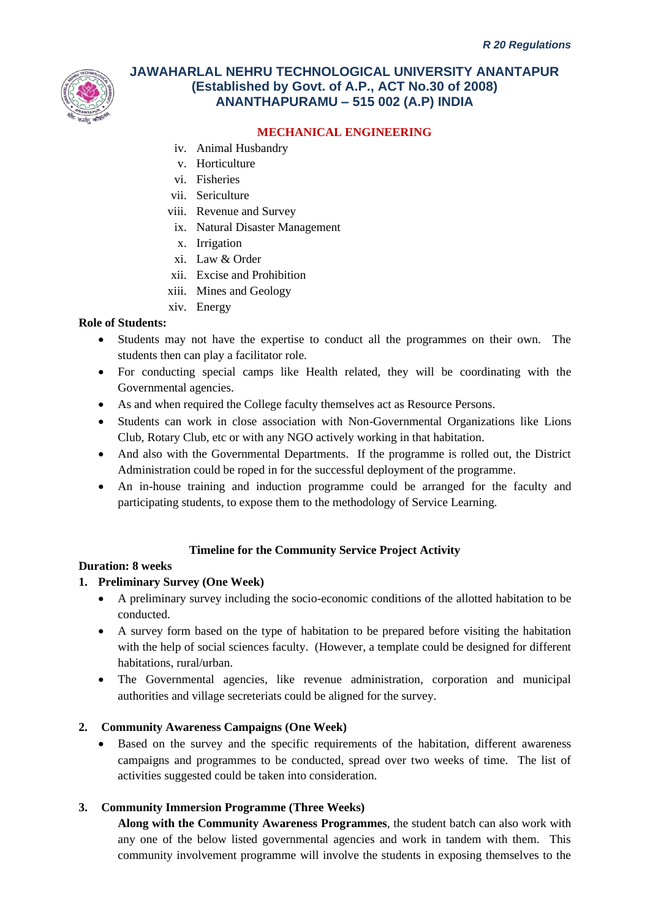**MECHANICAL ENGINEERING**

iv. Animal Husbandry
v. Horticulture
vi. Fisheries
vii. Sericulture
viii. Revenue and Survey
ix. Natural Disaster Management
x. Irrigation
xi. Law & Order
xii. Excise and Prohibition
xiii. Mines and Geology
xiv. Energy

**Role of Students:**

- Students may not have the expertise to conduct all the programmes on their own. The students then can play a facilitator role.
- For conducting special camps like Health related, they will be coordinating with the Governmental agencies.
- As and when required the College faculty themselves act as Resource Persons.
- Students can work in close association with Non-Governmental Organizations like Lions Club, Rotary Club, etc or with any NGO actively working in that habitation.
- And also with the Governmental Departments. If the programme is rolled out, the District Administration could be roped in for the successful deployment of the programme.
- An in-house training and induction programme could be arranged for the faculty and participating students, to expose them to the methodology of Service Learning.

**Timeline for the Community Service Project Activity**

**Duration: 8 weeks**

**1. Preliminary Survey (One Week)**

- A preliminary survey including the socio-economic conditions of the allotted habitation to be conducted.
- A survey form based on the type of habitation to be prepared before visiting the habitation with the help of social sciences faculty. (However, a template could be designed for different habitations, rural/urban.
- The Governmental agencies, like revenue administration, corporation and municipal authorities and village secreteriats could be aligned for the survey.

**2. Community Awareness Campaigns (One Week)**

- Based on the survey and the specific requirements of the habitation, different awareness campaigns and programmes to be conducted, spread over two weeks of time. The list of activities suggested could be taken into consideration.

**3. Community Immersion Programme (Three Weeks)**

**Along with the Community Awareness Programmes**, the student batch can also work with any one of the below listed governmental agencies and work in tandem with them. This community involvement programme will involve the students in exposing themselves to the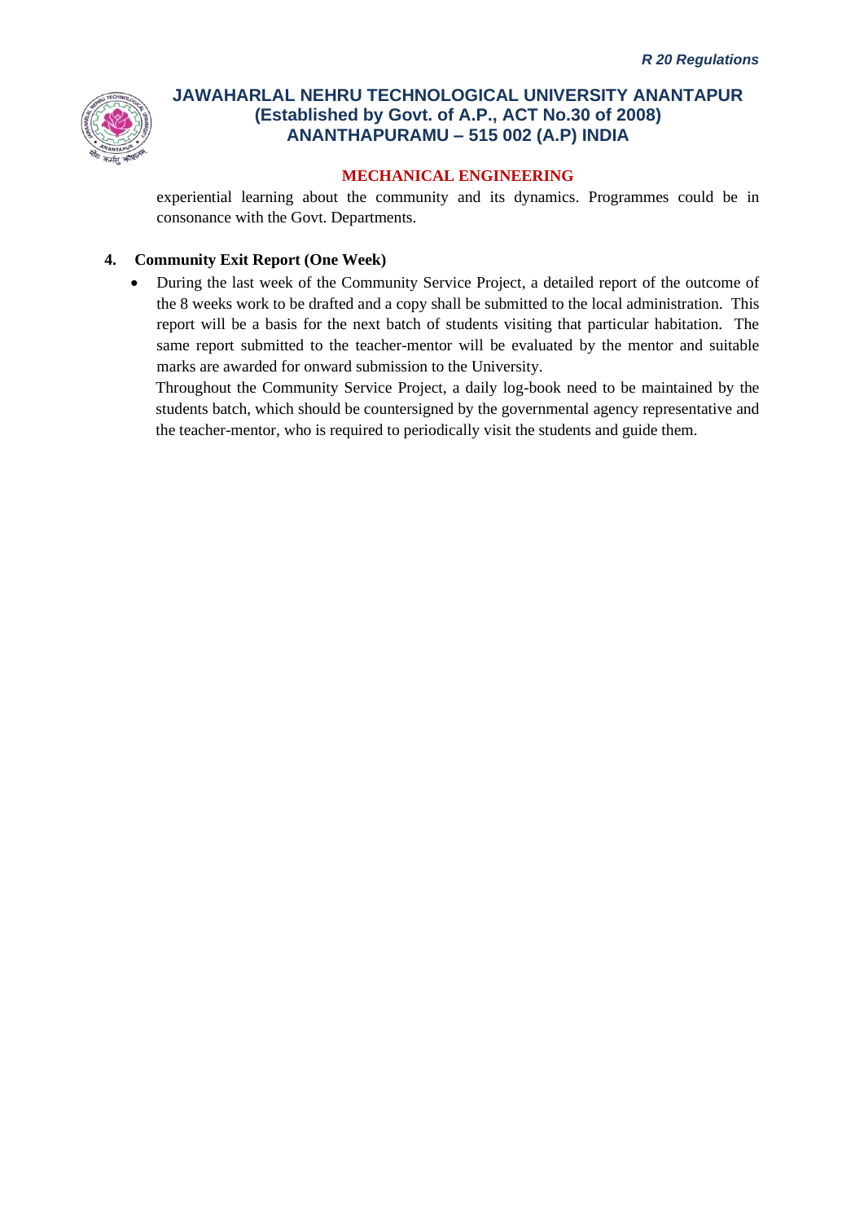experiential learning about the community and its dynamics. Programmes could be in consonance with the Govt. Departments.

**4. Community Exit Report (One Week)**

- During the last week of the Community Service Project, a detailed report of the outcome of the 8 weeks work to be drafted and a copy shall be submitted to the local administration. This report will be a basis for the next batch of students visiting that particular habitation. The same report submitted to the teacher-mentor will be evaluated by the mentor and suitable marks are awarded for onward submission to the University.

  Throughout the Community Service Project, a daily log-book need to be maintained by the students batch, which should be countersigned by the governmental agency representative and the teacher-mentor, who is required to periodically visit the students and guide them.